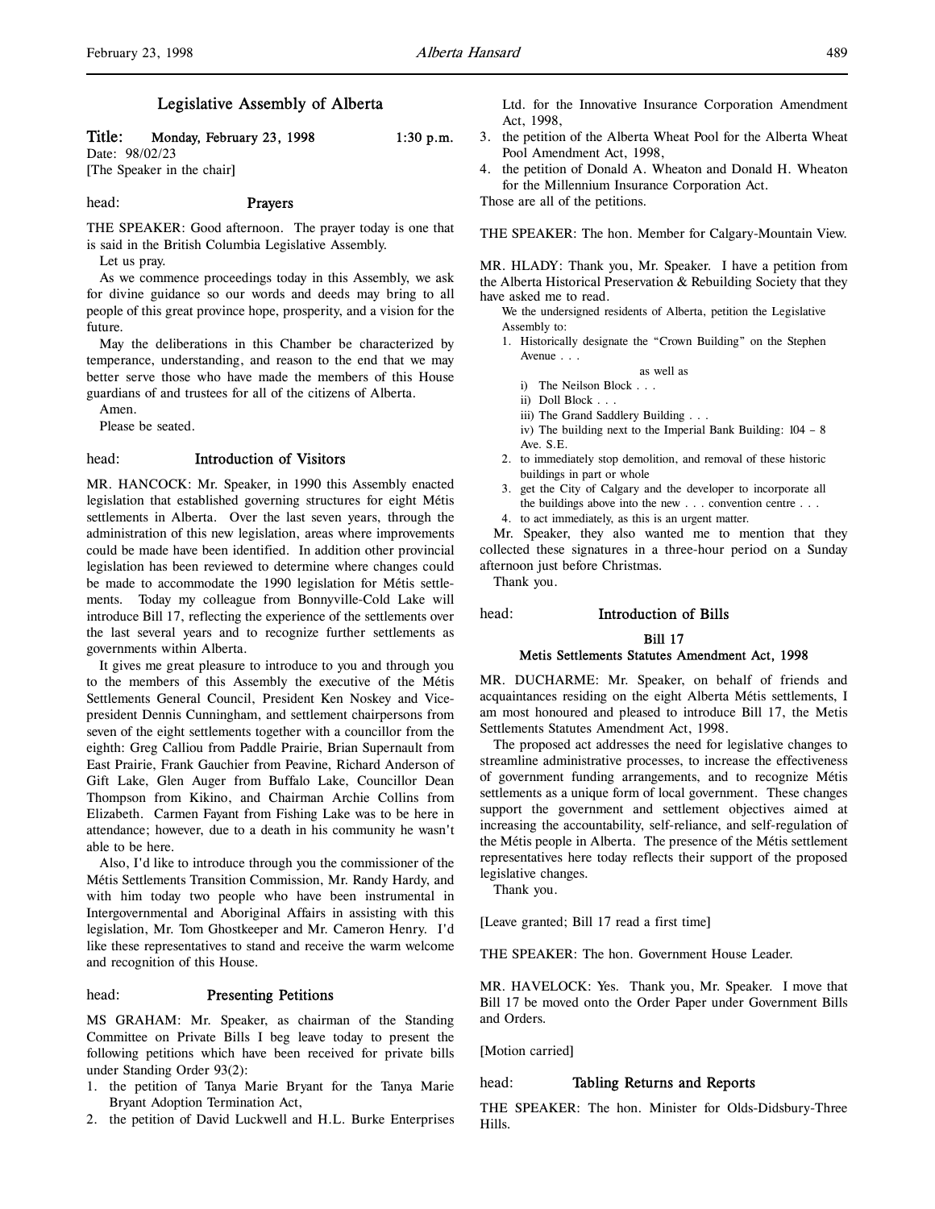# Legislative Assembly of Alberta

**Title: Monday, February 23, 1998 1:30 p.m.**

Date: 98/02/23

[The Speaker in the chair]

head: **Prayers**

THE SPEAKER: Good afternoon. The prayer today is one that is said in the British Columbia Legislative Assembly.

Let us pray.

As we commence proceedings today in this Assembly, we ask for divine guidance so our words and deeds may bring to all people of this great province hope, prosperity, and a vision for the future.

May the deliberations in this Chamber be characterized by temperance, understanding, and reason to the end that we may better serve those who have made the members of this House guardians of and trustees for all of the citizens of Alberta.

Amen.

Please be seated.

head: **Introduction of Visitors**

MR. HANCOCK: Mr. Speaker, in 1990 this Assembly enacted legislation that established governing structures for eight Métis settlements in Alberta. Over the last seven years, through the administration of this new legislation, areas where improvements could be made have been identified. In addition other provincial legislation has been reviewed to determine where changes could be made to accommodate the 1990 legislation for Métis settlements. Today my colleague from Bonnyville-Cold Lake will introduce Bill 17, reflecting the experience of the settlements over the last several years and to recognize further settlements as governments within Alberta.

It gives me great pleasure to introduce to you and through you to the members of this Assembly the executive of the Métis Settlements General Council, President Ken Noskey and Vice-president Dennis Cunningham, and settlement chairpersons from seven of the eight settlements together with a councillor from the eighth: Greg Calliou from Paddle Prairie, Brian Supernault from East Prairie, Frank Gauchier from Peavine, Richard Anderson of Gift Lake, Glen Auger from Buffalo Lake, Councillor Dean Thompson from Kikino, and Chairman Archie Collins from Elizabeth. Carmen Fayant from Fishing Lake was to be here in attendance; however, due to a death in his community he wasn't able to be here.

Also, I'd like to introduce through you the commissioner of the Métis Settlements Transition Commission, Mr. Randy Hardy, and with him today two people who have been instrumental in Intergovernmental and Aboriginal Affairs in assisting with this legislation, Mr. Tom Ghostkeeper and Mr. Cameron Henry. I'd like these representatives to stand and receive the warm welcome and recognition of this House.

head: **Presenting Petitions**

MS GRAHAM: Mr. Speaker, as chairman of the Standing Committee on Private Bills I beg leave today to present the following petitions which have been received for private bills under Standing Order 93(2):

1. the petition of Tanya Marie Bryant for the Tanya Marie Bryant Adoption Termination Act,
2. the petition of David Luckwell and H.L. Burke Enterprises Ltd. for the Innovative Insurance Corporation Amendment Act, 1998,
3. the petition of the Alberta Wheat Pool for the Alberta Wheat Pool Amendment Act, 1998,
4. the petition of Donald A. Wheaton and Donald H. Wheaton for the Millennium Insurance Corporation Act.

Those are all of the petitions.

THE SPEAKER: The hon. Member for Calgary-Mountain View.

MR. HLADY: Thank you, Mr. Speaker. I have a petition from the Alberta Historical Preservation & Rebuilding Society that they have asked me to read.

> We the undersigned residents of Alberta, petition the Legislative Assembly to:
>
> 1. Historically designate the "Crown Building" on the Stephen Avenue . . .
>
>    as well as
>
>    i) The Neilson Block . . .
>    ii) Doll Block . . .
>    iii) The Grand Saddlery Building . . .
>    iv) The building next to the Imperial Bank Building: 104 – 8 Ave. S.E.
> 2. to immediately stop demolition, and removal of these historic buildings in part or whole
> 3. get the City of Calgary and the developer to incorporate all the buildings above into the new . . . convention centre . . .
> 4. to act immediately, as this is an urgent matter.

Mr. Speaker, they also wanted me to mention that they collected these signatures in a three-hour period on a Sunday afternoon just before Christmas.

Thank you.

head: **Introduction of Bills**

**Bill 17**
**Metis Settlements Statutes Amendment Act, 1998**

MR. DUCHARME: Mr. Speaker, on behalf of friends and acquaintances residing on the eight Alberta Métis settlements, I am most honoured and pleased to introduce Bill 17, the Metis Settlements Statutes Amendment Act, 1998.

The proposed act addresses the need for legislative changes to streamline administrative processes, to increase the effectiveness of government funding arrangements, and to recognize Métis settlements as a unique form of local government. These changes support the government and settlement objectives aimed at increasing the accountability, self-reliance, and self-regulation of the Métis people in Alberta. The presence of the Métis settlement representatives here today reflects their support of the proposed legislative changes.

Thank you.

[Leave granted; Bill 17 read a first time]

THE SPEAKER: The hon. Government House Leader.

MR. HAVELOCK: Yes. Thank you, Mr. Speaker. I move that Bill 17 be moved onto the Order Paper under Government Bills and Orders.

[Motion carried]

head: **Tabling Returns and Reports**

THE SPEAKER: The hon. Minister for Olds-Didsbury-Three Hills.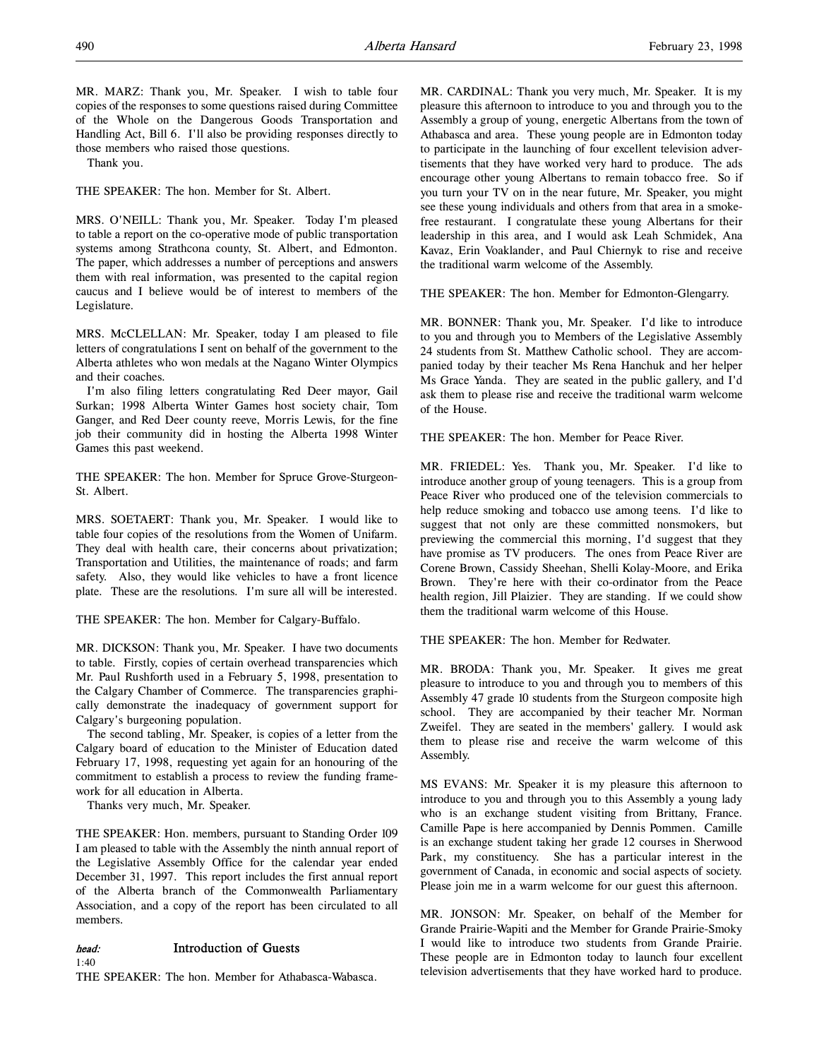MR. MARZ: Thank you, Mr. Speaker. I wish to table four copies of the responses to some questions raised during Committee of the Whole on the Dangerous Goods Transportation and Handling Act, Bill 6. I'll also be providing responses directly to those members who raised those questions.

Thank you.

THE SPEAKER: The hon. Member for St. Albert.

MRS. O'NEILL: Thank you, Mr. Speaker. Today I'm pleased to table a report on the co-operative mode of public transportation systems among Strathcona county, St. Albert, and Edmonton. The paper, which addresses a number of perceptions and answers them with real information, was presented to the capital region caucus and I believe would be of interest to members of the Legislature.

MRS. McCLELLAN: Mr. Speaker, today I am pleased to file letters of congratulations I sent on behalf of the government to the Alberta athletes who won medals at the Nagano Winter Olympics and their coaches.

I'm also filing letters congratulating Red Deer mayor, Gail Surkan; 1998 Alberta Winter Games host society chair, Tom Ganger, and Red Deer county reeve, Morris Lewis, for the fine job their community did in hosting the Alberta 1998 Winter Games this past weekend.

THE SPEAKER: The hon. Member for Spruce Grove-Sturgeon-St. Albert.

MRS. SOETAERT: Thank you, Mr. Speaker. I would like to table four copies of the resolutions from the Women of Unifarm. They deal with health care, their concerns about privatization; Transportation and Utilities, the maintenance of roads; and farm safety. Also, they would like vehicles to have a front licence plate. These are the resolutions. I'm sure all will be interested.

THE SPEAKER: The hon. Member for Calgary-Buffalo.

MR. DICKSON: Thank you, Mr. Speaker. I have two documents to table. Firstly, copies of certain overhead transparencies which Mr. Paul Rushforth used in a February 5, 1998, presentation to the Calgary Chamber of Commerce. The transparencies graphically demonstrate the inadequacy of government support for Calgary's burgeoning population.

The second tabling, Mr. Speaker, is copies of a letter from the Calgary board of education to the Minister of Education dated February 17, 1998, requesting yet again for an honouring of the commitment to establish a process to review the funding framework for all education in Alberta.

Thanks very much, Mr. Speaker.

THE SPEAKER: Hon. members, pursuant to Standing Order 109 I am pleased to table with the Assembly the ninth annual report of the Legislative Assembly Office for the calendar year ended December 31, 1997. This report includes the first annual report of the Alberta branch of the Commonwealth Parliamentary Association, and a copy of the report has been circulated to all members.

*head:* **Introduction of Guests**

1:40

THE SPEAKER: The hon. Member for Athabasca-Wabasca.

MR. CARDINAL: Thank you very much, Mr. Speaker. It is my pleasure this afternoon to introduce to you and through you to the Assembly a group of young, energetic Albertans from the town of Athabasca and area. These young people are in Edmonton today to participate in the launching of four excellent television advertisements that they have worked very hard to produce. The ads encourage other young Albertans to remain tobacco free. So if you turn your TV on in the near future, Mr. Speaker, you might see these young individuals and others from that area in a smoke-free restaurant. I congratulate these young Albertans for their leadership in this area, and I would ask Leah Schmidek, Ana Kavaz, Erin Voaklander, and Paul Chiernyk to rise and receive the traditional warm welcome of the Assembly.

THE SPEAKER: The hon. Member for Edmonton-Glengarry.

MR. BONNER: Thank you, Mr. Speaker. I'd like to introduce to you and through you to Members of the Legislative Assembly 24 students from St. Matthew Catholic school. They are accompanied today by their teacher Ms Rena Hanchuk and her helper Ms Grace Yanda. They are seated in the public gallery, and I'd ask them to please rise and receive the traditional warm welcome of the House.

THE SPEAKER: The hon. Member for Peace River.

MR. FRIEDEL: Yes. Thank you, Mr. Speaker. I'd like to introduce another group of young teenagers. This is a group from Peace River who produced one of the television commercials to help reduce smoking and tobacco use among teens. I'd like to suggest that not only are these committed nonsmokers, but previewing the commercial this morning, I'd suggest that they have promise as TV producers. The ones from Peace River are Corene Brown, Cassidy Sheehan, Shelli Kolay-Moore, and Erika Brown. They're here with their co-ordinator from the Peace health region, Jill Plaizier. They are standing. If we could show them the traditional warm welcome of this House.

THE SPEAKER: The hon. Member for Redwater.

MR. BRODA: Thank you, Mr. Speaker. It gives me great pleasure to introduce to you and through you to members of this Assembly 47 grade 10 students from the Sturgeon composite high school. They are accompanied by their teacher Mr. Norman Zweifel. They are seated in the members' gallery. I would ask them to please rise and receive the warm welcome of this Assembly.

MS EVANS: Mr. Speaker it is my pleasure this afternoon to introduce to you and through you to this Assembly a young lady who is an exchange student visiting from Brittany, France. Camille Pape is here accompanied by Dennis Pommen. Camille is an exchange student taking her grade 12 courses in Sherwood Park, my constituency. She has a particular interest in the government of Canada, in economic and social aspects of society. Please join me in a warm welcome for our guest this afternoon.

MR. JONSON: Mr. Speaker, on behalf of the Member for Grande Prairie-Wapiti and the Member for Grande Prairie-Smoky I would like to introduce two students from Grande Prairie. These people are in Edmonton today to launch four excellent television advertisements that they have worked hard to produce.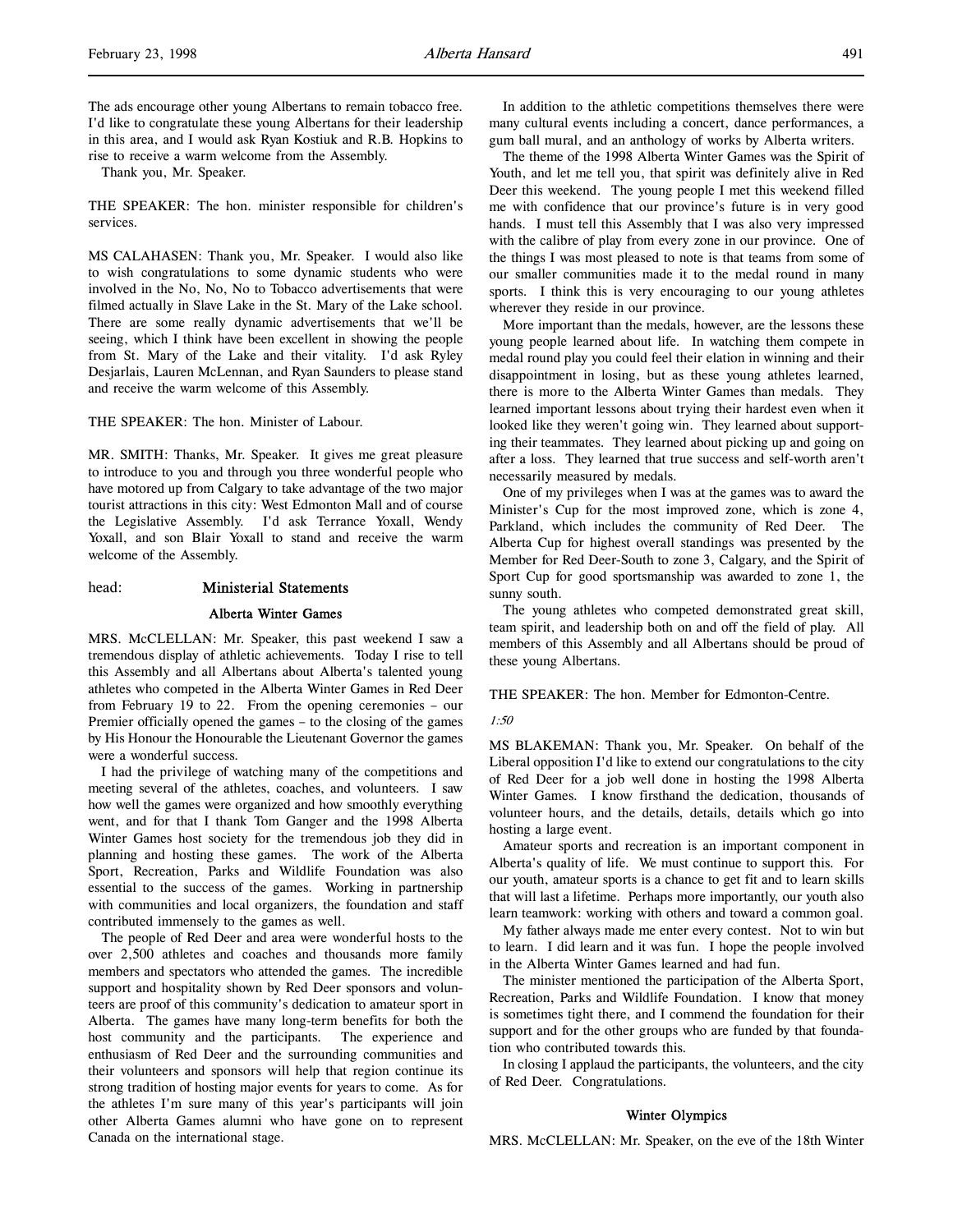The ads encourage other young Albertans to remain tobacco free. I'd like to congratulate these young Albertans for their leadership in this area, and I would ask Ryan Kostiuk and R.B. Hopkins to rise to receive a warm welcome from the Assembly.

Thank you, Mr. Speaker.

THE SPEAKER: The hon. minister responsible for children's services.

MS CALAHASEN: Thank you, Mr. Speaker. I would also like to wish congratulations to some dynamic students who were involved in the No, No, No to Tobacco advertisements that were filmed actually in Slave Lake in the St. Mary of the Lake school. There are some really dynamic advertisements that we'll be seeing, which I think have been excellent in showing the people from St. Mary of the Lake and their vitality. I'd ask Ryley Desjarlais, Lauren McLennan, and Ryan Saunders to please stand and receive the warm welcome of this Assembly.

THE SPEAKER: The hon. Minister of Labour.

MR. SMITH: Thanks, Mr. Speaker. It gives me great pleasure to introduce to you and through you three wonderful people who have motored up from Calgary to take advantage of the two major tourist attractions in this city: West Edmonton Mall and of course the Legislative Assembly. I'd ask Terrance Yoxall, Wendy Yoxall, and son Blair Yoxall to stand and receive the warm welcome of the Assembly.

head: **Ministerial Statements**

## Alberta Winter Games

MRS. McCLELLAN: Mr. Speaker, this past weekend I saw a tremendous display of athletic achievements. Today I rise to tell this Assembly and all Albertans about Alberta's talented young athletes who competed in the Alberta Winter Games in Red Deer from February 19 to 22. From the opening ceremonies – our Premier officially opened the games – to the closing of the games by His Honour the Honourable the Lieutenant Governor the games were a wonderful success.

I had the privilege of watching many of the competitions and meeting several of the athletes, coaches, and volunteers. I saw how well the games were organized and how smoothly everything went, and for that I thank Tom Ganger and the 1998 Alberta Winter Games host society for the tremendous job they did in planning and hosting these games. The work of the Alberta Sport, Recreation, Parks and Wildlife Foundation was also essential to the success of the games. Working in partnership with communities and local organizers, the foundation and staff contributed immensely to the games as well.

The people of Red Deer and area were wonderful hosts to the over 2,500 athletes and coaches and thousands more family members and spectators who attended the games. The incredible support and hospitality shown by Red Deer sponsors and volunteers are proof of this community's dedication to amateur sport in Alberta. The games have many long-term benefits for both the host community and the participants. The experience and enthusiasm of Red Deer and the surrounding communities and their volunteers and sponsors will help that region continue its strong tradition of hosting major events for years to come. As for the athletes I'm sure many of this year's participants will join other Alberta Games alumni who have gone on to represent Canada on the international stage.

In addition to the athletic competitions themselves there were many cultural events including a concert, dance performances, a gum ball mural, and an anthology of works by Alberta writers.

The theme of the 1998 Alberta Winter Games was the Spirit of Youth, and let me tell you, that spirit was definitely alive in Red Deer this weekend. The young people I met this weekend filled me with confidence that our province's future is in very good hands. I must tell this Assembly that I was also very impressed with the calibre of play from every zone in our province. One of the things I was most pleased to note is that teams from some of our smaller communities made it to the medal round in many sports. I think this is very encouraging to our young athletes wherever they reside in our province.

More important than the medals, however, are the lessons these young people learned about life. In watching them compete in medal round play you could feel their elation in winning and their disappointment in losing, but as these young athletes learned, there is more to the Alberta Winter Games than medals. They learned important lessons about trying their hardest even when it looked like they weren't going win. They learned about supporting their teammates. They learned about picking up and going on after a loss. They learned that true success and self-worth aren't necessarily measured by medals.

One of my privileges when I was at the games was to award the Minister's Cup for the most improved zone, which is zone 4, Parkland, which includes the community of Red Deer. The Alberta Cup for highest overall standings was presented by the Member for Red Deer-South to zone 3, Calgary, and the Spirit of Sport Cup for good sportsmanship was awarded to zone 1, the sunny south.

The young athletes who competed demonstrated great skill, team spirit, and leadership both on and off the field of play. All members of this Assembly and all Albertans should be proud of these young Albertans.

THE SPEAKER: The hon. Member for Edmonton-Centre.

*1:50*

MS BLAKEMAN: Thank you, Mr. Speaker. On behalf of the Liberal opposition I'd like to extend our congratulations to the city of Red Deer for a job well done in hosting the 1998 Alberta Winter Games. I know firsthand the dedication, thousands of volunteer hours, and the details, details, details which go into hosting a large event.

Amateur sports and recreation is an important component in Alberta's quality of life. We must continue to support this. For our youth, amateur sports is a chance to get fit and to learn skills that will last a lifetime. Perhaps more importantly, our youth also learn teamwork: working with others and toward a common goal.

My father always made me enter every contest. Not to win but to learn. I did learn and it was fun. I hope the people involved in the Alberta Winter Games learned and had fun.

The minister mentioned the participation of the Alberta Sport, Recreation, Parks and Wildlife Foundation. I know that money is sometimes tight there, and I commend the foundation for their support and for the other groups who are funded by that foundation who contributed towards this.

In closing I applaud the participants, the volunteers, and the city of Red Deer. Congratulations.

## Winter Olympics

MRS. McCLELLAN: Mr. Speaker, on the eve of the 18th Winter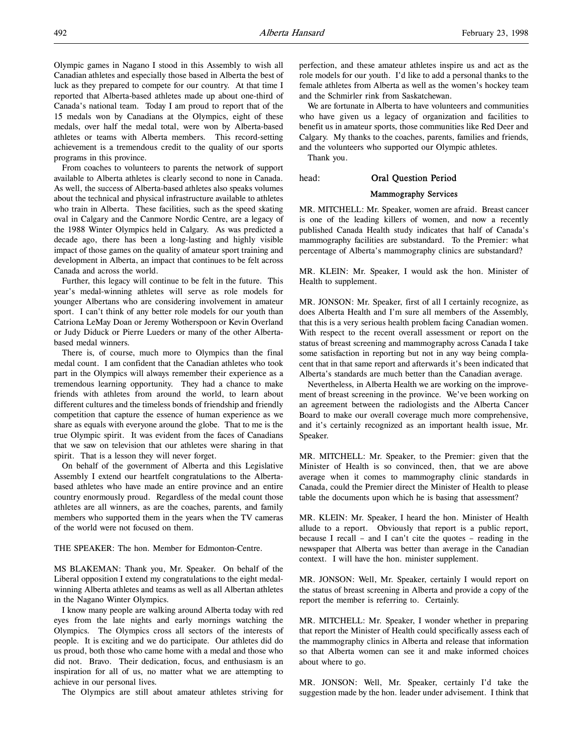Olympic games in Nagano I stood in this Assembly to wish all Canadian athletes and especially those based in Alberta the best of luck as they prepared to compete for our country. At that time I reported that Alberta-based athletes made up about one-third of Canada's national team. Today I am proud to report that of the 15 medals won by Canadians at the Olympics, eight of these medals, over half the medal total, were won by Alberta-based athletes or teams with Alberta members. This record-setting achievement is a tremendous credit to the quality of our sports programs in this province.

From coaches to volunteers to parents the network of support available to Alberta athletes is clearly second to none in Canada. As well, the success of Alberta-based athletes also speaks volumes about the technical and physical infrastructure available to athletes who train in Alberta. These facilities, such as the speed skating oval in Calgary and the Canmore Nordic Centre, are a legacy of the 1988 Winter Olympics held in Calgary. As was predicted a decade ago, there has been a long-lasting and highly visible impact of those games on the quality of amateur sport training and development in Alberta, an impact that continues to be felt across Canada and across the world.

Further, this legacy will continue to be felt in the future. This year's medal-winning athletes will serve as role models for younger Albertans who are considering involvement in amateur sport. I can't think of any better role models for our youth than Catriona LeMay Doan or Jeremy Wotherspoon or Kevin Overland or Judy Diduck or Pierre Lueders or many of the other Alberta-based medal winners.

There is, of course, much more to Olympics than the final medal count. I am confident that the Canadian athletes who took part in the Olympics will always remember their experience as a tremendous learning opportunity. They had a chance to make friends with athletes from around the world, to learn about different cultures and the timeless bonds of friendship and friendly competition that capture the essence of human experience as we share as equals with everyone around the globe. That to me is the true Olympic spirit. It was evident from the faces of Canadians that we saw on television that our athletes were sharing in that spirit. That is a lesson they will never forget.

On behalf of the government of Alberta and this Legislative Assembly I extend our heartfelt congratulations to the Alberta-based athletes who have made an entire province and an entire country enormously proud. Regardless of the medal count those athletes are all winners, as are the coaches, parents, and family members who supported them in the years when the TV cameras of the world were not focused on them.

THE SPEAKER: The hon. Member for Edmonton-Centre.

MS BLAKEMAN: Thank you, Mr. Speaker. On behalf of the Liberal opposition I extend my congratulations to the eight medal-winning Alberta athletes and teams as well as all Albertan athletes in the Nagano Winter Olympics.

I know many people are walking around Alberta today with red eyes from the late nights and early mornings watching the Olympics. The Olympics cross all sectors of the interests of people. It is exciting and we do participate. Our athletes did do us proud, both those who came home with a medal and those who did not. Bravo. Their dedication, focus, and enthusiasm is an inspiration for all of us, no matter what we are attempting to achieve in our personal lives.

The Olympics are still about amateur athletes striving for perfection, and these amateur athletes inspire us and act as the role models for our youth. I'd like to add a personal thanks to the female athletes from Alberta as well as the women's hockey team and the Schmirler rink from Saskatchewan.

We are fortunate in Alberta to have volunteers and communities who have given us a legacy of organization and facilities to benefit us in amateur sports, those communities like Red Deer and Calgary. My thanks to the coaches, parents, families and friends, and the volunteers who supported our Olympic athletes.

Thank you.

head: **Oral Question Period**

### Mammography Services

MR. MITCHELL: Mr. Speaker, women are afraid. Breast cancer is one of the leading killers of women, and now a recently published Canada Health study indicates that half of Canada's mammography facilities are substandard. To the Premier: what percentage of Alberta's mammography clinics are substandard?

MR. KLEIN: Mr. Speaker, I would ask the hon. Minister of Health to supplement.

MR. JONSON: Mr. Speaker, first of all I certainly recognize, as does Alberta Health and I'm sure all members of the Assembly, that this is a very serious health problem facing Canadian women. With respect to the recent overall assessment or report on the status of breast screening and mammography across Canada I take some satisfaction in reporting but not in any way being complacent that in that same report and afterwards it's been indicated that Alberta's standards are much better than the Canadian average.

Nevertheless, in Alberta Health we are working on the improvement of breast screening in the province. We've been working on an agreement between the radiologists and the Alberta Cancer Board to make our overall coverage much more comprehensive, and it's certainly recognized as an important health issue, Mr. Speaker.

MR. MITCHELL: Mr. Speaker, to the Premier: given that the Minister of Health is so convinced, then, that we are above average when it comes to mammography clinic standards in Canada, could the Premier direct the Minister of Health to please table the documents upon which he is basing that assessment?

MR. KLEIN: Mr. Speaker, I heard the hon. Minister of Health allude to a report. Obviously that report is a public report, because I recall – and I can't cite the quotes – reading in the newspaper that Alberta was better than average in the Canadian context. I will have the hon. minister supplement.

MR. JONSON: Well, Mr. Speaker, certainly I would report on the status of breast screening in Alberta and provide a copy of the report the member is referring to. Certainly.

MR. MITCHELL: Mr. Speaker, I wonder whether in preparing that report the Minister of Health could specifically assess each of the mammography clinics in Alberta and release that information so that Alberta women can see it and make informed choices about where to go.

MR. JONSON: Well, Mr. Speaker, certainly I'd take the suggestion made by the hon. leader under advisement. I think that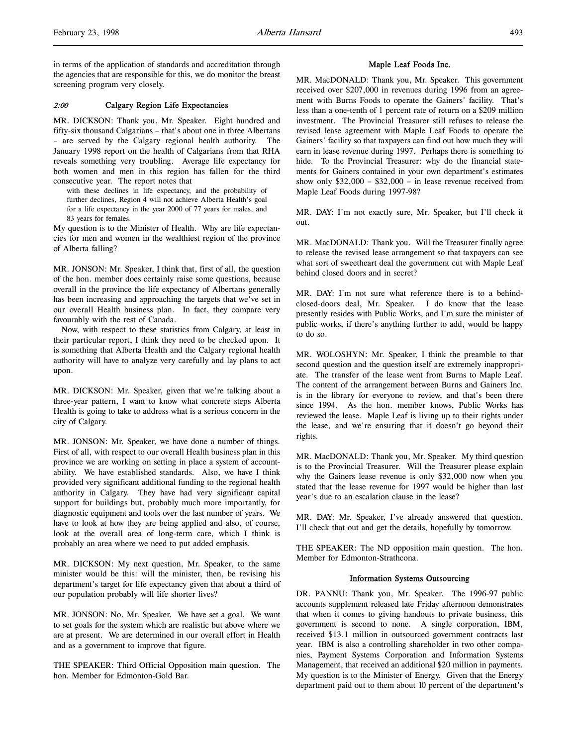in terms of the application of standards and accreditation through the agencies that are responsible for this, we do monitor the breast screening program very closely.

### *2:00* Calgary Region Life Expectancies

MR. DICKSON: Thank you, Mr. Speaker. Eight hundred and fifty-six thousand Calgarians – that's about one in three Albertans – are served by the Calgary regional health authority. The January 1998 report on the health of Calgarians from that RHA reveals something very troubling. Average life expectancy for both women and men in this region has fallen for the third consecutive year. The report notes that

> with these declines in life expectancy, and the probability of further declines, Region 4 will not achieve Alberta Health's goal for a life expectancy in the year 2000 of 77 years for males, and 83 years for females.

My question is to the Minister of Health. Why are life expectancies for men and women in the wealthiest region of the province of Alberta falling?

MR. JONSON: Mr. Speaker, I think that, first of all, the question of the hon. member does certainly raise some questions, because overall in the province the life expectancy of Albertans generally has been increasing and approaching the targets that we've set in our overall Health business plan. In fact, they compare very favourably with the rest of Canada.

Now, with respect to these statistics from Calgary, at least in their particular report, I think they need to be checked upon. It is something that Alberta Health and the Calgary regional health authority will have to analyze very carefully and lay plans to act upon.

MR. DICKSON: Mr. Speaker, given that we're talking about a three-year pattern, I want to know what concrete steps Alberta Health is going to take to address what is a serious concern in the city of Calgary.

MR. JONSON: Mr. Speaker, we have done a number of things. First of all, with respect to our overall Health business plan in this province we are working on setting in place a system of accountability. We have established standards. Also, we have I think provided very significant additional funding to the regional health authority in Calgary. They have had very significant capital support for buildings but, probably much more importantly, for diagnostic equipment and tools over the last number of years. We have to look at how they are being applied and also, of course, look at the overall area of long-term care, which I think is probably an area where we need to put added emphasis.

MR. DICKSON: My next question, Mr. Speaker, to the same minister would be this: will the minister, then, be revising his department's target for life expectancy given that about a third of our population probably will life shorter lives?

MR. JONSON: No, Mr. Speaker. We have set a goal. We want to set goals for the system which are realistic but above where we are at present. We are determined in our overall effort in Health and as a government to improve that figure.

THE SPEAKER: Third Official Opposition main question. The hon. Member for Edmonton-Gold Bar.

### Maple Leaf Foods Inc.

MR. MacDONALD: Thank you, Mr. Speaker. This government received over $207,000 in revenues during 1996 from an agreement with Burns Foods to operate the Gainers' facility. That's less than a one-tenth of 1 percent rate of return on a $209 million investment. The Provincial Treasurer still refuses to release the revised lease agreement with Maple Leaf Foods to operate the Gainers' facility so that taxpayers can find out how much they will earn in lease revenue during 1997. Perhaps there is something to hide. To the Provincial Treasurer: why do the financial statements for Gainers contained in your own department's estimates show only $32,000 – $32,000 – in lease revenue received from Maple Leaf Foods during 1997-98?

MR. DAY: I'm not exactly sure, Mr. Speaker, but I'll check it out.

MR. MacDONALD: Thank you. Will the Treasurer finally agree to release the revised lease arrangement so that taxpayers can see what sort of sweetheart deal the government cut with Maple Leaf behind closed doors and in secret?

MR. DAY: I'm not sure what reference there is to a behind-closed-doors deal, Mr. Speaker. I do know that the lease presently resides with Public Works, and I'm sure the minister of public works, if there's anything further to add, would be happy to do so.

MR. WOLOSHYN: Mr. Speaker, I think the preamble to that second question and the question itself are extremely inappropriate. The transfer of the lease went from Burns to Maple Leaf. The content of the arrangement between Burns and Gainers Inc. is in the library for everyone to review, and that's been there since 1994. As the hon. member knows, Public Works has reviewed the lease. Maple Leaf is living up to their rights under the lease, and we're ensuring that it doesn't go beyond their rights.

MR. MacDONALD: Thank you, Mr. Speaker. My third question is to the Provincial Treasurer. Will the Treasurer please explain why the Gainers lease revenue is only $32,000 now when you stated that the lease revenue for 1997 would be higher than last year's due to an escalation clause in the lease?

MR. DAY: Mr. Speaker, I've already answered that question. I'll check that out and get the details, hopefully by tomorrow.

THE SPEAKER: The ND opposition main question. The hon. Member for Edmonton-Strathcona.

### Information Systems Outsourcing

DR. PANNU: Thank you, Mr. Speaker. The 1996-97 public accounts supplement released late Friday afternoon demonstrates that when it comes to giving handouts to private business, this government is second to none. A single corporation, IBM, received $13.1 million in outsourced government contracts last year. IBM is also a controlling shareholder in two other companies, Payment Systems Corporation and Information Systems Management, that received an additional $20 million in payments. My question is to the Minister of Energy. Given that the Energy department paid out to them about 10 percent of the department's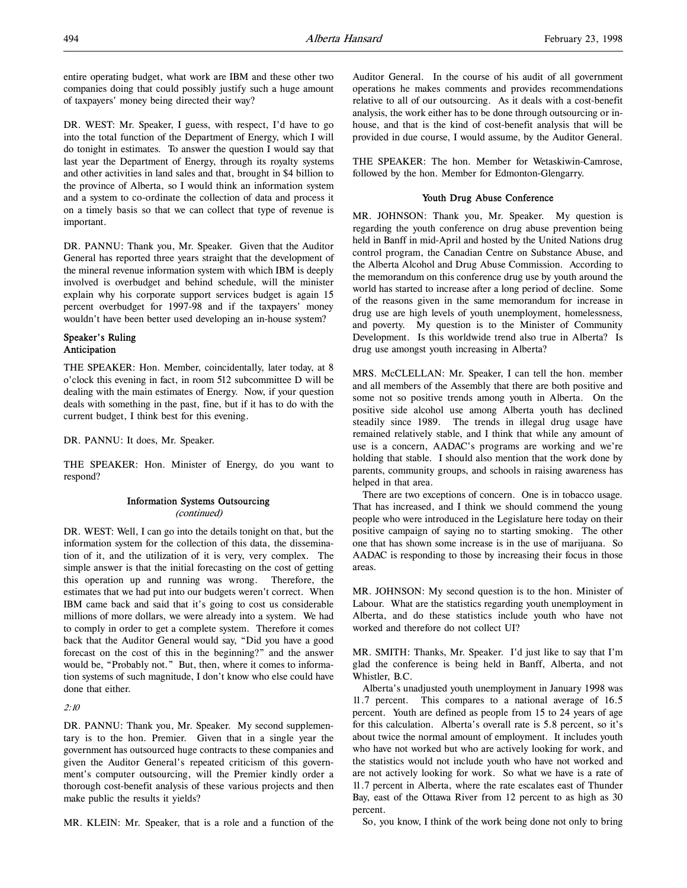entire operating budget, what work are IBM and these other two companies doing that could possibly justify such a huge amount of taxpayers' money being directed their way?

DR. WEST: Mr. Speaker, I guess, with respect, I'd have to go into the total function of the Department of Energy, which I will do tonight in estimates. To answer the question I would say that last year the Department of Energy, through its royalty systems and other activities in land sales and that, brought in $4 billion to the province of Alberta, so I would think an information system and a system to co-ordinate the collection of data and process it on a timely basis so that we can collect that type of revenue is important.

DR. PANNU: Thank you, Mr. Speaker. Given that the Auditor General has reported three years straight that the development of the mineral revenue information system with which IBM is deeply involved is overbudget and behind schedule, will the minister explain why his corporate support services budget is again 15 percent overbudget for 1997-98 and if the taxpayers' money wouldn't have been better used developing an in-house system?

### Speaker's Ruling
### Anticipation

THE SPEAKER: Hon. Member, coincidentally, later today, at 8 o'clock this evening in fact, in room 512 subcommittee D will be dealing with the main estimates of Energy. Now, if your question deals with something in the past, fine, but if it has to do with the current budget, I think best for this evening.

DR. PANNU: It does, Mr. Speaker.

THE SPEAKER: Hon. Minister of Energy, do you want to respond?

### Information Systems Outsourcing
*(continued)*

DR. WEST: Well, I can go into the details tonight on that, but the information system for the collection of this data, the dissemination of it, and the utilization of it is very, very complex. The simple answer is that the initial forecasting on the cost of getting this operation up and running was wrong. Therefore, the estimates that we had put into our budgets weren't correct. When IBM came back and said that it's going to cost us considerable millions of more dollars, we were already into a system. We had to comply in order to get a complete system. Therefore it comes back that the Auditor General would say, "Did you have a good forecast on the cost of this in the beginning?" and the answer would be, "Probably not." But, then, where it comes to information systems of such magnitude, I don't know who else could have done that either.

*2:10*

DR. PANNU: Thank you, Mr. Speaker. My second supplementary is to the hon. Premier. Given that in a single year the government has outsourced huge contracts to these companies and given the Auditor General's repeated criticism of this government's computer outsourcing, will the Premier kindly order a thorough cost-benefit analysis of these various projects and then make public the results it yields?

MR. KLEIN: Mr. Speaker, that is a role and a function of the Auditor General. In the course of his audit of all government operations he makes comments and provides recommendations relative to all of our outsourcing. As it deals with a cost-benefit analysis, the work either has to be done through outsourcing or in-house, and that is the kind of cost-benefit analysis that will be provided in due course, I would assume, by the Auditor General.

THE SPEAKER: The hon. Member for Wetaskiwin-Camrose, followed by the hon. Member for Edmonton-Glengarry.

### Youth Drug Abuse Conference

MR. JOHNSON: Thank you, Mr. Speaker. My question is regarding the youth conference on drug abuse prevention being held in Banff in mid-April and hosted by the United Nations drug control program, the Canadian Centre on Substance Abuse, and the Alberta Alcohol and Drug Abuse Commission. According to the memorandum on this conference drug use by youth around the world has started to increase after a long period of decline. Some of the reasons given in the same memorandum for increase in drug use are high levels of youth unemployment, homelessness, and poverty. My question is to the Minister of Community Development. Is this worldwide trend also true in Alberta? Is drug use amongst youth increasing in Alberta?

MRS. McCLELLAN: Mr. Speaker, I can tell the hon. member and all members of the Assembly that there are both positive and some not so positive trends among youth in Alberta. On the positive side alcohol use among Alberta youth has declined steadily since 1989. The trends in illegal drug usage have remained relatively stable, and I think that while any amount of use is a concern, AADAC's programs are working and we're holding that stable. I should also mention that the work done by parents, community groups, and schools in raising awareness has helped in that area.

There are two exceptions of concern. One is in tobacco usage. That has increased, and I think we should commend the young people who were introduced in the Legislature here today on their positive campaign of saying no to starting smoking. The other one that has shown some increase is in the use of marijuana. So AADAC is responding to those by increasing their focus in those areas.

MR. JOHNSON: My second question is to the hon. Minister of Labour. What are the statistics regarding youth unemployment in Alberta, and do these statistics include youth who have not worked and therefore do not collect UI?

MR. SMITH: Thanks, Mr. Speaker. I'd just like to say that I'm glad the conference is being held in Banff, Alberta, and not Whistler, B.C.

Alberta's unadjusted youth unemployment in January 1998 was 11.7 percent. This compares to a national average of 16.5 percent. Youth are defined as people from 15 to 24 years of age for this calculation. Alberta's overall rate is 5.8 percent, so it's about twice the normal amount of employment. It includes youth who have not worked but who are actively looking for work, and the statistics would not include youth who have not worked and are not actively looking for work. So what we have is a rate of 11.7 percent in Alberta, where the rate escalates east of Thunder Bay, east of the Ottawa River from 12 percent to as high as 30 percent.

So, you know, I think of the work being done not only to bring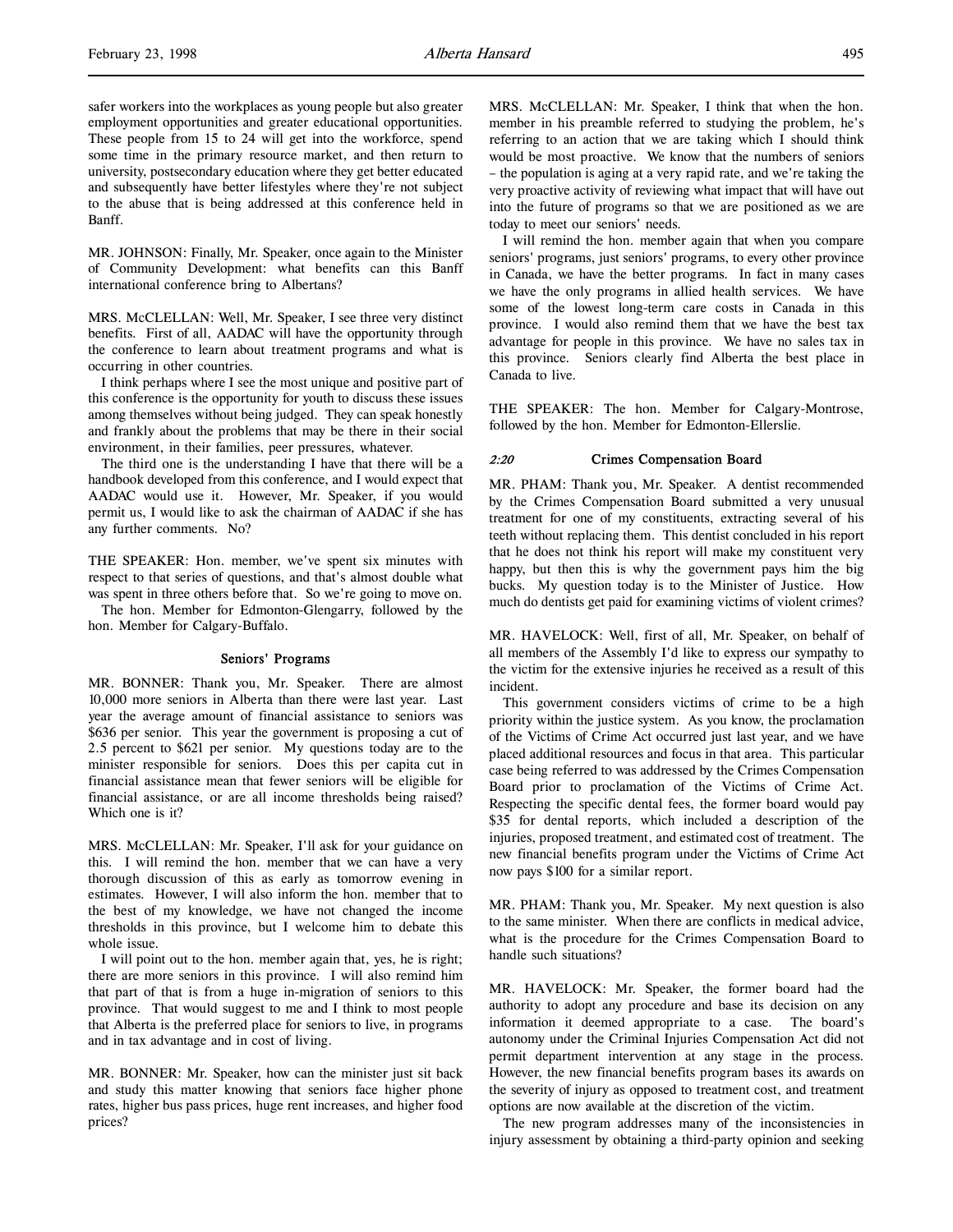safer workers into the workplaces as young people but also greater employment opportunities and greater educational opportunities. These people from 15 to 24 will get into the workforce, spend some time in the primary resource market, and then return to university, postsecondary education where they get better educated and subsequently have better lifestyles where they're not subject to the abuse that is being addressed at this conference held in Banff.

MR. JOHNSON: Finally, Mr. Speaker, once again to the Minister of Community Development: what benefits can this Banff international conference bring to Albertans?

MRS. McCLELLAN: Well, Mr. Speaker, I see three very distinct benefits. First of all, AADAC will have the opportunity through the conference to learn about treatment programs and what is occurring in other countries.

I think perhaps where I see the most unique and positive part of this conference is the opportunity for youth to discuss these issues among themselves without being judged. They can speak honestly and frankly about the problems that may be there in their social environment, in their families, peer pressures, whatever.

The third one is the understanding I have that there will be a handbook developed from this conference, and I would expect that AADAC would use it. However, Mr. Speaker, if you would permit us, I would like to ask the chairman of AADAC if she has any further comments. No?

THE SPEAKER: Hon. member, we've spent six minutes with respect to that series of questions, and that's almost double what was spent in three others before that. So we're going to move on.

The hon. Member for Edmonton-Glengarry, followed by the hon. Member for Calgary-Buffalo.

## Seniors' Programs

MR. BONNER: Thank you, Mr. Speaker. There are almost 10,000 more seniors in Alberta than there were last year. Last year the average amount of financial assistance to seniors was $636 per senior. This year the government is proposing a cut of 2.5 percent to $621 per senior. My questions today are to the minister responsible for seniors. Does this per capita cut in financial assistance mean that fewer seniors will be eligible for financial assistance, or are all income thresholds being raised? Which one is it?

MRS. McCLELLAN: Mr. Speaker, I'll ask for your guidance on this. I will remind the hon. member that we can have a very thorough discussion of this as early as tomorrow evening in estimates. However, I will also inform the hon. member that to the best of my knowledge, we have not changed the income thresholds in this province, but I welcome him to debate this whole issue.

I will point out to the hon. member again that, yes, he is right; there are more seniors in this province. I will also remind him that part of that is from a huge in-migration of seniors to this province. That would suggest to me and I think to most people that Alberta is the preferred place for seniors to live, in programs and in tax advantage and in cost of living.

MR. BONNER: Mr. Speaker, how can the minister just sit back and study this matter knowing that seniors face higher phone rates, higher bus pass prices, huge rent increases, and higher food prices?

MRS. McCLELLAN: Mr. Speaker, I think that when the hon. member in his preamble referred to studying the problem, he's referring to an action that we are taking which I should think would be most proactive. We know that the numbers of seniors – the population is aging at a very rapid rate, and we're taking the very proactive activity of reviewing what impact that will have out into the future of programs so that we are positioned as we are today to meet our seniors' needs.

I will remind the hon. member again that when you compare seniors' programs, just seniors' programs, to every other province in Canada, we have the better programs. In fact in many cases we have the only programs in allied health services. We have some of the lowest long-term care costs in Canada in this province. I would also remind them that we have the best tax advantage for people in this province. We have no sales tax in this province. Seniors clearly find Alberta the best place in Canada to live.

THE SPEAKER: The hon. Member for Calgary-Montrose, followed by the hon. Member for Edmonton-Ellerslie.

## *2:20* Crimes Compensation Board

MR. PHAM: Thank you, Mr. Speaker. A dentist recommended by the Crimes Compensation Board submitted a very unusual treatment for one of my constituents, extracting several of his teeth without replacing them. This dentist concluded in his report that he does not think his report will make my constituent very happy, but then this is why the government pays him the big bucks. My question today is to the Minister of Justice. How much do dentists get paid for examining victims of violent crimes?

MR. HAVELOCK: Well, first of all, Mr. Speaker, on behalf of all members of the Assembly I'd like to express our sympathy to the victim for the extensive injuries he received as a result of this incident.

This government considers victims of crime to be a high priority within the justice system. As you know, the proclamation of the Victims of Crime Act occurred just last year, and we have placed additional resources and focus in that area. This particular case being referred to was addressed by the Crimes Compensation Board prior to proclamation of the Victims of Crime Act. Respecting the specific dental fees, the former board would pay $35 for dental reports, which included a description of the injuries, proposed treatment, and estimated cost of treatment. The new financial benefits program under the Victims of Crime Act now pays $100 for a similar report.

MR. PHAM: Thank you, Mr. Speaker. My next question is also to the same minister. When there are conflicts in medical advice, what is the procedure for the Crimes Compensation Board to handle such situations?

MR. HAVELOCK: Mr. Speaker, the former board had the authority to adopt any procedure and base its decision on any information it deemed appropriate to a case. The board's autonomy under the Criminal Injuries Compensation Act did not permit department intervention at any stage in the process. However, the new financial benefits program bases its awards on the severity of injury as opposed to treatment cost, and treatment options are now available at the discretion of the victim.

The new program addresses many of the inconsistencies in injury assessment by obtaining a third-party opinion and seeking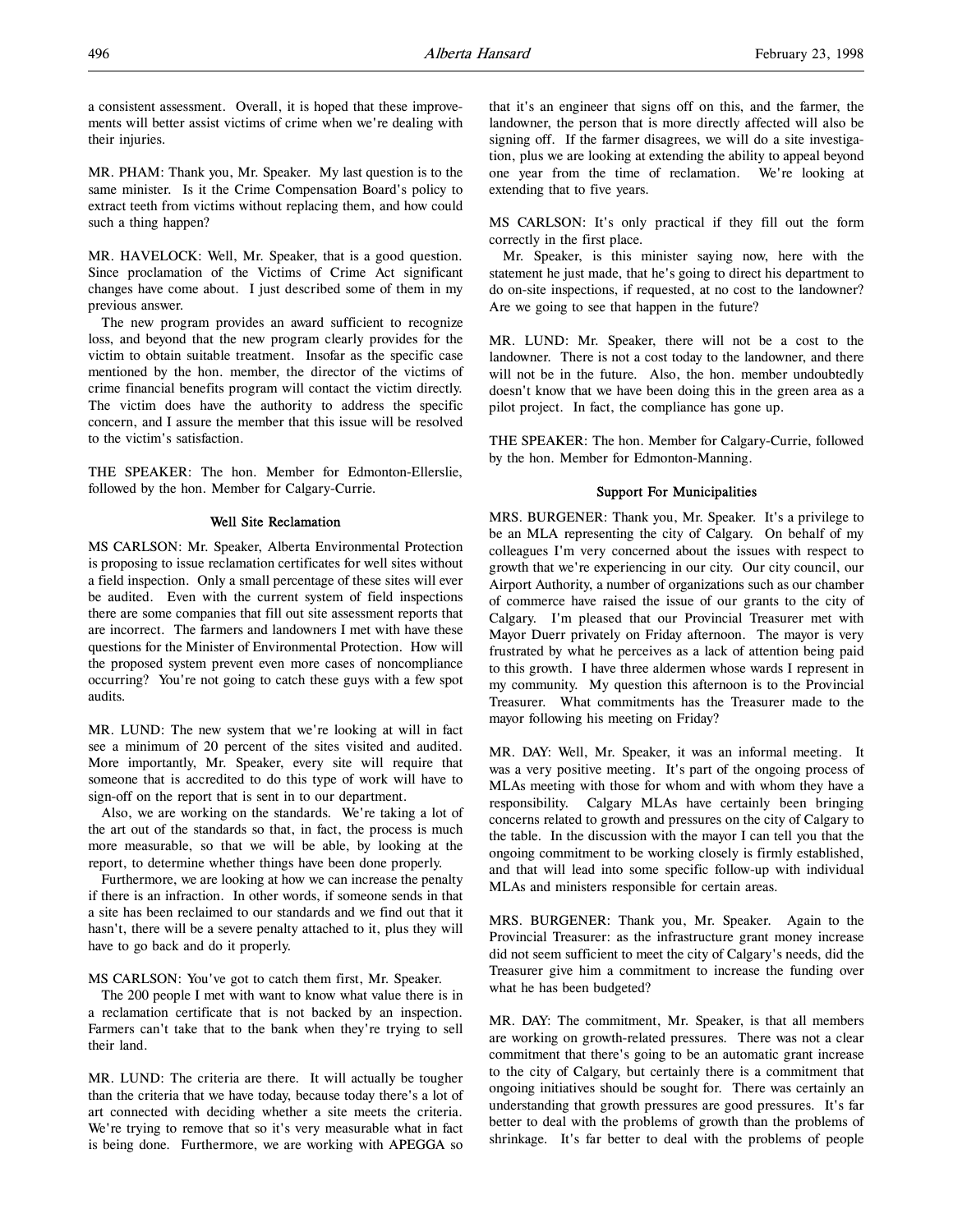a consistent assessment. Overall, it is hoped that these improvements will better assist victims of crime when we're dealing with their injuries.

MR. PHAM: Thank you, Mr. Speaker. My last question is to the same minister. Is it the Crime Compensation Board's policy to extract teeth from victims without replacing them, and how could such a thing happen?

MR. HAVELOCK: Well, Mr. Speaker, that is a good question. Since proclamation of the Victims of Crime Act significant changes have come about. I just described some of them in my previous answer.

The new program provides an award sufficient to recognize loss, and beyond that the new program clearly provides for the victim to obtain suitable treatment. Insofar as the specific case mentioned by the hon. member, the director of the victims of crime financial benefits program will contact the victim directly. The victim does have the authority to address the specific concern, and I assure the member that this issue will be resolved to the victim's satisfaction.

THE SPEAKER: The hon. Member for Edmonton-Ellerslie, followed by the hon. Member for Calgary-Currie.

### Well Site Reclamation

MS CARLSON: Mr. Speaker, Alberta Environmental Protection is proposing to issue reclamation certificates for well sites without a field inspection. Only a small percentage of these sites will ever be audited. Even with the current system of field inspections there are some companies that fill out site assessment reports that are incorrect. The farmers and landowners I met with have these questions for the Minister of Environmental Protection. How will the proposed system prevent even more cases of noncompliance occurring? You're not going to catch these guys with a few spot audits.

MR. LUND: The new system that we're looking at will in fact see a minimum of 20 percent of the sites visited and audited. More importantly, Mr. Speaker, every site will require that someone that is accredited to do this type of work will have to sign-off on the report that is sent in to our department.

Also, we are working on the standards. We're taking a lot of the art out of the standards so that, in fact, the process is much more measurable, so that we will be able, by looking at the report, to determine whether things have been done properly.

Furthermore, we are looking at how we can increase the penalty if there is an infraction. In other words, if someone sends in that a site has been reclaimed to our standards and we find out that it hasn't, there will be a severe penalty attached to it, plus they will have to go back and do it properly.

MS CARLSON: You've got to catch them first, Mr. Speaker.

The 200 people I met with want to know what value there is in a reclamation certificate that is not backed by an inspection. Farmers can't take that to the bank when they're trying to sell their land.

MR. LUND: The criteria are there. It will actually be tougher than the criteria that we have today, because today there's a lot of art connected with deciding whether a site meets the criteria. We're trying to remove that so it's very measurable what in fact is being done. Furthermore, we are working with APEGGA so that it's an engineer that signs off on this, and the farmer, the landowner, the person that is more directly affected will also be signing off. If the farmer disagrees, we will do a site investigation, plus we are looking at extending the ability to appeal beyond one year from the time of reclamation. We're looking at extending that to five years.

MS CARLSON: It's only practical if they fill out the form correctly in the first place.

Mr. Speaker, is this minister saying now, here with the statement he just made, that he's going to direct his department to do on-site inspections, if requested, at no cost to the landowner? Are we going to see that happen in the future?

MR. LUND: Mr. Speaker, there will not be a cost to the landowner. There is not a cost today to the landowner, and there will not be in the future. Also, the hon. member undoubtedly doesn't know that we have been doing this in the green area as a pilot project. In fact, the compliance has gone up.

THE SPEAKER: The hon. Member for Calgary-Currie, followed by the hon. Member for Edmonton-Manning.

### Support For Municipalities

MRS. BURGENER: Thank you, Mr. Speaker. It's a privilege to be an MLA representing the city of Calgary. On behalf of my colleagues I'm very concerned about the issues with respect to growth that we're experiencing in our city. Our city council, our Airport Authority, a number of organizations such as our chamber of commerce have raised the issue of our grants to the city of Calgary. I'm pleased that our Provincial Treasurer met with Mayor Duerr privately on Friday afternoon. The mayor is very frustrated by what he perceives as a lack of attention being paid to this growth. I have three aldermen whose wards I represent in my community. My question this afternoon is to the Provincial Treasurer. What commitments has the Treasurer made to the mayor following his meeting on Friday?

MR. DAY: Well, Mr. Speaker, it was an informal meeting. It was a very positive meeting. It's part of the ongoing process of MLAs meeting with those for whom and with whom they have a responsibility. Calgary MLAs have certainly been bringing concerns related to growth and pressures on the city of Calgary to the table. In the discussion with the mayor I can tell you that the ongoing commitment to be working closely is firmly established, and that will lead into some specific follow-up with individual MLAs and ministers responsible for certain areas.

MRS. BURGENER: Thank you, Mr. Speaker. Again to the Provincial Treasurer: as the infrastructure grant money increase did not seem sufficient to meet the city of Calgary's needs, did the Treasurer give him a commitment to increase the funding over what he has been budgeted?

MR. DAY: The commitment, Mr. Speaker, is that all members are working on growth-related pressures. There was not a clear commitment that there's going to be an automatic grant increase to the city of Calgary, but certainly there is a commitment that ongoing initiatives should be sought for. There was certainly an understanding that growth pressures are good pressures. It's far better to deal with the problems of growth than the problems of shrinkage. It's far better to deal with the problems of people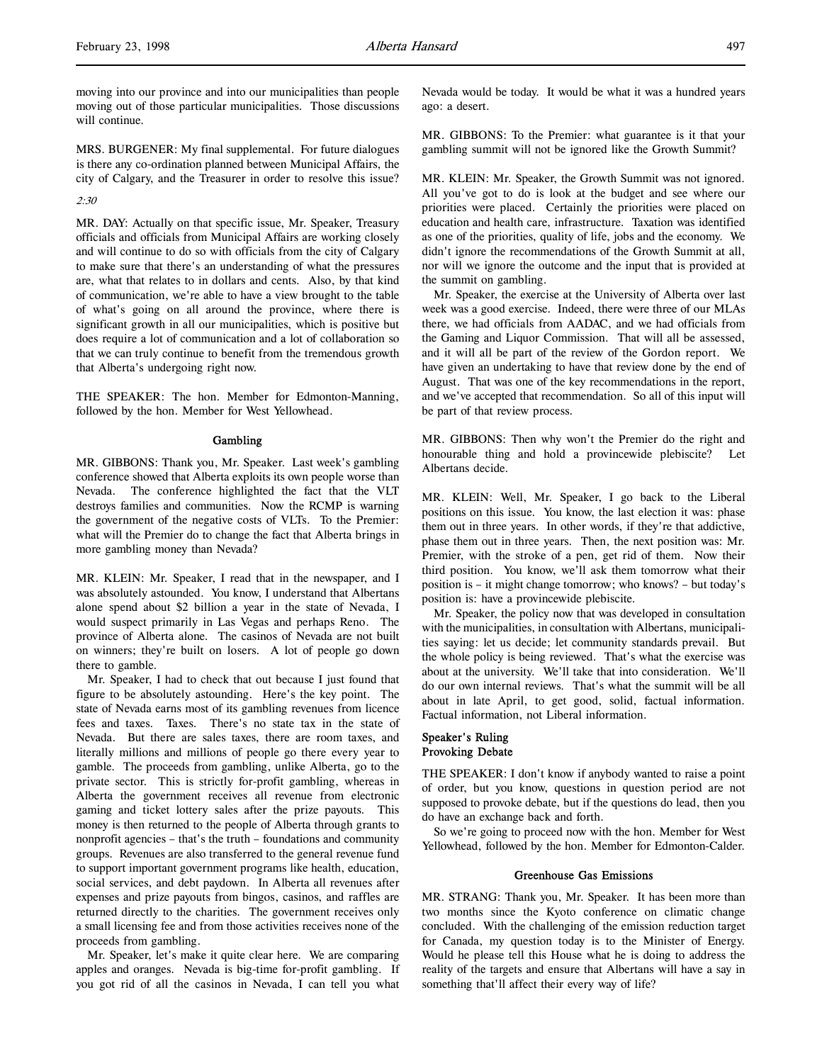moving into our province and into our municipalities than people moving out of those particular municipalities. Those discussions will continue.

MRS. BURGENER: My final supplemental. For future dialogues is there any co-ordination planned between Municipal Affairs, the city of Calgary, and the Treasurer in order to resolve this issue?

*2:30*

MR. DAY: Actually on that specific issue, Mr. Speaker, Treasury officials and officials from Municipal Affairs are working closely and will continue to do so with officials from the city of Calgary to make sure that there's an understanding of what the pressures are, what that relates to in dollars and cents. Also, by that kind of communication, we're able to have a view brought to the table of what's going on all around the province, where there is significant growth in all our municipalities, which is positive but does require a lot of communication and a lot of collaboration so that we can truly continue to benefit from the tremendous growth that Alberta's undergoing right now.

THE SPEAKER: The hon. Member for Edmonton-Manning, followed by the hon. Member for West Yellowhead.

## Gambling

MR. GIBBONS: Thank you, Mr. Speaker. Last week's gambling conference showed that Alberta exploits its own people worse than Nevada. The conference highlighted the fact that the VLT destroys families and communities. Now the RCMP is warning the government of the negative costs of VLTs. To the Premier: what will the Premier do to change the fact that Alberta brings in more gambling money than Nevada?

MR. KLEIN: Mr. Speaker, I read that in the newspaper, and I was absolutely astounded. You know, I understand that Albertans alone spend about $2 billion a year in the state of Nevada, I would suspect primarily in Las Vegas and perhaps Reno. The province of Alberta alone. The casinos of Nevada are not built on winners; they're built on losers. A lot of people go down there to gamble.

Mr. Speaker, I had to check that out because I just found that figure to be absolutely astounding. Here's the key point. The state of Nevada earns most of its gambling revenues from licence fees and taxes. Taxes. There's no state tax in the state of Nevada. But there are sales taxes, there are room taxes, and literally millions and millions of people go there every year to gamble. The proceeds from gambling, unlike Alberta, go to the private sector. This is strictly for-profit gambling, whereas in Alberta the government receives all revenue from electronic gaming and ticket lottery sales after the prize payouts. This money is then returned to the people of Alberta through grants to nonprofit agencies – that's the truth – foundations and community groups. Revenues are also transferred to the general revenue fund to support important government programs like health, education, social services, and debt paydown. In Alberta all revenues after expenses and prize payouts from bingos, casinos, and raffles are returned directly to the charities. The government receives only a small licensing fee and from those activities receives none of the proceeds from gambling.

Mr. Speaker, let's make it quite clear here. We are comparing apples and oranges. Nevada is big-time for-profit gambling. If you got rid of all the casinos in Nevada, I can tell you what Nevada would be today. It would be what it was a hundred years ago: a desert.

MR. GIBBONS: To the Premier: what guarantee is it that your gambling summit will not be ignored like the Growth Summit?

MR. KLEIN: Mr. Speaker, the Growth Summit was not ignored. All you've got to do is look at the budget and see where our priorities were placed. Certainly the priorities were placed on education and health care, infrastructure. Taxation was identified as one of the priorities, quality of life, jobs and the economy. We didn't ignore the recommendations of the Growth Summit at all, nor will we ignore the outcome and the input that is provided at the summit on gambling.

Mr. Speaker, the exercise at the University of Alberta over last week was a good exercise. Indeed, there were three of our MLAs there, we had officials from AADAC, and we had officials from the Gaming and Liquor Commission. That will all be assessed, and it will all be part of the review of the Gordon report. We have given an undertaking to have that review done by the end of August. That was one of the key recommendations in the report, and we've accepted that recommendation. So all of this input will be part of that review process.

MR. GIBBONS: Then why won't the Premier do the right and honourable thing and hold a provincewide plebiscite? Let Albertans decide.

MR. KLEIN: Well, Mr. Speaker, I go back to the Liberal positions on this issue. You know, the last election it was: phase them out in three years. In other words, if they're that addictive, phase them out in three years. Then, the next position was: Mr. Premier, with the stroke of a pen, get rid of them. Now their third position. You know, we'll ask them tomorrow what their position is – it might change tomorrow; who knows? – but today's position is: have a provincewide plebiscite.

Mr. Speaker, the policy now that was developed in consultation with the municipalities, in consultation with Albertans, municipalities saying: let us decide; let community standards prevail. But the whole policy is being reviewed. That's what the exercise was about at the university. We'll take that into consideration. We'll do our own internal reviews. That's what the summit will be all about in late April, to get good, solid, factual information. Factual information, not Liberal information.

## Speaker's Ruling
## Provoking Debate

THE SPEAKER: I don't know if anybody wanted to raise a point of order, but you know, questions in question period are not supposed to provoke debate, but if the questions do lead, then you do have an exchange back and forth.

So we're going to proceed now with the hon. Member for West Yellowhead, followed by the hon. Member for Edmonton-Calder.

## Greenhouse Gas Emissions

MR. STRANG: Thank you, Mr. Speaker. It has been more than two months since the Kyoto conference on climatic change concluded. With the challenging of the emission reduction target for Canada, my question today is to the Minister of Energy. Would he please tell this House what he is doing to address the reality of the targets and ensure that Albertans will have a say in something that'll affect their every way of life?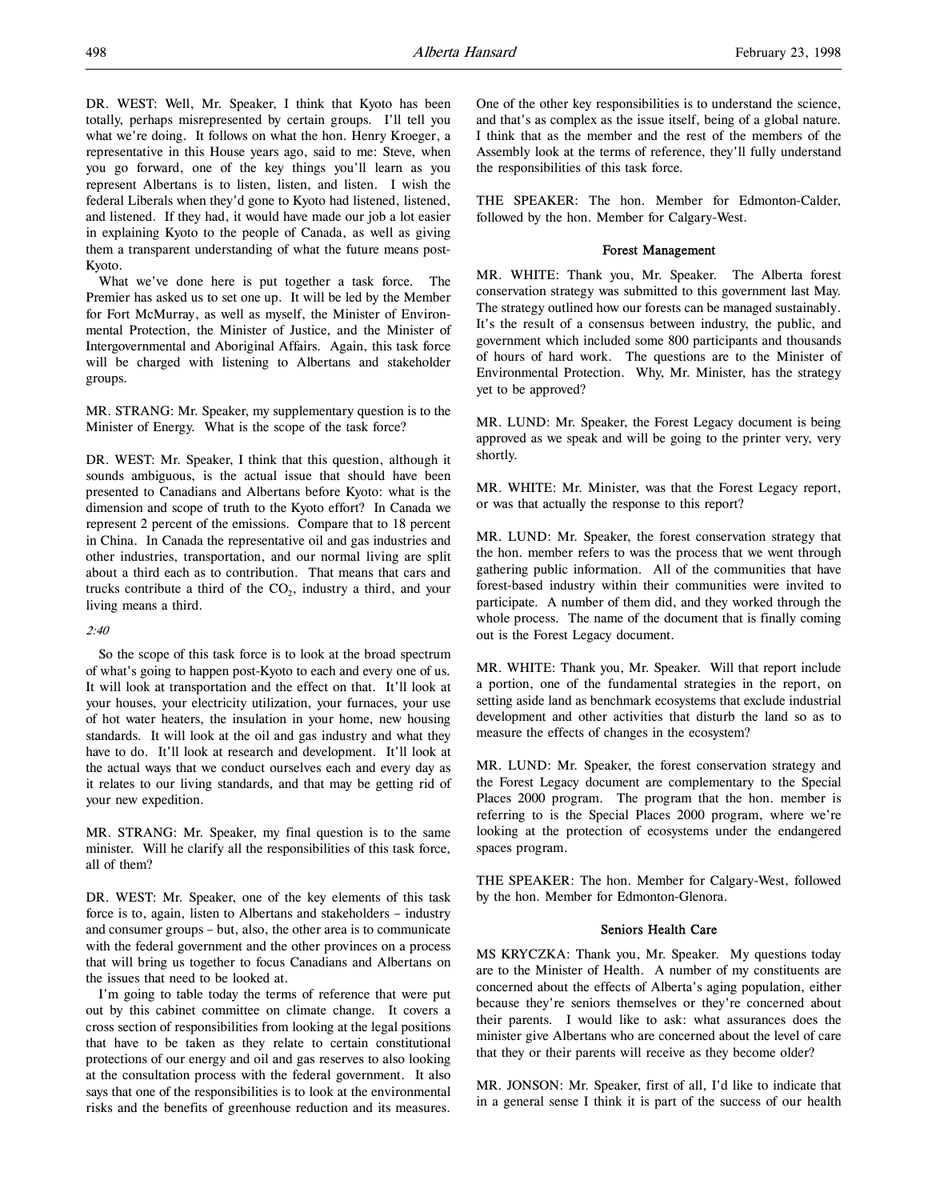DR. WEST: Well, Mr. Speaker, I think that Kyoto has been totally, perhaps misrepresented by certain groups. I'll tell you what we're doing. It follows on what the hon. Henry Kroeger, a representative in this House years ago, said to me: Steve, when you go forward, one of the key things you'll learn as you represent Albertans is to listen, listen, and listen. I wish the federal Liberals when they'd gone to Kyoto had listened, listened, and listened. If they had, it would have made our job a lot easier in explaining Kyoto to the people of Canada, as well as giving them a transparent understanding of what the future means post-Kyoto.

What we've done here is put together a task force. The Premier has asked us to set one up. It will be led by the Member for Fort McMurray, as well as myself, the Minister of Environmental Protection, the Minister of Justice, and the Minister of Intergovernmental and Aboriginal Affairs. Again, this task force will be charged with listening to Albertans and stakeholder groups.

MR. STRANG: Mr. Speaker, my supplementary question is to the Minister of Energy. What is the scope of the task force?

DR. WEST: Mr. Speaker, I think that this question, although it sounds ambiguous, is the actual issue that should have been presented to Canadians and Albertans before Kyoto: what is the dimension and scope of truth to the Kyoto effort? In Canada we represent 2 percent of the emissions. Compare that to 18 percent in China. In Canada the representative oil and gas industries and other industries, transportation, and our normal living are split about a third each as to contribution. That means that cars and trucks contribute a third of the $CO_2$, industry a third, and your living means a third.

*2:40*

So the scope of this task force is to look at the broad spectrum of what's going to happen post-Kyoto to each and every one of us. It will look at transportation and the effect on that. It'll look at your houses, your electricity utilization, your furnaces, your use of hot water heaters, the insulation in your home, new housing standards. It will look at the oil and gas industry and what they have to do. It'll look at research and development. It'll look at the actual ways that we conduct ourselves each and every day as it relates to our living standards, and that may be getting rid of your new expedition.

MR. STRANG: Mr. Speaker, my final question is to the same minister. Will he clarify all the responsibilities of this task force, all of them?

DR. WEST: Mr. Speaker, one of the key elements of this task force is to, again, listen to Albertans and stakeholders – industry and consumer groups – but, also, the other area is to communicate with the federal government and the other provinces on a process that will bring us together to focus Canadians and Albertans on the issues that need to be looked at.

I'm going to table today the terms of reference that were put out by this cabinet committee on climate change. It covers a cross section of responsibilities from looking at the legal positions that have to be taken as they relate to certain constitutional protections of our energy and oil and gas reserves to also looking at the consultation process with the federal government. It also says that one of the responsibilities is to look at the environmental risks and the benefits of greenhouse reduction and its measures. One of the other key responsibilities is to understand the science, and that's as complex as the issue itself, being of a global nature. I think that as the member and the rest of the members of the Assembly look at the terms of reference, they'll fully understand the responsibilities of this task force.

THE SPEAKER: The hon. Member for Edmonton-Calder, followed by the hon. Member for Calgary-West.

### Forest Management

MR. WHITE: Thank you, Mr. Speaker. The Alberta forest conservation strategy was submitted to this government last May. The strategy outlined how our forests can be managed sustainably. It's the result of a consensus between industry, the public, and government which included some 800 participants and thousands of hours of hard work. The questions are to the Minister of Environmental Protection. Why, Mr. Minister, has the strategy yet to be approved?

MR. LUND: Mr. Speaker, the Forest Legacy document is being approved as we speak and will be going to the printer very, very shortly.

MR. WHITE: Mr. Minister, was that the Forest Legacy report, or was that actually the response to this report?

MR. LUND: Mr. Speaker, the forest conservation strategy that the hon. member refers to was the process that we went through gathering public information. All of the communities that have forest-based industry within their communities were invited to participate. A number of them did, and they worked through the whole process. The name of the document that is finally coming out is the Forest Legacy document.

MR. WHITE: Thank you, Mr. Speaker. Will that report include a portion, one of the fundamental strategies in the report, on setting aside land as benchmark ecosystems that exclude industrial development and other activities that disturb the land so as to measure the effects of changes in the ecosystem?

MR. LUND: Mr. Speaker, the forest conservation strategy and the Forest Legacy document are complementary to the Special Places 2000 program. The program that the hon. member is referring to is the Special Places 2000 program, where we're looking at the protection of ecosystems under the endangered spaces program.

THE SPEAKER: The hon. Member for Calgary-West, followed by the hon. Member for Edmonton-Glenora.

### Seniors Health Care

MS KRYCZKA: Thank you, Mr. Speaker. My questions today are to the Minister of Health. A number of my constituents are concerned about the effects of Alberta's aging population, either because they're seniors themselves or they're concerned about their parents. I would like to ask: what assurances does the minister give Albertans who are concerned about the level of care that they or their parents will receive as they become older?

MR. JONSON: Mr. Speaker, first of all, I'd like to indicate that in a general sense I think it is part of the success of our health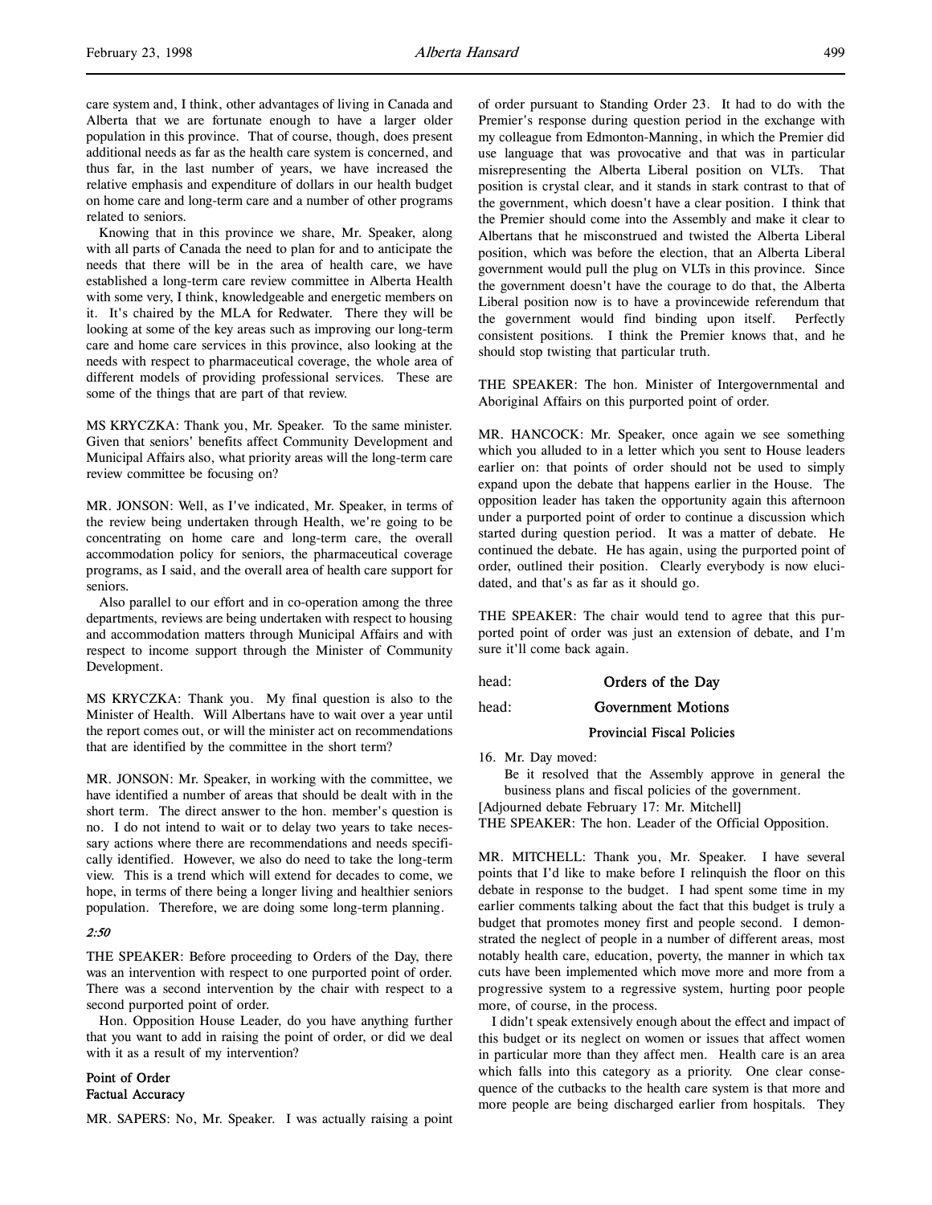care system and, I think, other advantages of living in Canada and Alberta that we are fortunate enough to have a larger older population in this province. That of course, though, does present additional needs as far as the health care system is concerned, and thus far, in the last number of years, we have increased the relative emphasis and expenditure of dollars in our health budget on home care and long-term care and a number of other programs related to seniors.

Knowing that in this province we share, Mr. Speaker, along with all parts of Canada the need to plan for and to anticipate the needs that there will be in the area of health care, we have established a long-term care review committee in Alberta Health with some very, I think, knowledgeable and energetic members on it. It's chaired by the MLA for Redwater. There they will be looking at some of the key areas such as improving our long-term care and home care services in this province, also looking at the needs with respect to pharmaceutical coverage, the whole area of different models of providing professional services. These are some of the things that are part of that review.

MS KRYCZKA: Thank you, Mr. Speaker. To the same minister. Given that seniors' benefits affect Community Development and Municipal Affairs also, what priority areas will the long-term care review committee be focusing on?

MR. JONSON: Well, as I've indicated, Mr. Speaker, in terms of the review being undertaken through Health, we're going to be concentrating on home care and long-term care, the overall accommodation policy for seniors, the pharmaceutical coverage programs, as I said, and the overall area of health care support for seniors.

Also parallel to our effort and in co-operation among the three departments, reviews are being undertaken with respect to housing and accommodation matters through Municipal Affairs and with respect to income support through the Minister of Community Development.

MS KRYCZKA: Thank you. My final question is also to the Minister of Health. Will Albertans have to wait over a year until the report comes out, or will the minister act on recommendations that are identified by the committee in the short term?

MR. JONSON: Mr. Speaker, in working with the committee, we have identified a number of areas that should be dealt with in the short term. The direct answer to the hon. member's question is no. I do not intend to wait or to delay two years to take necessary actions where there are recommendations and needs specifically identified. However, we also do need to take the long-term view. This is a trend which will extend for decades to come, we hope, in terms of there being a longer living and healthier seniors population. Therefore, we are doing some long-term planning.

*2:50*

THE SPEAKER: Before proceeding to Orders of the Day, there was an intervention with respect to one purported point of order. There was a second intervention by the chair with respect to a second purported point of order.

Hon. Opposition House Leader, do you have anything further that you want to add in raising the point of order, or did we deal with it as a result of my intervention?

**Point of Order**
**Factual Accuracy**

MR. SAPERS: No, Mr. Speaker. I was actually raising a point of order pursuant to Standing Order 23. It had to do with the Premier's response during question period in the exchange with my colleague from Edmonton-Manning, in which the Premier did use language that was provocative and that was in particular misrepresenting the Alberta Liberal position on VLTs. That position is crystal clear, and it stands in stark contrast to that of the government, which doesn't have a clear position. I think that the Premier should come into the Assembly and make it clear to Albertans that he misconstrued and twisted the Alberta Liberal position, which was before the election, that an Alberta Liberal government would pull the plug on VLTs in this province. Since the government doesn't have the courage to do that, the Alberta Liberal position now is to have a provincewide referendum that the government would find binding upon itself. Perfectly consistent positions. I think the Premier knows that, and he should stop twisting that particular truth.

THE SPEAKER: The hon. Minister of Intergovernmental and Aboriginal Affairs on this purported point of order.

MR. HANCOCK: Mr. Speaker, once again we see something which you alluded to in a letter which you sent to House leaders earlier on: that points of order should not be used to simply expand upon the debate that happens earlier in the House. The opposition leader has taken the opportunity again this afternoon under a purported point of order to continue a discussion which started during question period. It was a matter of debate. He continued the debate. He has again, using the purported point of order, outlined their position. Clearly everybody is now elucidated, and that's as far as it should go.

THE SPEAKER: The chair would tend to agree that this purported point of order was just an extension of debate, and I'm sure it'll come back again.

head: **Orders of the Day**

head: **Government Motions**

**Provincial Fiscal Policies**

16. Mr. Day moved:

Be it resolved that the Assembly approve in general the business plans and fiscal policies of the government.

[Adjourned debate February 17: Mr. Mitchell]

THE SPEAKER: The hon. Leader of the Official Opposition.

MR. MITCHELL: Thank you, Mr. Speaker. I have several points that I'd like to make before I relinquish the floor on this debate in response to the budget. I had spent some time in my earlier comments talking about the fact that this budget is truly a budget that promotes money first and people second. I demonstrated the neglect of people in a number of different areas, most notably health care, education, poverty, the manner in which tax cuts have been implemented which move more and more from a progressive system to a regressive system, hurting poor people more, of course, in the process.

I didn't speak extensively enough about the effect and impact of this budget or its neglect on women or issues that affect women in particular more than they affect men. Health care is an area which falls into this category as a priority. One clear consequence of the cutbacks to the health care system is that more and more people are being discharged earlier from hospitals. They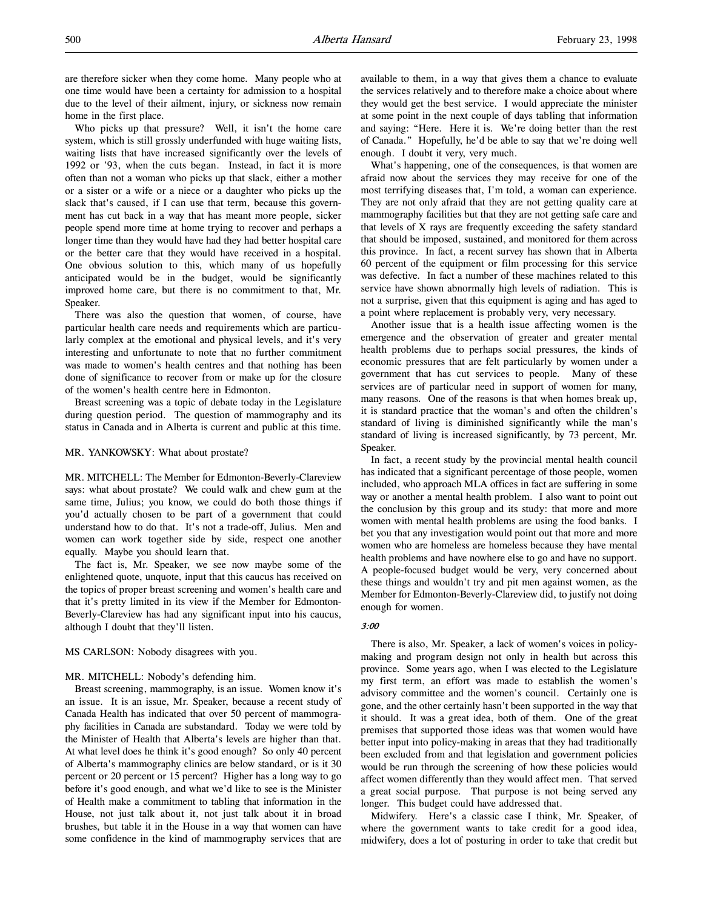are therefore sicker when they come home. Many people who at one time would have been a certainty for admission to a hospital due to the level of their ailment, injury, or sickness now remain home in the first place.

Who picks up that pressure? Well, it isn't the home care system, which is still grossly underfunded with huge waiting lists, waiting lists that have increased significantly over the levels of 1992 or '93, when the cuts began. Instead, in fact it is more often than not a woman who picks up that slack, either a mother or a sister or a wife or a niece or a daughter who picks up the slack that's caused, if I can use that term, because this government has cut back in a way that has meant more people, sicker people spend more time at home trying to recover and perhaps a longer time than they would have had they had better hospital care or the better care that they would have received in a hospital. One obvious solution to this, which many of us hopefully anticipated would be in the budget, would be significantly improved home care, but there is no commitment to that, Mr. Speaker.

There was also the question that women, of course, have particular health care needs and requirements which are particularly complex at the emotional and physical levels, and it's very interesting and unfortunate to note that no further commitment was made to women's health centres and that nothing has been done of significance to recover from or make up for the closure of the women's health centre here in Edmonton.

Breast screening was a topic of debate today in the Legislature during question period. The question of mammography and its status in Canada and in Alberta is current and public at this time.

MR. YANKOWSKY: What about prostate?

MR. MITCHELL: The Member for Edmonton-Beverly-Clareview says: what about prostate? We could walk and chew gum at the same time, Julius; you know, we could do both those things if you'd actually chosen to be part of a government that could understand how to do that. It's not a trade-off, Julius. Men and women can work together side by side, respect one another equally. Maybe you should learn that.

The fact is, Mr. Speaker, we see now maybe some of the enlightened quote, unquote, input that this caucus has received on the topics of proper breast screening and women's health care and that it's pretty limited in its view if the Member for Edmonton-Beverly-Clareview has had any significant input into his caucus, although I doubt that they'll listen.

MS CARLSON: Nobody disagrees with you.

MR. MITCHELL: Nobody's defending him.

Breast screening, mammography, is an issue. Women know it's an issue. It is an issue, Mr. Speaker, because a recent study of Canada Health has indicated that over 50 percent of mammography facilities in Canada are substandard. Today we were told by the Minister of Health that Alberta's levels are higher than that. At what level does he think it's good enough? So only 40 percent of Alberta's mammography clinics are below standard, or is it 30 percent or 20 percent or 15 percent? Higher has a long way to go before it's good enough, and what we'd like to see is the Minister of Health make a commitment to tabling that information in the House, not just talk about it, not just talk about it in broad brushes, but table it in the House in a way that women can have some confidence in the kind of mammography services that are available to them, in a way that gives them a chance to evaluate the services relatively and to therefore make a choice about where they would get the best service. I would appreciate the minister at some point in the next couple of days tabling that information and saying: "Here. Here it is. We're doing better than the rest of Canada." Hopefully, he'd be able to say that we're doing well enough. I doubt it very, very much.

What's happening, one of the consequences, is that women are afraid now about the services they may receive for one of the most terrifying diseases that, I'm told, a woman can experience. They are not only afraid that they are not getting quality care at mammography facilities but that they are not getting safe care and that levels of X rays are frequently exceeding the safety standard that should be imposed, sustained, and monitored for them across this province. In fact, a recent survey has shown that in Alberta 60 percent of the equipment or film processing for this service was defective. In fact a number of these machines related to this service have shown abnormally high levels of radiation. This is not a surprise, given that this equipment is aging and has aged to a point where replacement is probably very, very necessary.

Another issue that is a health issue affecting women is the emergence and the observation of greater and greater mental health problems due to perhaps social pressures, the kinds of economic pressures that are felt particularly by women under a government that has cut services to people. Many of these services are of particular need in support of women for many, many reasons. One of the reasons is that when homes break up, it is standard practice that the woman's and often the children's standard of living is diminished significantly while the man's standard of living is increased significantly, by 73 percent, Mr. Speaker.

In fact, a recent study by the provincial mental health council has indicated that a significant percentage of those people, women included, who approach MLA offices in fact are suffering in some way or another a mental health problem. I also want to point out the conclusion by this group and its study: that more and more women with mental health problems are using the food banks. I bet you that any investigation would point out that more and more women who are homeless are homeless because they have mental health problems and have nowhere else to go and have no support. A people-focused budget would be very, very concerned about these things and wouldn't try and pit men against women, as the Member for Edmonton-Beverly-Clareview did, to justify not doing enough for women.

*3:00*

There is also, Mr. Speaker, a lack of women's voices in policy-making and program design not only in health but across this province. Some years ago, when I was elected to the Legislature my first term, an effort was made to establish the women's advisory committee and the women's council. Certainly one is gone, and the other certainly hasn't been supported in the way that it should. It was a great idea, both of them. One of the great premises that supported those ideas was that women would have better input into policy-making in areas that they had traditionally been excluded from and that legislation and government policies would be run through the screening of how these policies would affect women differently than they would affect men. That served a great social purpose. That purpose is not being served any longer. This budget could have addressed that.

Midwifery. Here's a classic case I think, Mr. Speaker, of where the government wants to take credit for a good idea, midwifery, does a lot of posturing in order to take that credit but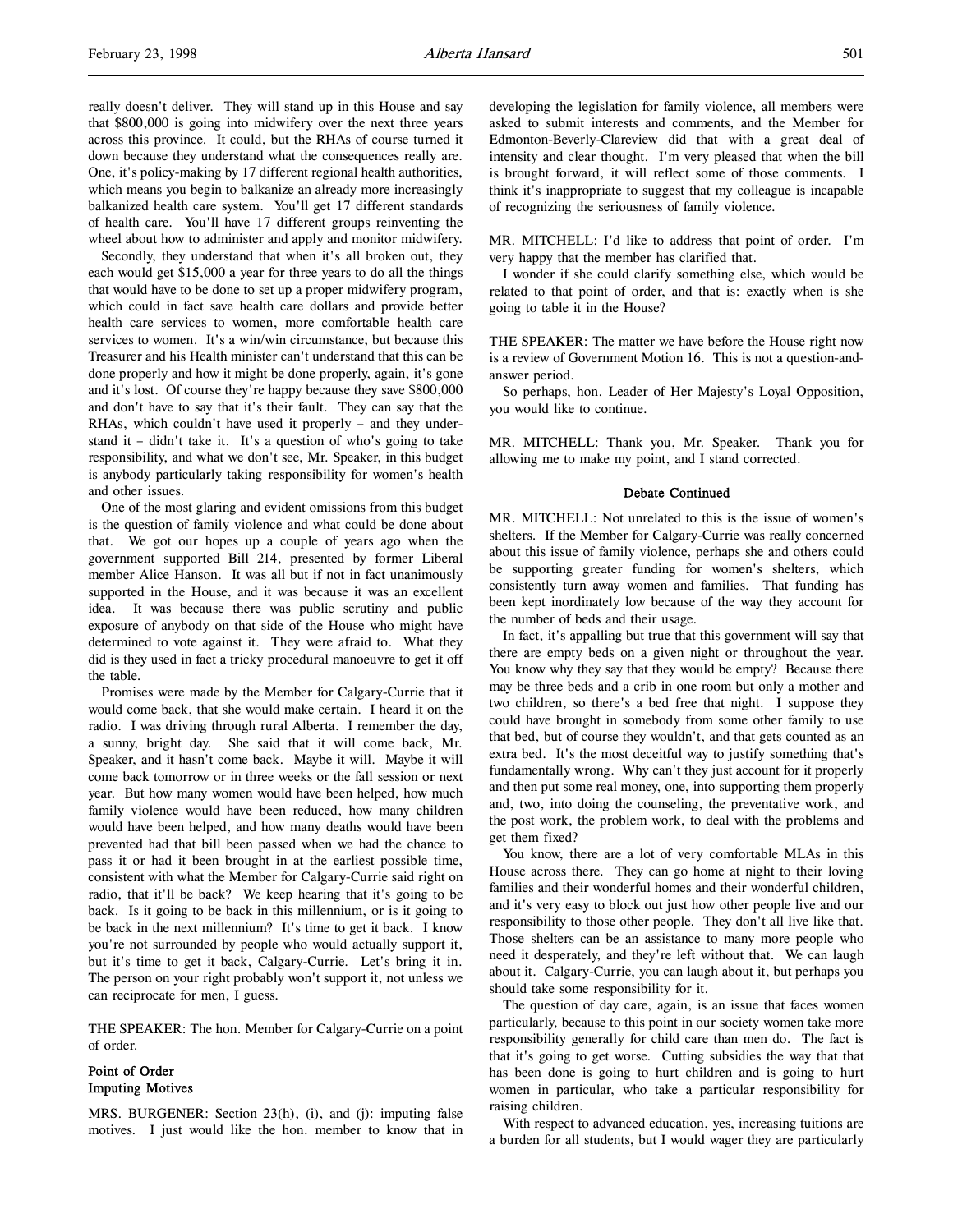really doesn't deliver. They will stand up in this House and say that $800,000 is going into midwifery over the next three years across this province. It could, but the RHAs of course turned it down because they understand what the consequences really are. One, it's policy-making by 17 different regional health authorities, which means you begin to balkanize an already more increasingly balkanized health care system. You'll get 17 different standards of health care. You'll have 17 different groups reinventing the wheel about how to administer and apply and monitor midwifery.

Secondly, they understand that when it's all broken out, they each would get $15,000 a year for three years to do all the things that would have to be done to set up a proper midwifery program, which could in fact save health care dollars and provide better health care services to women, more comfortable health care services to women. It's a win/win circumstance, but because this Treasurer and his Health minister can't understand that this can be done properly and how it might be done properly, again, it's gone and it's lost. Of course they're happy because they save $800,000 and don't have to say that it's their fault. They can say that the RHAs, which couldn't have used it properly – and they understand it – didn't take it. It's a question of who's going to take responsibility, and what we don't see, Mr. Speaker, in this budget is anybody particularly taking responsibility for women's health and other issues.

One of the most glaring and evident omissions from this budget is the question of family violence and what could be done about that. We got our hopes up a couple of years ago when the government supported Bill 214, presented by former Liberal member Alice Hanson. It was all but if not in fact unanimously supported in the House, and it was because it was an excellent idea. It was because there was public scrutiny and public exposure of anybody on that side of the House who might have determined to vote against it. They were afraid to. What they did is they used in fact a tricky procedural manoeuvre to get it off the table.

Promises were made by the Member for Calgary-Currie that it would come back, that she would make certain. I heard it on the radio. I was driving through rural Alberta. I remember the day, a sunny, bright day. She said that it will come back, Mr. Speaker, and it hasn't come back. Maybe it will. Maybe it will come back tomorrow or in three weeks or the fall session or next year. But how many women would have been helped, how much family violence would have been reduced, how many children would have been helped, and how many deaths would have been prevented had that bill been passed when we had the chance to pass it or had it been brought in at the earliest possible time, consistent with what the Member for Calgary-Currie said right on radio, that it'll be back? We keep hearing that it's going to be back. Is it going to be back in this millennium, or is it going to be back in the next millennium? It's time to get it back. I know you're not surrounded by people who would actually support it, but it's time to get it back, Calgary-Currie. Let's bring it in. The person on your right probably won't support it, not unless we can reciprocate for men, I guess.

THE SPEAKER: The hon. Member for Calgary-Currie on a point of order.

**Point of Order**
**Imputing Motives**

MRS. BURGENER: Section 23(h), (i), and (j): imputing false motives. I just would like the hon. member to know that in developing the legislation for family violence, all members were asked to submit interests and comments, and the Member for Edmonton-Beverly-Clareview did that with a great deal of intensity and clear thought. I'm very pleased that when the bill is brought forward, it will reflect some of those comments. I think it's inappropriate to suggest that my colleague is incapable of recognizing the seriousness of family violence.

MR. MITCHELL: I'd like to address that point of order. I'm very happy that the member has clarified that.

I wonder if she could clarify something else, which would be related to that point of order, and that is: exactly when is she going to table it in the House?

THE SPEAKER: The matter we have before the House right now is a review of Government Motion 16. This is not a question-and-answer period.

So perhaps, hon. Leader of Her Majesty's Loyal Opposition, you would like to continue.

MR. MITCHELL: Thank you, Mr. Speaker. Thank you for allowing me to make my point, and I stand corrected.

**Debate Continued**

MR. MITCHELL: Not unrelated to this is the issue of women's shelters. If the Member for Calgary-Currie was really concerned about this issue of family violence, perhaps she and others could be supporting greater funding for women's shelters, which consistently turn away women and families. That funding has been kept inordinately low because of the way they account for the number of beds and their usage.

In fact, it's appalling but true that this government will say that there are empty beds on a given night or throughout the year. You know why they say that they would be empty? Because there may be three beds and a crib in one room but only a mother and two children, so there's a bed free that night. I suppose they could have brought in somebody from some other family to use that bed, but of course they wouldn't, and that gets counted as an extra bed. It's the most deceitful way to justify something that's fundamentally wrong. Why can't they just account for it properly and then put some real money, one, into supporting them properly and, two, into doing the counseling, the preventative work, and the post work, the problem work, to deal with the problems and get them fixed?

You know, there are a lot of very comfortable MLAs in this House across there. They can go home at night to their loving families and their wonderful homes and their wonderful children, and it's very easy to block out just how other people live and our responsibility to those other people. They don't all live like that. Those shelters can be an assistance to many more people who need it desperately, and they're left without that. We can laugh about it. Calgary-Currie, you can laugh about it, but perhaps you should take some responsibility for it.

The question of day care, again, is an issue that faces women particularly, because to this point in our society women take more responsibility generally for child care than men do. The fact is that it's going to get worse. Cutting subsidies the way that that has been done is going to hurt children and is going to hurt women in particular, who take a particular responsibility for raising children.

With respect to advanced education, yes, increasing tuitions are a burden for all students, but I would wager they are particularly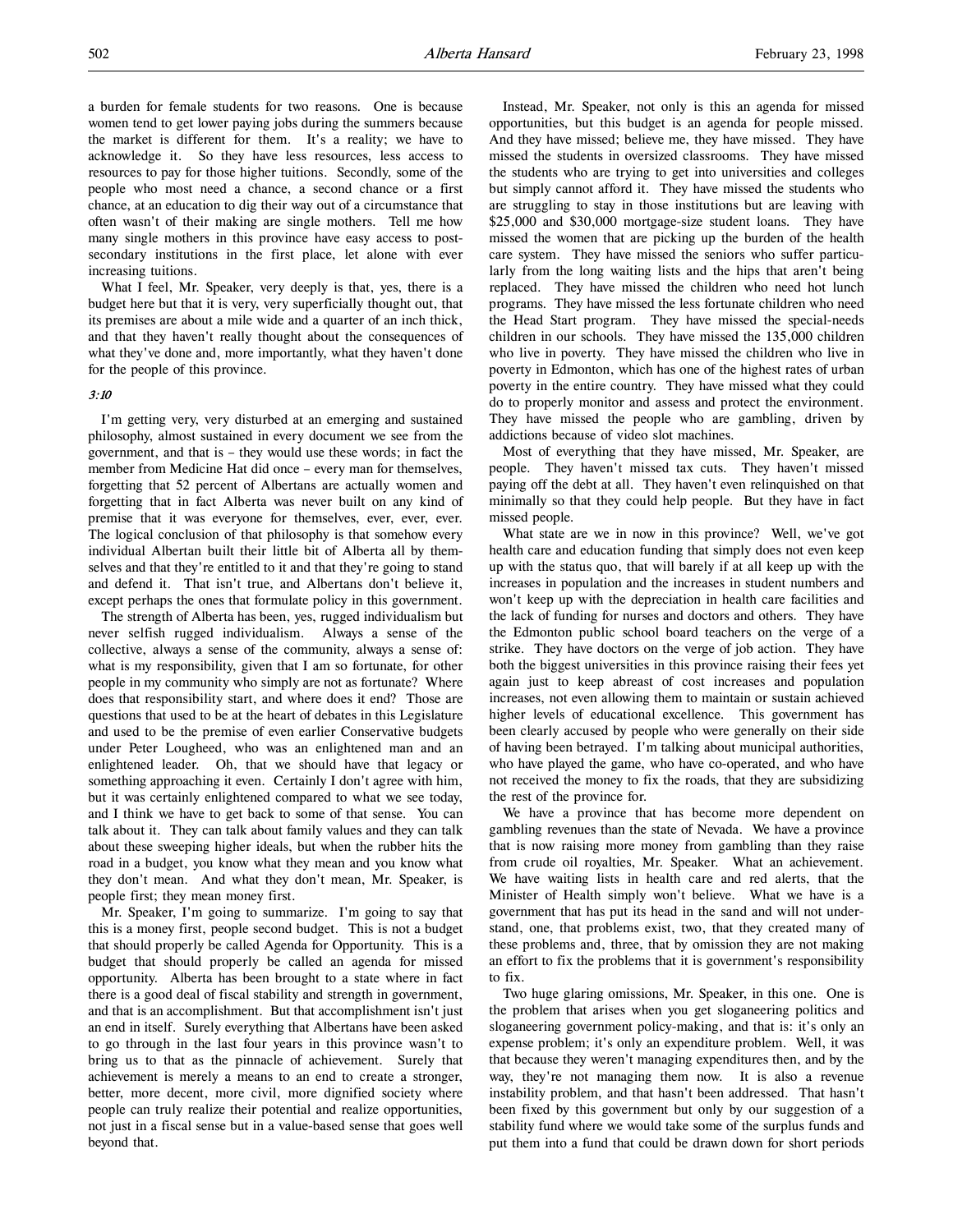a burden for female students for two reasons. One is because women tend to get lower paying jobs during the summers because the market is different for them. It's a reality; we have to acknowledge it. So they have less resources, less access to resources to pay for those higher tuitions. Secondly, some of the people who most need a chance, a second chance or a first chance, at an education to dig their way out of a circumstance that often wasn't of their making are single mothers. Tell me how many single mothers in this province have easy access to post-secondary institutions in the first place, let alone with ever increasing tuitions.

What I feel, Mr. Speaker, very deeply is that, yes, there is a budget here but that it is very, very superficially thought out, that its premises are about a mile wide and a quarter of an inch thick, and that they haven't really thought about the consequences of what they've done and, more importantly, what they haven't done for the people of this province.

*3:10*

I'm getting very, very disturbed at an emerging and sustained philosophy, almost sustained in every document we see from the government, and that is – they would use these words; in fact the member from Medicine Hat did once – every man for themselves, forgetting that 52 percent of Albertans are actually women and forgetting that in fact Alberta was never built on any kind of premise that it was everyone for themselves, ever, ever, ever. The logical conclusion of that philosophy is that somehow every individual Albertan built their little bit of Alberta all by themselves and that they're entitled to it and that they're going to stand and defend it. That isn't true, and Albertans don't believe it, except perhaps the ones that formulate policy in this government.

The strength of Alberta has been, yes, rugged individualism but never selfish rugged individualism. Always a sense of the collective, always a sense of the community, always a sense of: what is my responsibility, given that I am so fortunate, for other people in my community who simply are not as fortunate? Where does that responsibility start, and where does it end? Those are questions that used to be at the heart of debates in this Legislature and used to be the premise of even earlier Conservative budgets under Peter Lougheed, who was an enlightened man and an enlightened leader. Oh, that we should have that legacy or something approaching it even. Certainly I don't agree with him, but it was certainly enlightened compared to what we see today, and I think we have to get back to some of that sense. You can talk about it. They can talk about family values and they can talk about these sweeping higher ideals, but when the rubber hits the road in a budget, you know what they mean and you know what they don't mean. And what they don't mean, Mr. Speaker, is people first; they mean money first.

Mr. Speaker, I'm going to summarize. I'm going to say that this is a money first, people second budget. This is not a budget that should properly be called Agenda for Opportunity. This is a budget that should properly be called an agenda for missed opportunity. Alberta has been brought to a state where in fact there is a good deal of fiscal stability and strength in government, and that is an accomplishment. But that accomplishment isn't just an end in itself. Surely everything that Albertans have been asked to go through in the last four years in this province wasn't to bring us to that as the pinnacle of achievement. Surely that achievement is merely a means to an end to create a stronger, better, more decent, more civil, more dignified society where people can truly realize their potential and realize opportunities, not just in a fiscal sense but in a value-based sense that goes well beyond that.

Instead, Mr. Speaker, not only is this an agenda for missed opportunities, but this budget is an agenda for people missed. And they have missed; believe me, they have missed. They have missed the students in oversized classrooms. They have missed the students who are trying to get into universities and colleges but simply cannot afford it. They have missed the students who are struggling to stay in those institutions but are leaving with $25,000 and $30,000 mortgage-size student loans. They have missed the women that are picking up the burden of the health care system. They have missed the seniors who suffer particularly from the long waiting lists and the hips that aren't being replaced. They have missed the children who need hot lunch programs. They have missed the less fortunate children who need the Head Start program. They have missed the special-needs children in our schools. They have missed the 135,000 children who live in poverty. They have missed the children who live in poverty in Edmonton, which has one of the highest rates of urban poverty in the entire country. They have missed what they could do to properly monitor and assess and protect the environment. They have missed the people who are gambling, driven by addictions because of video slot machines.

Most of everything that they have missed, Mr. Speaker, are people. They haven't missed tax cuts. They haven't missed paying off the debt at all. They haven't even relinquished on that minimally so that they could help people. But they have in fact missed people.

What state are we in now in this province? Well, we've got health care and education funding that simply does not even keep up with the status quo, that will barely if at all keep up with the increases in population and the increases in student numbers and won't keep up with the depreciation in health care facilities and the lack of funding for nurses and doctors and others. They have the Edmonton public school board teachers on the verge of a strike. They have doctors on the verge of job action. They have both the biggest universities in this province raising their fees yet again just to keep abreast of cost increases and population increases, not even allowing them to maintain or sustain achieved higher levels of educational excellence. This government has been clearly accused by people who were generally on their side of having been betrayed. I'm talking about municipal authorities, who have played the game, who have co-operated, and who have not received the money to fix the roads, that they are subsidizing the rest of the province for.

We have a province that has become more dependent on gambling revenues than the state of Nevada. We have a province that is now raising more money from gambling than they raise from crude oil royalties, Mr. Speaker. What an achievement. We have waiting lists in health care and red alerts, that the Minister of Health simply won't believe. What we have is a government that has put its head in the sand and will not understand, one, that problems exist, two, that they created many of these problems and, three, that by omission they are not making an effort to fix the problems that it is government's responsibility to fix.

Two huge glaring omissions, Mr. Speaker, in this one. One is the problem that arises when you get sloganeering politics and sloganeering government policy-making, and that is: it's only an expense problem; it's only an expenditure problem. Well, it was that because they weren't managing expenditures then, and by the way, they're not managing them now. It is also a revenue instability problem, and that hasn't been addressed. That hasn't been fixed by this government but only by our suggestion of a stability fund where we would take some of the surplus funds and put them into a fund that could be drawn down for short periods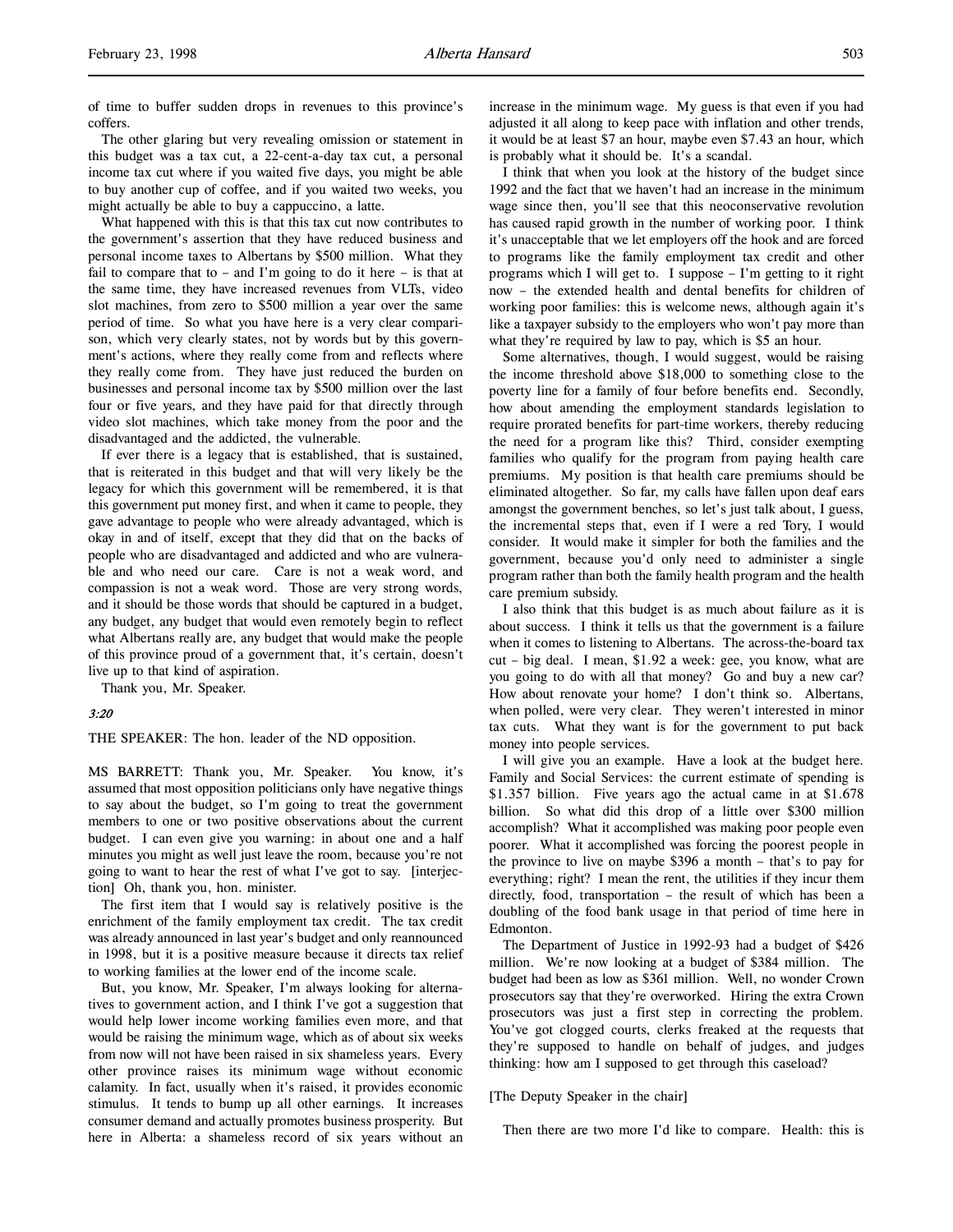of time to buffer sudden drops in revenues to this province's coffers.

The other glaring but very revealing omission or statement in this budget was a tax cut, a 22-cent-a-day tax cut, a personal income tax cut where if you waited five days, you might be able to buy another cup of coffee, and if you waited two weeks, you might actually be able to buy a cappuccino, a latte.

What happened with this is that this tax cut now contributes to the government's assertion that they have reduced business and personal income taxes to Albertans by $500 million. What they fail to compare that to – and I'm going to do it here – is that at the same time, they have increased revenues from VLTs, video slot machines, from zero to $500 million a year over the same period of time. So what you have here is a very clear comparison, which very clearly states, not by words but by this government's actions, where they really come from and reflects where they really come from. They have just reduced the burden on businesses and personal income tax by $500 million over the last four or five years, and they have paid for that directly through video slot machines, which take money from the poor and the disadvantaged and the addicted, the vulnerable.

If ever there is a legacy that is established, that is sustained, that is reiterated in this budget and that will very likely be the legacy for which this government will be remembered, it is that this government put money first, and when it came to people, they gave advantage to people who were already advantaged, which is okay in and of itself, except that they did that on the backs of people who are disadvantaged and addicted and who are vulnerable and who need our care. Care is not a weak word, and compassion is not a weak word. Those are very strong words, and it should be those words that should be captured in a budget, any budget, any budget that would even remotely begin to reflect what Albertans really are, any budget that would make the people of this province proud of a government that, it's certain, doesn't live up to that kind of aspiration.

Thank you, Mr. Speaker.

*3:20*

THE SPEAKER: The hon. leader of the ND opposition.

MS BARRETT: Thank you, Mr. Speaker. You know, it's assumed that most opposition politicians only have negative things to say about the budget, so I'm going to treat the government members to one or two positive observations about the current budget. I can even give you warning: in about one and a half minutes you might as well just leave the room, because you're not going to want to hear the rest of what I've got to say. [interjection] Oh, thank you, hon. minister.

The first item that I would say is relatively positive is the enrichment of the family employment tax credit. The tax credit was already announced in last year's budget and only reannounced in 1998, but it is a positive measure because it directs tax relief to working families at the lower end of the income scale.

But, you know, Mr. Speaker, I'm always looking for alternatives to government action, and I think I've got a suggestion that would help lower income working families even more, and that would be raising the minimum wage, which as of about six weeks from now will not have been raised in six shameless years. Every other province raises its minimum wage without economic calamity. In fact, usually when it's raised, it provides economic stimulus. It tends to bump up all other earnings. It increases consumer demand and actually promotes business prosperity. But here in Alberta: a shameless record of six years without an increase in the minimum wage. My guess is that even if you had adjusted it all along to keep pace with inflation and other trends, it would be at least $7 an hour, maybe even $7.43 an hour, which is probably what it should be. It's a scandal.

I think that when you look at the history of the budget since 1992 and the fact that we haven't had an increase in the minimum wage since then, you'll see that this neoconservative revolution has caused rapid growth in the number of working poor. I think it's unacceptable that we let employers off the hook and are forced to programs like the family employment tax credit and other programs which I will get to. I suppose – I'm getting to it right now – the extended health and dental benefits for children of working poor families: this is welcome news, although again it's like a taxpayer subsidy to the employers who won't pay more than what they're required by law to pay, which is $5 an hour.

Some alternatives, though, I would suggest, would be raising the income threshold above $18,000 to something close to the poverty line for a family of four before benefits end. Secondly, how about amending the employment standards legislation to require prorated benefits for part-time workers, thereby reducing the need for a program like this? Third, consider exempting families who qualify for the program from paying health care premiums. My position is that health care premiums should be eliminated altogether. So far, my calls have fallen upon deaf ears amongst the government benches, so let's just talk about, I guess, the incremental steps that, even if I were a red Tory, I would consider. It would make it simpler for both the families and the government, because you'd only need to administer a single program rather than both the family health program and the health care premium subsidy.

I also think that this budget is as much about failure as it is about success. I think it tells us that the government is a failure when it comes to listening to Albertans. The across-the-board tax cut – big deal. I mean, $1.92 a week: gee, you know, what are you going to do with all that money? Go and buy a new car? How about renovate your home? I don't think so. Albertans, when polled, were very clear. They weren't interested in minor tax cuts. What they want is for the government to put back money into people services.

I will give you an example. Have a look at the budget here. Family and Social Services: the current estimate of spending is $1.357 billion. Five years ago the actual came in at $1.678 billion. So what did this drop of a little over $300 million accomplish? What it accomplished was making poor people even poorer. What it accomplished was forcing the poorest people in the province to live on maybe $396 a month – that's to pay for everything; right? I mean the rent, the utilities if they incur them directly, food, transportation – the result of which has been a doubling of the food bank usage in that period of time here in Edmonton.

The Department of Justice in 1992-93 had a budget of $426 million. We're now looking at a budget of $384 million. The budget had been as low as $361 million. Well, no wonder Crown prosecutors say that they're overworked. Hiring the extra Crown prosecutors was just a first step in correcting the problem. You've got clogged courts, clerks freaked at the requests that they're supposed to handle on behalf of judges, and judges thinking: how am I supposed to get through this caseload?

[The Deputy Speaker in the chair]

Then there are two more I'd like to compare. Health: this is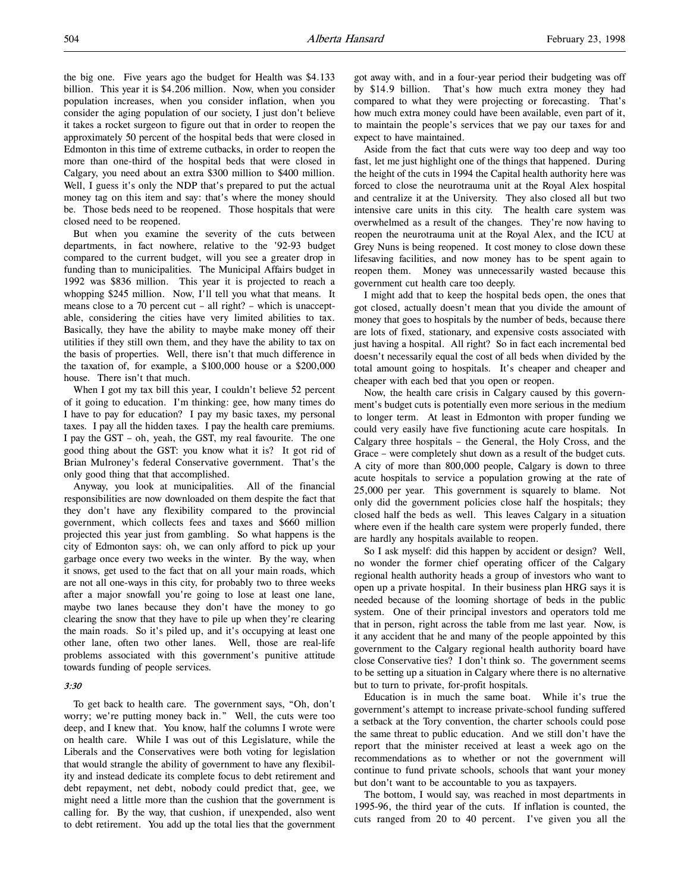the big one. Five years ago the budget for Health was $4.133 billion. This year it is $4.206 million. Now, when you consider population increases, when you consider inflation, when you consider the aging population of our society, I just don't believe it takes a rocket surgeon to figure out that in order to reopen the approximately 50 percent of the hospital beds that were closed in Edmonton in this time of extreme cutbacks, in order to reopen the more than one-third of the hospital beds that were closed in Calgary, you need about an extra $300 million to $400 million. Well, I guess it's only the NDP that's prepared to put the actual money tag on this item and say: that's where the money should be. Those beds need to be reopened. Those hospitals that were closed need to be reopened.

But when you examine the severity of the cuts between departments, in fact nowhere, relative to the '92-93 budget compared to the current budget, will you see a greater drop in funding than to municipalities. The Municipal Affairs budget in 1992 was $836 million. This year it is projected to reach a whopping $245 million. Now, I'll tell you what that means. It means close to a 70 percent cut – all right? – which is unacceptable, considering the cities have very limited abilities to tax. Basically, they have the ability to maybe make money off their utilities if they still own them, and they have the ability to tax on the basis of properties. Well, there isn't that much difference in the taxation of, for example, a $100,000 house or a $200,000 house. There isn't that much.

When I got my tax bill this year, I couldn't believe 52 percent of it going to education. I'm thinking: gee, how many times do I have to pay for education? I pay my basic taxes, my personal taxes. I pay all the hidden taxes. I pay the health care premiums. I pay the GST – oh, yeah, the GST, my real favourite. The one good thing about the GST: you know what it is? It got rid of Brian Mulroney's federal Conservative government. That's the only good thing that that accomplished.

Anyway, you look at municipalities. All of the financial responsibilities are now downloaded on them despite the fact that they don't have any flexibility compared to the provincial government, which collects fees and taxes and $660 million projected this year just from gambling. So what happens is the city of Edmonton says: oh, we can only afford to pick up your garbage once every two weeks in the winter. By the way, when it snows, get used to the fact that on all your main roads, which are not all one-ways in this city, for probably two to three weeks after a major snowfall you're going to lose at least one lane, maybe two lanes because they don't have the money to go clearing the snow that they have to pile up when they're clearing the main roads. So it's piled up, and it's occupying at least one other lane, often two other lanes. Well, those are real-life problems associated with this government's punitive attitude towards funding of people services.

*3:30*

To get back to health care. The government says, "Oh, don't worry; we're putting money back in." Well, the cuts were too deep, and I knew that. You know, half the columns I wrote were on health care. While I was out of this Legislature, while the Liberals and the Conservatives were both voting for legislation that would strangle the ability of government to have any flexibility and instead dedicate its complete focus to debt retirement and debt repayment, net debt, nobody could predict that, gee, we might need a little more than the cushion that the government is calling for. By the way, that cushion, if unexpended, also went to debt retirement. You add up the total lies that the government got away with, and in a four-year period their budgeting was off by $14.9 billion. That's how much extra money they had compared to what they were projecting or forecasting. That's how much extra money could have been available, even part of it, to maintain the people's services that we pay our taxes for and expect to have maintained.

Aside from the fact that cuts were way too deep and way too fast, let me just highlight one of the things that happened. During the height of the cuts in 1994 the Capital health authority here was forced to close the neurotrauma unit at the Royal Alex hospital and centralize it at the University. They also closed all but two intensive care units in this city. The health care system was overwhelmed as a result of the changes. They're now having to reopen the neurotrauma unit at the Royal Alex, and the ICU at Grey Nuns is being reopened. It cost money to close down these lifesaving facilities, and now money has to be spent again to reopen them. Money was unnecessarily wasted because this government cut health care too deeply.

I might add that to keep the hospital beds open, the ones that got closed, actually doesn't mean that you divide the amount of money that goes to hospitals by the number of beds, because there are lots of fixed, stationary, and expensive costs associated with just having a hospital. All right? So in fact each incremental bed doesn't necessarily equal the cost of all beds when divided by the total amount going to hospitals. It's cheaper and cheaper and cheaper with each bed that you open or reopen.

Now, the health care crisis in Calgary caused by this government's budget cuts is potentially even more serious in the medium to longer term. At least in Edmonton with proper funding we could very easily have five functioning acute care hospitals. In Calgary three hospitals – the General, the Holy Cross, and the Grace – were completely shut down as a result of the budget cuts. A city of more than 800,000 people, Calgary is down to three acute hospitals to service a population growing at the rate of 25,000 per year. This government is squarely to blame. Not only did the government policies close half the hospitals; they closed half the beds as well. This leaves Calgary in a situation where even if the health care system were properly funded, there are hardly any hospitals available to reopen.

So I ask myself: did this happen by accident or design? Well, no wonder the former chief operating officer of the Calgary regional health authority heads a group of investors who want to open up a private hospital. In their business plan HRG says it is needed because of the looming shortage of beds in the public system. One of their principal investors and operators told me that in person, right across the table from me last year. Now, is it any accident that he and many of the people appointed by this government to the Calgary regional health authority board have close Conservative ties? I don't think so. The government seems to be setting up a situation in Calgary where there is no alternative but to turn to private, for-profit hospitals.

Education is in much the same boat. While it's true the government's attempt to increase private-school funding suffered a setback at the Tory convention, the charter schools could pose the same threat to public education. And we still don't have the report that the minister received at least a week ago on the recommendations as to whether or not the government will continue to fund private schools, schools that want your money but don't want to be accountable to you as taxpayers.

The bottom, I would say, was reached in most departments in 1995-96, the third year of the cuts. If inflation is counted, the cuts ranged from 20 to 40 percent. I've given you all the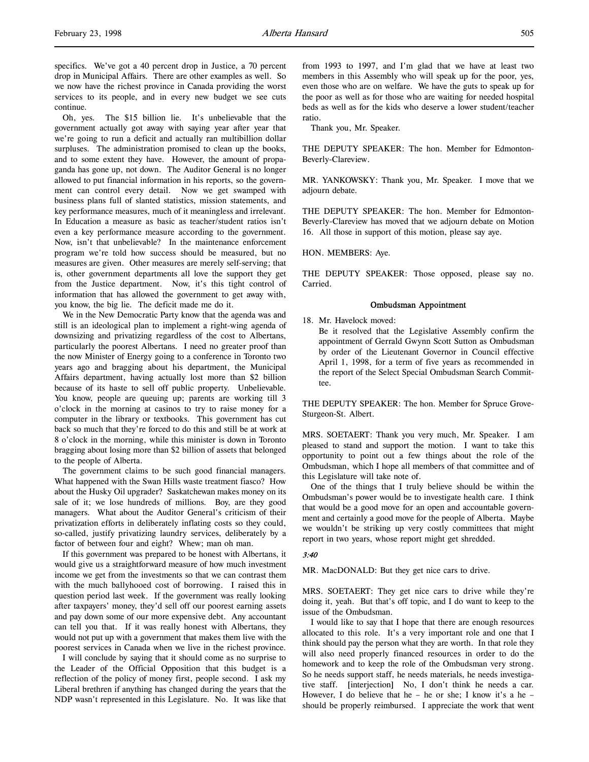specifics. We've got a 40 percent drop in Justice, a 70 percent drop in Municipal Affairs. There are other examples as well. So we now have the richest province in Canada providing the worst services to its people, and in every new budget we see cuts continue.

Oh, yes. The $15 billion lie. It's unbelievable that the government actually got away with saying year after year that we're going to run a deficit and actually ran multibillion dollar surpluses. The administration promised to clean up the books, and to some extent they have. However, the amount of propaganda has gone up, not down. The Auditor General is no longer allowed to put financial information in his reports, so the government can control every detail. Now we get swamped with business plans full of slanted statistics, mission statements, and key performance measures, much of it meaningless and irrelevant. In Education a measure as basic as teacher/student ratios isn't even a key performance measure according to the government. Now, isn't that unbelievable? In the maintenance enforcement program we're told how success should be measured, but no measures are given. Other measures are merely self-serving; that is, other government departments all love the support they get from the Justice department. Now, it's this tight control of information that has allowed the government to get away with, you know, the big lie. The deficit made me do it.

We in the New Democratic Party know that the agenda was and still is an ideological plan to implement a right-wing agenda of downsizing and privatizing regardless of the cost to Albertans, particularly the poorest Albertans. I need no greater proof than the now Minister of Energy going to a conference in Toronto two years ago and bragging about his department, the Municipal Affairs department, having actually lost more than $2 billion because of its haste to sell off public property. Unbelievable. You know, people are queuing up; parents are working till 3 o'clock in the morning at casinos to try to raise money for a computer in the library or textbooks. This government has cut back so much that they're forced to do this and still be at work at 8 o'clock in the morning, while this minister is down in Toronto bragging about losing more than $2 billion of assets that belonged to the people of Alberta.

The government claims to be such good financial managers. What happened with the Swan Hills waste treatment fiasco? How about the Husky Oil upgrader? Saskatchewan makes money on its sale of it; we lose hundreds of millions. Boy, are they good managers. What about the Auditor General's criticism of their privatization efforts in deliberately inflating costs so they could, so-called, justify privatizing laundry services, deliberately by a factor of between four and eight? Whew; man oh man.

If this government was prepared to be honest with Albertans, it would give us a straightforward measure of how much investment income we get from the investments so that we can contrast them with the much ballyhooed cost of borrowing. I raised this in question period last week. If the government was really looking after taxpayers' money, they'd sell off our poorest earning assets and pay down some of our more expensive debt. Any accountant can tell you that. If it was really honest with Albertans, they would not put up with a government that makes them live with the poorest services in Canada when we live in the richest province.

I will conclude by saying that it should come as no surprise to the Leader of the Official Opposition that this budget is a reflection of the policy of money first, people second. I ask my Liberal brethren if anything has changed during the years that the NDP wasn't represented in this Legislature. No. It was like that from 1993 to 1997, and I'm glad that we have at least two members in this Assembly who will speak up for the poor, yes, even those who are on welfare. We have the guts to speak up for the poor as well as for those who are waiting for needed hospital beds as well as for the kids who deserve a lower student/teacher ratio.

Thank you, Mr. Speaker.

THE DEPUTY SPEAKER: The hon. Member for Edmonton-Beverly-Clareview.

MR. YANKOWSKY: Thank you, Mr. Speaker. I move that we adjourn debate.

THE DEPUTY SPEAKER: The hon. Member for Edmonton-Beverly-Clareview has moved that we adjourn debate on Motion 16. All those in support of this motion, please say aye.

HON. MEMBERS: Aye.

THE DEPUTY SPEAKER: Those opposed, please say no. Carried.

### Ombudsman Appointment

18. Mr. Havelock moved:
    Be it resolved that the Legislative Assembly confirm the appointment of Gerrald Gwynn Scott Sutton as Ombudsman by order of the Lieutenant Governor in Council effective April 1, 1998, for a term of five years as recommended in the report of the Select Special Ombudsman Search Committee.

THE DEPUTY SPEAKER: The hon. Member for Spruce Grove-Sturgeon-St. Albert.

MRS. SOETAERT: Thank you very much, Mr. Speaker. I am pleased to stand and support the motion. I want to take this opportunity to point out a few things about the role of the Ombudsman, which I hope all members of that committee and of this Legislature will take note of.

One of the things that I truly believe should be within the Ombudsman's power would be to investigate health care. I think that would be a good move for an open and accountable government and certainly a good move for the people of Alberta. Maybe we wouldn't be striking up very costly committees that might report in two years, whose report might get shredded.

*3:40*

MR. MacDONALD: But they get nice cars to drive.

MRS. SOETAERT: They get nice cars to drive while they're doing it, yeah. But that's off topic, and I do want to keep to the issue of the Ombudsman.

I would like to say that I hope that there are enough resources allocated to this role. It's a very important role and one that I think should pay the person what they are worth. In that role they will also need properly financed resources in order to do the homework and to keep the role of the Ombudsman very strong. So he needs support staff, he needs materials, he needs investigative staff. [interjection] No, I don't think he needs a car. However, I do believe that he – he or she; I know it's a he – should be properly reimbursed. I appreciate the work that went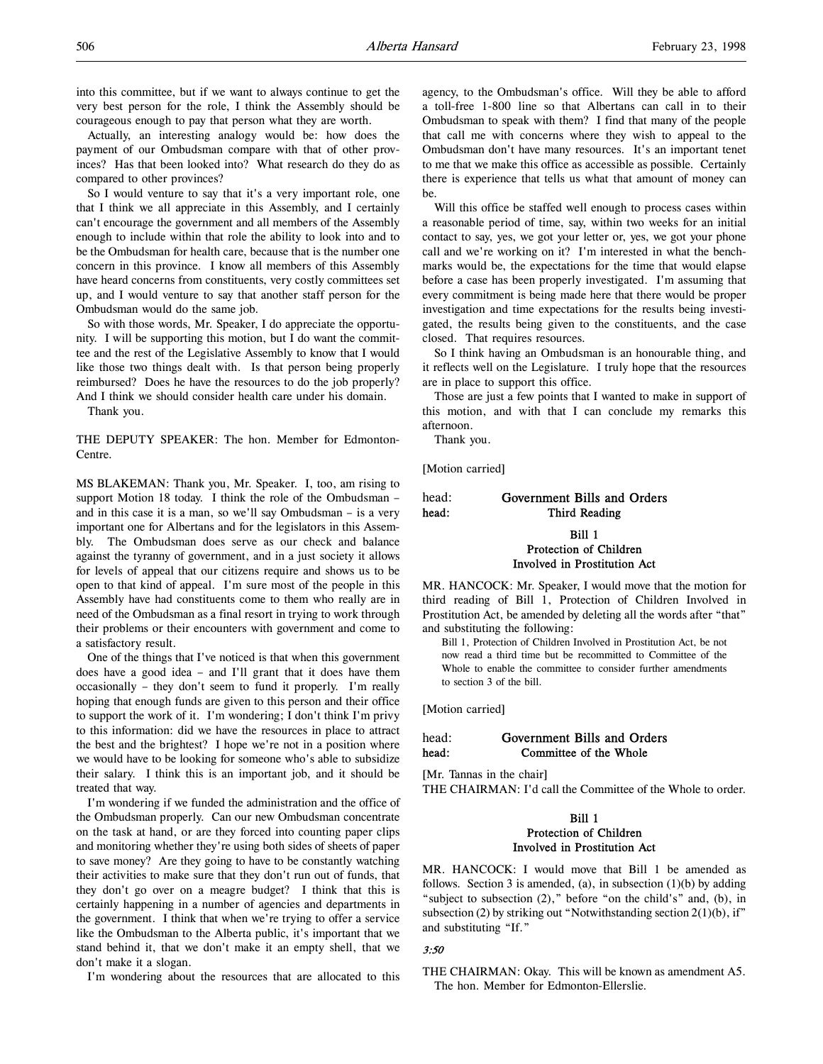into this committee, but if we want to always continue to get the very best person for the role, I think the Assembly should be courageous enough to pay that person what they are worth.

Actually, an interesting analogy would be: how does the payment of our Ombudsman compare with that of other provinces? Has that been looked into? What research do they do as compared to other provinces?

So I would venture to say that it's a very important role, one that I think we all appreciate in this Assembly, and I certainly can't encourage the government and all members of the Assembly enough to include within that role the ability to look into and to be the Ombudsman for health care, because that is the number one concern in this province. I know all members of this Assembly have heard concerns from constituents, very costly committees set up, and I would venture to say that another staff person for the Ombudsman would do the same job.

So with those words, Mr. Speaker, I do appreciate the opportunity. I will be supporting this motion, but I do want the committee and the rest of the Legislative Assembly to know that I would like those two things dealt with. Is that person being properly reimbursed? Does he have the resources to do the job properly? And I think we should consider health care under his domain.

Thank you.

THE DEPUTY SPEAKER: The hon. Member for Edmonton-Centre.

MS BLAKEMAN: Thank you, Mr. Speaker. I, too, am rising to support Motion 18 today. I think the role of the Ombudsman – and in this case it is a man, so we'll say Ombudsman – is a very important one for Albertans and for the legislators in this Assembly. The Ombudsman does serve as our check and balance against the tyranny of government, and in a just society it allows for levels of appeal that our citizens require and shows us to be open to that kind of appeal. I'm sure most of the people in this Assembly have had constituents come to them who really are in need of the Ombudsman as a final resort in trying to work through their problems or their encounters with government and come to a satisfactory result.

One of the things that I've noticed is that when this government does have a good idea – and I'll grant that it does have them occasionally – they don't seem to fund it properly. I'm really hoping that enough funds are given to this person and their office to support the work of it. I'm wondering; I don't think I'm privy to this information: did we have the resources in place to attract the best and the brightest? I hope we're not in a position where we would have to be looking for someone who's able to subsidize their salary. I think this is an important job, and it should be treated that way.

I'm wondering if we funded the administration and the office of the Ombudsman properly. Can our new Ombudsman concentrate on the task at hand, or are they forced into counting paper clips and monitoring whether they're using both sides of sheets of paper to save money? Are they going to have to be constantly watching their activities to make sure that they don't run out of funds, that they don't go over on a meagre budget? I think that this is certainly happening in a number of agencies and departments in the government. I think that when we're trying to offer a service like the Ombudsman to the Alberta public, it's important that we stand behind it, that we don't make it an empty shell, that we don't make it a slogan.

I'm wondering about the resources that are allocated to this agency, to the Ombudsman's office. Will they be able to afford a toll-free 1-800 line so that Albertans can call in to their Ombudsman to speak with them? I find that many of the people that call me with concerns where they wish to appeal to the Ombudsman don't have many resources. It's an important tenet to me that we make this office as accessible as possible. Certainly there is experience that tells us what that amount of money can be.

Will this office be staffed well enough to process cases within a reasonable period of time, say, within two weeks for an initial contact to say, yes, we got your letter or, yes, we got your phone call and we're working on it? I'm interested in what the benchmarks would be, the expectations for the time that would elapse before a case has been properly investigated. I'm assuming that every commitment is being made here that there would be proper investigation and time expectations for the results being investigated, the results being given to the constituents, and the case closed. That requires resources.

So I think having an Ombudsman is an honourable thing, and it reflects well on the Legislature. I truly hope that the resources are in place to support this office.

Those are just a few points that I wanted to make in support of this motion, and with that I can conclude my remarks this afternoon.

Thank you.

[Motion carried]

head: **Government Bills and Orders**
head: **Third Reading**

**Bill 1**
**Protection of Children**
**Involved in Prostitution Act**

MR. HANCOCK: Mr. Speaker, I would move that the motion for third reading of Bill 1, Protection of Children Involved in Prostitution Act, be amended by deleting all the words after "that" and substituting the following:

> Bill 1, Protection of Children Involved in Prostitution Act, be not now read a third time but be recommitted to Committee of the Whole to enable the committee to consider further amendments to section 3 of the bill.

[Motion carried]

head: **Government Bills and Orders**
head: **Committee of the Whole**

[Mr. Tannas in the chair]

THE CHAIRMAN: I'd call the Committee of the Whole to order.

**Bill 1**
**Protection of Children**
**Involved in Prostitution Act**

MR. HANCOCK: I would move that Bill 1 be amended as follows. Section 3 is amended, (a), in subsection (1)(b) by adding "subject to subsection (2)," before "on the child's" and, (b), in subsection (2) by striking out "Notwithstanding section 2(1)(b), if" and substituting "If."

*3:50*

THE CHAIRMAN: Okay. This will be known as amendment A5. The hon. Member for Edmonton-Ellerslie.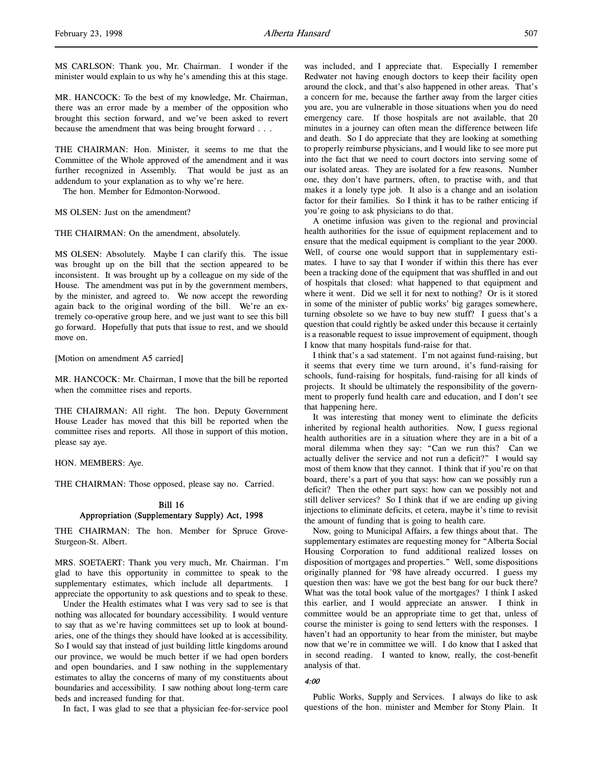MS CARLSON: Thank you, Mr. Chairman. I wonder if the minister would explain to us why he's amending this at this stage.

MR. HANCOCK: To the best of my knowledge, Mr. Chairman, there was an error made by a member of the opposition who brought this section forward, and we've been asked to revert because the amendment that was being brought forward . . .

THE CHAIRMAN: Hon. Minister, it seems to me that the Committee of the Whole approved of the amendment and it was further recognized in Assembly. That would be just as an addendum to your explanation as to why we're here.

The hon. Member for Edmonton-Norwood.

MS OLSEN: Just on the amendment?

THE CHAIRMAN: On the amendment, absolutely.

MS OLSEN: Absolutely. Maybe I can clarify this. The issue was brought up on the bill that the section appeared to be inconsistent. It was brought up by a colleague on my side of the House. The amendment was put in by the government members, by the minister, and agreed to. We now accept the rewording again back to the original wording of the bill. We're an extremely co-operative group here, and we just want to see this bill go forward. Hopefully that puts that issue to rest, and we should move on.

[Motion on amendment A5 carried]

MR. HANCOCK: Mr. Chairman, I move that the bill be reported when the committee rises and reports.

THE CHAIRMAN: All right. The hon. Deputy Government House Leader has moved that this bill be reported when the committee rises and reports. All those in support of this motion, please say aye.

HON. MEMBERS: Aye.

THE CHAIRMAN: Those opposed, please say no. Carried.

## Bill 16
## Appropriation (Supplementary Supply) Act, 1998

THE CHAIRMAN: The hon. Member for Spruce Grove-Sturgeon-St. Albert.

MRS. SOETAERT: Thank you very much, Mr. Chairman. I'm glad to have this opportunity in committee to speak to the supplementary estimates, which include all departments. I appreciate the opportunity to ask questions and to speak to these.

Under the Health estimates what I was very sad to see is that nothing was allocated for boundary accessibility. I would venture to say that as we're having committees set up to look at boundaries, one of the things they should have looked at is accessibility. So I would say that instead of just building little kingdoms around our province, we would be much better if we had open borders and open boundaries, and I saw nothing in the supplementary estimates to allay the concerns of many of my constituents about boundaries and accessibility. I saw nothing about long-term care beds and increased funding for that.

In fact, I was glad to see that a physician fee-for-service pool was included, and I appreciate that. Especially I remember Redwater not having enough doctors to keep their facility open around the clock, and that's also happened in other areas. That's a concern for me, because the farther away from the larger cities you are, you are vulnerable in those situations when you do need emergency care. If those hospitals are not available, that 20 minutes in a journey can often mean the difference between life and death. So I do appreciate that they are looking at something to properly reimburse physicians, and I would like to see more put into the fact that we need to court doctors into serving some of our isolated areas. They are isolated for a few reasons. Number one, they don't have partners, often, to practise with, and that makes it a lonely type job. It also is a change and an isolation factor for their families. So I think it has to be rather enticing if you're going to ask physicians to do that.

A onetime infusion was given to the regional and provincial health authorities for the issue of equipment replacement and to ensure that the medical equipment is compliant to the year 2000. Well, of course one would support that in supplementary estimates. I have to say that I wonder if within this there has ever been a tracking done of the equipment that was shuffled in and out of hospitals that closed: what happened to that equipment and where it went. Did we sell it for next to nothing? Or is it stored in some of the minister of public works' big garages somewhere, turning obsolete so we have to buy new stuff? I guess that's a question that could rightly be asked under this because it certainly is a reasonable request to issue improvement of equipment, though I know that many hospitals fund-raise for that.

I think that's a sad statement. I'm not against fund-raising, but it seems that every time we turn around, it's fund-raising for schools, fund-raising for hospitals, fund-raising for all kinds of projects. It should be ultimately the responsibility of the government to properly fund health care and education, and I don't see that happening here.

It was interesting that money went to eliminate the deficits inherited by regional health authorities. Now, I guess regional health authorities are in a situation where they are in a bit of a moral dilemma when they say: "Can we run this? Can we actually deliver the service and not run a deficit?" I would say most of them know that they cannot. I think that if you're on that board, there's a part of you that says: how can we possibly run a deficit? Then the other part says: how can we possibly not and still deliver services? So I think that if we are ending up giving injections to eliminate deficits, et cetera, maybe it's time to revisit the amount of funding that is going to health care.

Now, going to Municipal Affairs, a few things about that. The supplementary estimates are requesting money for "Alberta Social Housing Corporation to fund additional realized losses on disposition of mortgages and properties." Well, some dispositions originally planned for '98 have already occurred. I guess my question then was: have we got the best bang for our buck there? What was the total book value of the mortgages? I think I asked this earlier, and I would appreciate an answer. I think in committee would be an appropriate time to get that, unless of course the minister is going to send letters with the responses. I haven't had an opportunity to hear from the minister, but maybe now that we're in committee we will. I do know that I asked that in second reading. I wanted to know, really, the cost-benefit analysis of that.

*4:00*

Public Works, Supply and Services. I always do like to ask questions of the hon. minister and Member for Stony Plain. It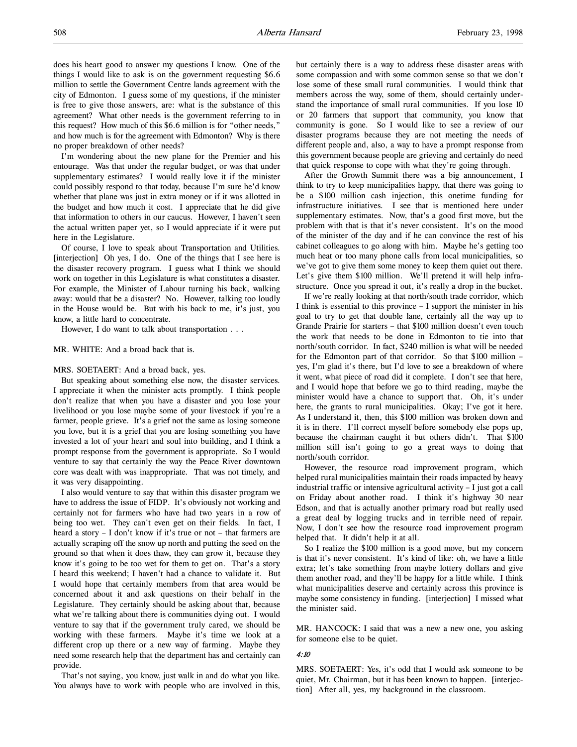does his heart good to answer my questions I know. One of the things I would like to ask is on the government requesting $6.6 million to settle the Government Centre lands agreement with the city of Edmonton. I guess some of my questions, if the minister is free to give those answers, are: what is the substance of this agreement? What other needs is the government referring to in this request? How much of this $6.6 million is for "other needs," and how much is for the agreement with Edmonton? Why is there no proper breakdown of other needs?

I'm wondering about the new plane for the Premier and his entourage. Was that under the regular budget, or was that under supplementary estimates? I would really love it if the minister could possibly respond to that today, because I'm sure he'd know whether that plane was just in extra money or if it was allotted in the budget and how much it cost. I appreciate that he did give that information to others in our caucus. However, I haven't seen the actual written paper yet, so I would appreciate if it were put here in the Legislature.

Of course, I love to speak about Transportation and Utilities. [interjection] Oh yes, I do. One of the things that I see here is the disaster recovery program. I guess what I think we should work on together in this Legislature is what constitutes a disaster. For example, the Minister of Labour turning his back, walking away: would that be a disaster? No. However, talking too loudly in the House would be. But with his back to me, it's just, you know, a little hard to concentrate.

However, I do want to talk about transportation . . .

MR. WHITE: And a broad back that is.

MRS. SOETAERT: And a broad back, yes.

But speaking about something else now, the disaster services. I appreciate it when the minister acts promptly. I think people don't realize that when you have a disaster and you lose your livelihood or you lose maybe some of your livestock if you're a farmer, people grieve. It's a grief not the same as losing someone you love, but it is a grief that you are losing something you have invested a lot of your heart and soul into building, and I think a prompt response from the government is appropriate. So I would venture to say that certainly the way the Peace River downtown core was dealt with was inappropriate. That was not timely, and it was very disappointing.

I also would venture to say that within this disaster program we have to address the issue of FIDP. It's obviously not working and certainly not for farmers who have had two years in a row of being too wet. They can't even get on their fields. In fact, I heard a story – I don't know if it's true or not – that farmers are actually scraping off the snow up north and putting the seed on the ground so that when it does thaw, they can grow it, because they know it's going to be too wet for them to get on. That's a story I heard this weekend; I haven't had a chance to validate it. But I would hope that certainly members from that area would be concerned about it and ask questions on their behalf in the Legislature. They certainly should be asking about that, because what we're talking about there is communities dying out. I would venture to say that if the government truly cared, we should be working with these farmers. Maybe it's time we look at a different crop up there or a new way of farming. Maybe they need some research help that the department has and certainly can provide.

That's not saying, you know, just walk in and do what you like. You always have to work with people who are involved in this, but certainly there is a way to address these disaster areas with some compassion and with some common sense so that we don't lose some of these small rural communities. I would think that members across the way, some of them, should certainly understand the importance of small rural communities. If you lose 10 or 20 farmers that support that community, you know that community is gone. So I would like to see a review of our disaster programs because they are not meeting the needs of different people and, also, a way to have a prompt response from this government because people are grieving and certainly do need that quick response to cope with what they're going through.

After the Growth Summit there was a big announcement, I think to try to keep municipalities happy, that there was going to be a $100 million cash injection, this onetime funding for infrastructure initiatives. I see that is mentioned here under supplementary estimates. Now, that's a good first move, but the problem with that is that it's never consistent. It's on the mood of the minister of the day and if he can convince the rest of his cabinet colleagues to go along with him. Maybe he's getting too much heat or too many phone calls from local municipalities, so we've got to give them some money to keep them quiet out there. Let's give them $100 million. We'll pretend it will help infrastructure. Once you spread it out, it's really a drop in the bucket.

If we're really looking at that north/south trade corridor, which I think is essential to this province – I support the minister in his goal to try to get that double lane, certainly all the way up to Grande Prairie for starters – that $100 million doesn't even touch the work that needs to be done in Edmonton to tie into that north/south corridor. In fact, $240 million is what will be needed for the Edmonton part of that corridor. So that $100 million – yes, I'm glad it's there, but I'd love to see a breakdown of where it went, what piece of road did it complete. I don't see that here, and I would hope that before we go to third reading, maybe the minister would have a chance to support that. Oh, it's under here, the grants to rural municipalities. Okay; I've got it here. As I understand it, then, this $100 million was broken down and it is in there. I'll correct myself before somebody else pops up, because the chairman caught it but others didn't. That $100 million still isn't going to go a great ways to doing that north/south corridor.

However, the resource road improvement program, which helped rural municipalities maintain their roads impacted by heavy industrial traffic or intensive agricultural activity – I just got a call on Friday about another road. I think it's highway 30 near Edson, and that is actually another primary road but really used a great deal by logging trucks and in terrible need of repair. Now, I don't see how the resource road improvement program helped that. It didn't help it at all.

So I realize the $100 million is a good move, but my concern is that it's never consistent. It's kind of like: oh, we have a little extra; let's take something from maybe lottery dollars and give them another road, and they'll be happy for a little while. I think what municipalities deserve and certainly across this province is maybe some consistency in funding. [interjection] I missed what the minister said.

MR. HANCOCK: I said that was a new a new one, you asking for someone else to be quiet.

*4:10*

MRS. SOETAERT: Yes, it's odd that I would ask someone to be quiet, Mr. Chairman, but it has been known to happen. [interjection] After all, yes, my background in the classroom.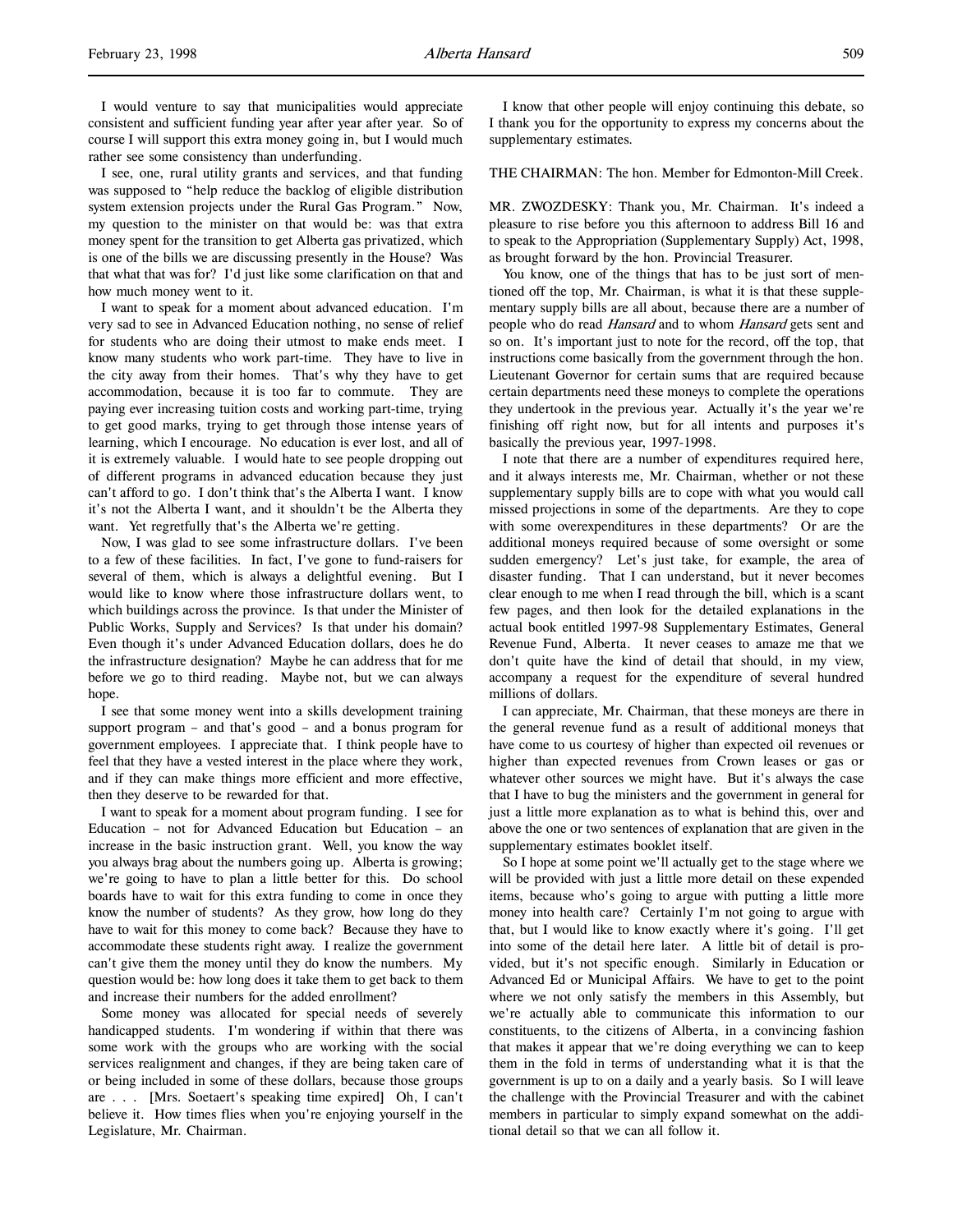I would venture to say that municipalities would appreciate consistent and sufficient funding year after year after year. So of course I will support this extra money going in, but I would much rather see some consistency than underfunding.

I see, one, rural utility grants and services, and that funding was supposed to "help reduce the backlog of eligible distribution system extension projects under the Rural Gas Program." Now, my question to the minister on that would be: was that extra money spent for the transition to get Alberta gas privatized, which is one of the bills we are discussing presently in the House? Was that what that was for? I'd just like some clarification on that and how much money went to it.

I want to speak for a moment about advanced education. I'm very sad to see in Advanced Education nothing, no sense of relief for students who are doing their utmost to make ends meet. I know many students who work part-time. They have to live in the city away from their homes. That's why they have to get accommodation, because it is too far to commute. They are paying ever increasing tuition costs and working part-time, trying to get good marks, trying to get through those intense years of learning, which I encourage. No education is ever lost, and all of it is extremely valuable. I would hate to see people dropping out of different programs in advanced education because they just can't afford to go. I don't think that's the Alberta I want. I know it's not the Alberta I want, and it shouldn't be the Alberta they want. Yet regretfully that's the Alberta we're getting.

Now, I was glad to see some infrastructure dollars. I've been to a few of these facilities. In fact, I've gone to fund-raisers for several of them, which is always a delightful evening. But I would like to know where those infrastructure dollars went, to which buildings across the province. Is that under the Minister of Public Works, Supply and Services? Is that under his domain? Even though it's under Advanced Education dollars, does he do the infrastructure designation? Maybe he can address that for me before we go to third reading. Maybe not, but we can always hope.

I see that some money went into a skills development training support program – and that's good – and a bonus program for government employees. I appreciate that. I think people have to feel that they have a vested interest in the place where they work, and if they can make things more efficient and more effective, then they deserve to be rewarded for that.

I want to speak for a moment about program funding. I see for Education – not for Advanced Education but Education – an increase in the basic instruction grant. Well, you know the way you always brag about the numbers going up. Alberta is growing; we're going to have to plan a little better for this. Do school boards have to wait for this extra funding to come in once they know the number of students? As they grow, how long do they have to wait for this money to come back? Because they have to accommodate these students right away. I realize the government can't give them the money until they do know the numbers. My question would be: how long does it take them to get back to them and increase their numbers for the added enrollment?

Some money was allocated for special needs of severely handicapped students. I'm wondering if within that there was some work with the groups who are working with the social services realignment and changes, if they are being taken care of or being included in some of these dollars, because those groups are . . . [Mrs. Soetaert's speaking time expired] Oh, I can't believe it. How times flies when you're enjoying yourself in the Legislature, Mr. Chairman.

I know that other people will enjoy continuing this debate, so I thank you for the opportunity to express my concerns about the supplementary estimates.

THE CHAIRMAN: The hon. Member for Edmonton-Mill Creek.

MR. ZWOZDESKY: Thank you, Mr. Chairman. It's indeed a pleasure to rise before you this afternoon to address Bill 16 and to speak to the Appropriation (Supplementary Supply) Act, 1998, as brought forward by the hon. Provincial Treasurer.

You know, one of the things that has to be just sort of mentioned off the top, Mr. Chairman, is what it is that these supplementary supply bills are all about, because there are a number of people who do read *Hansard* and to whom *Hansard* gets sent and so on. It's important just to note for the record, off the top, that instructions come basically from the government through the hon. Lieutenant Governor for certain sums that are required because certain departments need these moneys to complete the operations they undertook in the previous year. Actually it's the year we're finishing off right now, but for all intents and purposes it's basically the previous year, 1997-1998.

I note that there are a number of expenditures required here, and it always interests me, Mr. Chairman, whether or not these supplementary supply bills are to cope with what you would call missed projections in some of the departments. Are they to cope with some overexpenditures in these departments? Or are the additional moneys required because of some oversight or some sudden emergency? Let's just take, for example, the area of disaster funding. That I can understand, but it never becomes clear enough to me when I read through the bill, which is a scant few pages, and then look for the detailed explanations in the actual book entitled 1997-98 Supplementary Estimates, General Revenue Fund, Alberta. It never ceases to amaze me that we don't quite have the kind of detail that should, in my view, accompany a request for the expenditure of several hundred millions of dollars.

I can appreciate, Mr. Chairman, that these moneys are there in the general revenue fund as a result of additional moneys that have come to us courtesy of higher than expected oil revenues or higher than expected revenues from Crown leases or gas or whatever other sources we might have. But it's always the case that I have to bug the ministers and the government in general for just a little more explanation as to what is behind this, over and above the one or two sentences of explanation that are given in the supplementary estimates booklet itself.

So I hope at some point we'll actually get to the stage where we will be provided with just a little more detail on these expended items, because who's going to argue with putting a little more money into health care? Certainly I'm not going to argue with that, but I would like to know exactly where it's going. I'll get into some of the detail here later. A little bit of detail is provided, but it's not specific enough. Similarly in Education or Advanced Ed or Municipal Affairs. We have to get to the point where we not only satisfy the members in this Assembly, but we're actually able to communicate this information to our constituents, to the citizens of Alberta, in a convincing fashion that makes it appear that we're doing everything we can to keep them in the fold in terms of understanding what it is that the government is up to on a daily and a yearly basis. So I will leave the challenge with the Provincial Treasurer and with the cabinet members in particular to simply expand somewhat on the additional detail so that we can all follow it.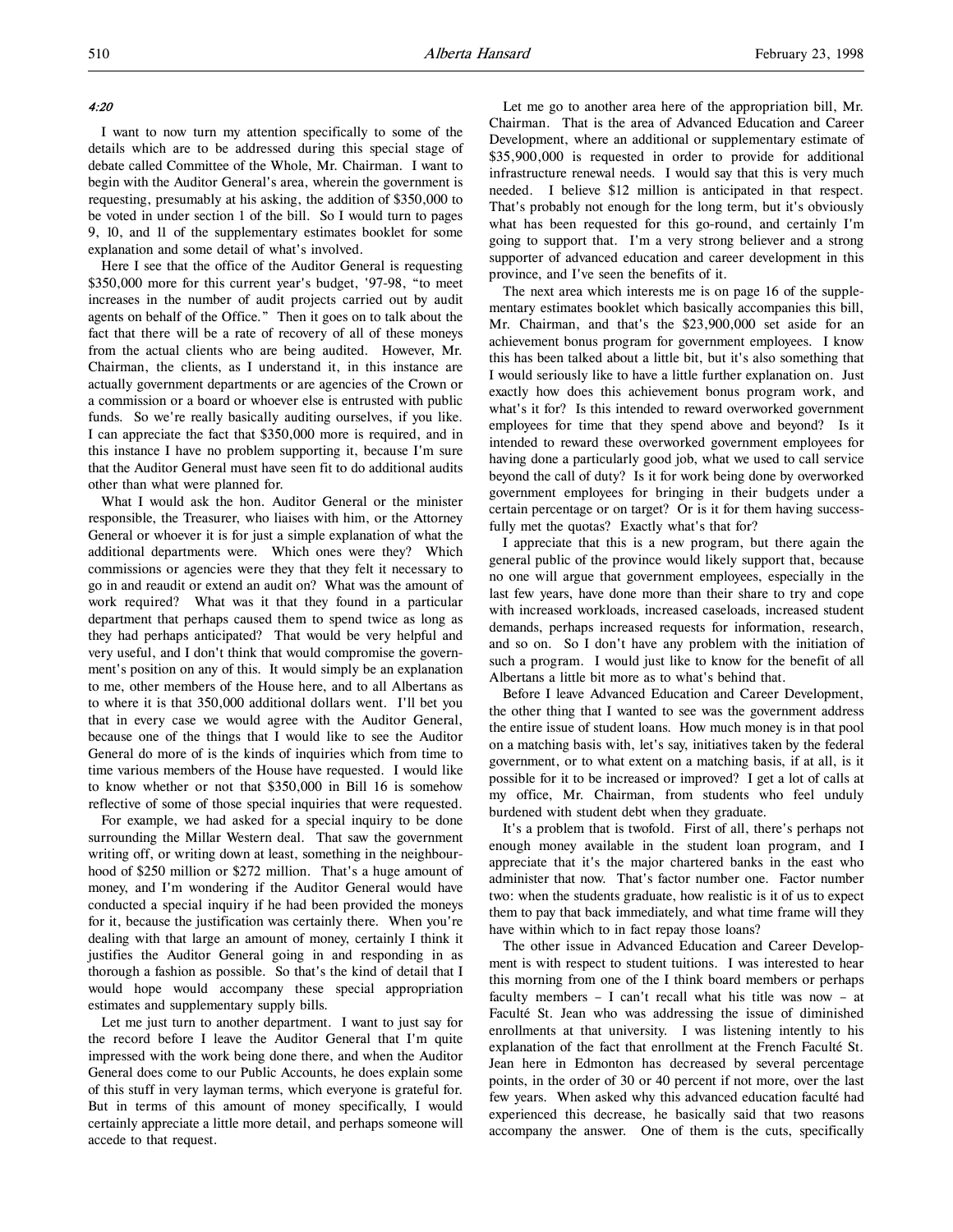*4:20*

I want to now turn my attention specifically to some of the details which are to be addressed during this special stage of debate called Committee of the Whole, Mr. Chairman. I want to begin with the Auditor General's area, wherein the government is requesting, presumably at his asking, the addition of $350,000 to be voted in under section 1 of the bill. So I would turn to pages 9, 10, and 11 of the supplementary estimates booklet for some explanation and some detail of what's involved.

Here I see that the office of the Auditor General is requesting $350,000 more for this current year's budget, '97-98, "to meet increases in the number of audit projects carried out by audit agents on behalf of the Office." Then it goes on to talk about the fact that there will be a rate of recovery of all of these moneys from the actual clients who are being audited. However, Mr. Chairman, the clients, as I understand it, in this instance are actually government departments or are agencies of the Crown or a commission or a board or whoever else is entrusted with public funds. So we're really basically auditing ourselves, if you like. I can appreciate the fact that $350,000 more is required, and in this instance I have no problem supporting it, because I'm sure that the Auditor General must have seen fit to do additional audits other than what were planned for.

What I would ask the hon. Auditor General or the minister responsible, the Treasurer, who liaises with him, or the Attorney General or whoever it is for just a simple explanation of what the additional departments were. Which ones were they? Which commissions or agencies were they that they felt it necessary to go in and reaudit or extend an audit on? What was the amount of work required? What was it that they found in a particular department that perhaps caused them to spend twice as long as they had perhaps anticipated? That would be very helpful and very useful, and I don't think that would compromise the government's position on any of this. It would simply be an explanation to me, other members of the House here, and to all Albertans as to where it is that 350,000 additional dollars went. I'll bet you that in every case we would agree with the Auditor General, because one of the things that I would like to see the Auditor General do more of is the kinds of inquiries which from time to time various members of the House have requested. I would like to know whether or not that $350,000 in Bill 16 is somehow reflective of some of those special inquiries that were requested.

For example, we had asked for a special inquiry to be done surrounding the Millar Western deal. That saw the government writing off, or writing down at least, something in the neighbourhood of $250 million or $272 million. That's a huge amount of money, and I'm wondering if the Auditor General would have conducted a special inquiry if he had been provided the moneys for it, because the justification was certainly there. When you're dealing with that large an amount of money, certainly I think it justifies the Auditor General going in and responding in as thorough a fashion as possible. So that's the kind of detail that I would hope would accompany these special appropriation estimates and supplementary supply bills.

Let me just turn to another department. I want to just say for the record before I leave the Auditor General that I'm quite impressed with the work being done there, and when the Auditor General does come to our Public Accounts, he does explain some of this stuff in very layman terms, which everyone is grateful for. But in terms of this amount of money specifically, I would certainly appreciate a little more detail, and perhaps someone will accede to that request.

Let me go to another area here of the appropriation bill, Mr. Chairman. That is the area of Advanced Education and Career Development, where an additional or supplementary estimate of $35,900,000 is requested in order to provide for additional infrastructure renewal needs. I would say that this is very much needed. I believe $12 million is anticipated in that respect. That's probably not enough for the long term, but it's obviously what has been requested for this go-round, and certainly I'm going to support that. I'm a very strong believer and a strong supporter of advanced education and career development in this province, and I've seen the benefits of it.

The next area which interests me is on page 16 of the supplementary estimates booklet which basically accompanies this bill, Mr. Chairman, and that's the $23,900,000 set aside for an achievement bonus program for government employees. I know this has been talked about a little bit, but it's also something that I would seriously like to have a little further explanation on. Just exactly how does this achievement bonus program work, and what's it for? Is this intended to reward overworked government employees for time that they spend above and beyond? Is it intended to reward these overworked government employees for having done a particularly good job, what we used to call service beyond the call of duty? Is it for work being done by overworked government employees for bringing in their budgets under a certain percentage or on target? Or is it for them having successfully met the quotas? Exactly what's that for?

I appreciate that this is a new program, but there again the general public of the province would likely support that, because no one will argue that government employees, especially in the last few years, have done more than their share to try and cope with increased workloads, increased caseloads, increased student demands, perhaps increased requests for information, research, and so on. So I don't have any problem with the initiation of such a program. I would just like to know for the benefit of all Albertans a little bit more as to what's behind that.

Before I leave Advanced Education and Career Development, the other thing that I wanted to see was the government address the entire issue of student loans. How much money is in that pool on a matching basis with, let's say, initiatives taken by the federal government, or to what extent on a matching basis, if at all, is it possible for it to be increased or improved? I get a lot of calls at my office, Mr. Chairman, from students who feel unduly burdened with student debt when they graduate.

It's a problem that is twofold. First of all, there's perhaps not enough money available in the student loan program, and I appreciate that it's the major chartered banks in the east who administer that now. That's factor number one. Factor number two: when the students graduate, how realistic is it of us to expect them to pay that back immediately, and what time frame will they have within which to in fact repay those loans?

The other issue in Advanced Education and Career Development is with respect to student tuitions. I was interested to hear this morning from one of the I think board members or perhaps faculty members – I can't recall what his title was now – at Faculté St. Jean who was addressing the issue of diminished enrollments at that university. I was listening intently to his explanation of the fact that enrollment at the French Faculté St. Jean here in Edmonton has decreased by several percentage points, in the order of 30 or 40 percent if not more, over the last few years. When asked why this advanced education faculté had experienced this decrease, he basically said that two reasons accompany the answer. One of them is the cuts, specifically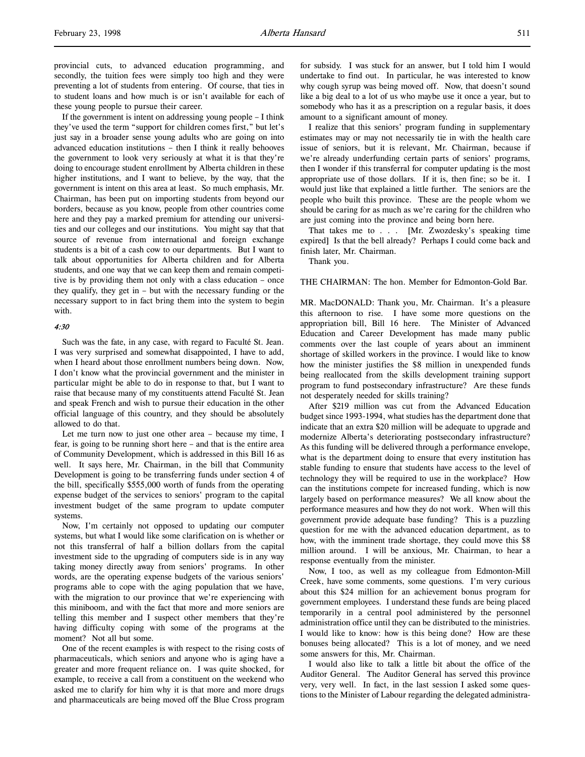provincial cuts, to advanced education programming, and secondly, the tuition fees were simply too high and they were preventing a lot of students from entering. Of course, that ties in to student loans and how much is or isn't available for each of these young people to pursue their career.

If the government is intent on addressing young people – I think they've used the term "support for children comes first," but let's just say in a broader sense young adults who are going on into advanced education institutions – then I think it really behooves the government to look very seriously at what it is that they're doing to encourage student enrollment by Alberta children in these higher institutions, and I want to believe, by the way, that the government is intent on this area at least. So much emphasis, Mr. Chairman, has been put on importing students from beyond our borders, because as you know, people from other countries come here and they pay a marked premium for attending our universities and our colleges and our institutions. You might say that that source of revenue from international and foreign exchange students is a bit of a cash cow to our departments. But I want to talk about opportunities for Alberta children and for Alberta students, and one way that we can keep them and remain competitive is by providing them not only with a class education – once they qualify, they get in – but with the necessary funding or the necessary support to in fact bring them into the system to begin with.

*4:30*

Such was the fate, in any case, with regard to Faculté St. Jean. I was very surprised and somewhat disappointed, I have to add, when I heard about those enrollment numbers being down. Now, I don't know what the provincial government and the minister in particular might be able to do in response to that, but I want to raise that because many of my constituents attend Faculté St. Jean and speak French and wish to pursue their education in the other official language of this country, and they should be absolutely allowed to do that.

Let me turn now to just one other area – because my time, I fear, is going to be running short here – and that is the entire area of Community Development, which is addressed in this Bill 16 as well. It says here, Mr. Chairman, in the bill that Community Development is going to be transferring funds under section 4 of the bill, specifically $555,000 worth of funds from the operating expense budget of the services to seniors' program to the capital investment budget of the same program to update computer systems.

Now, I'm certainly not opposed to updating our computer systems, but what I would like some clarification on is whether or not this transferral of half a billion dollars from the capital investment side to the upgrading of computers side is in any way taking money directly away from seniors' programs. In other words, are the operating expense budgets of the various seniors' programs able to cope with the aging population that we have, with the migration to our province that we're experiencing with this miniboom, and with the fact that more and more seniors are telling this member and I suspect other members that they're having difficulty coping with some of the programs at the moment? Not all but some.

One of the recent examples is with respect to the rising costs of pharmaceuticals, which seniors and anyone who is aging have a greater and more frequent reliance on. I was quite shocked, for example, to receive a call from a constituent on the weekend who asked me to clarify for him why it is that more and more drugs and pharmaceuticals are being moved off the Blue Cross program for subsidy. I was stuck for an answer, but I told him I would undertake to find out. In particular, he was interested to know why cough syrup was being moved off. Now, that doesn't sound like a big deal to a lot of us who maybe use it once a year, but to somebody who has it as a prescription on a regular basis, it does amount to a significant amount of money.

I realize that this seniors' program funding in supplementary estimates may or may not necessarily tie in with the health care issue of seniors, but it is relevant, Mr. Chairman, because if we're already underfunding certain parts of seniors' programs, then I wonder if this transferral for computer updating is the most appropriate use of those dollars. If it is, then fine; so be it. I would just like that explained a little further. The seniors are the people who built this province. These are the people whom we should be caring for as much as we're caring for the children who are just coming into the province and being born here.

That takes me to . . . [Mr. Zwozdesky's speaking time expired] Is that the bell already? Perhaps I could come back and finish later, Mr. Chairman.

Thank you.

THE CHAIRMAN: The hon. Member for Edmonton-Gold Bar.

MR. MacDONALD: Thank you, Mr. Chairman. It's a pleasure this afternoon to rise. I have some more questions on the appropriation bill, Bill 16 here. The Minister of Advanced Education and Career Development has made many public comments over the last couple of years about an imminent shortage of skilled workers in the province. I would like to know how the minister justifies the $8 million in unexpended funds being reallocated from the skills development training support program to fund postsecondary infrastructure? Are these funds not desperately needed for skills training?

After $219 million was cut from the Advanced Education budget since 1993-1994, what studies has the department done that indicate that an extra $20 million will be adequate to upgrade and modernize Alberta's deteriorating postsecondary infrastructure? As this funding will be delivered through a performance envelope, what is the department doing to ensure that every institution has stable funding to ensure that students have access to the level of technology they will be required to use in the workplace? How can the institutions compete for increased funding, which is now largely based on performance measures? We all know about the performance measures and how they do not work. When will this government provide adequate base funding? This is a puzzling question for me with the advanced education department, as to how, with the imminent trade shortage, they could move this $8 million around. I will be anxious, Mr. Chairman, to hear a response eventually from the minister.

Now, I, too, as well as my colleague from Edmonton-Mill Creek, have some comments, some questions. I'm very curious about this $24 million for an achievement bonus program for government employees. I understand these funds are being placed temporarily in a central pool administered by the personnel administration office until they can be distributed to the ministries. I would like to know: how is this being done? How are these bonuses being allocated? This is a lot of money, and we need some answers for this, Mr. Chairman.

I would also like to talk a little bit about the office of the Auditor General. The Auditor General has served this province very, very well. In fact, in the last session I asked some questions to the Minister of Labour regarding the delegated administra-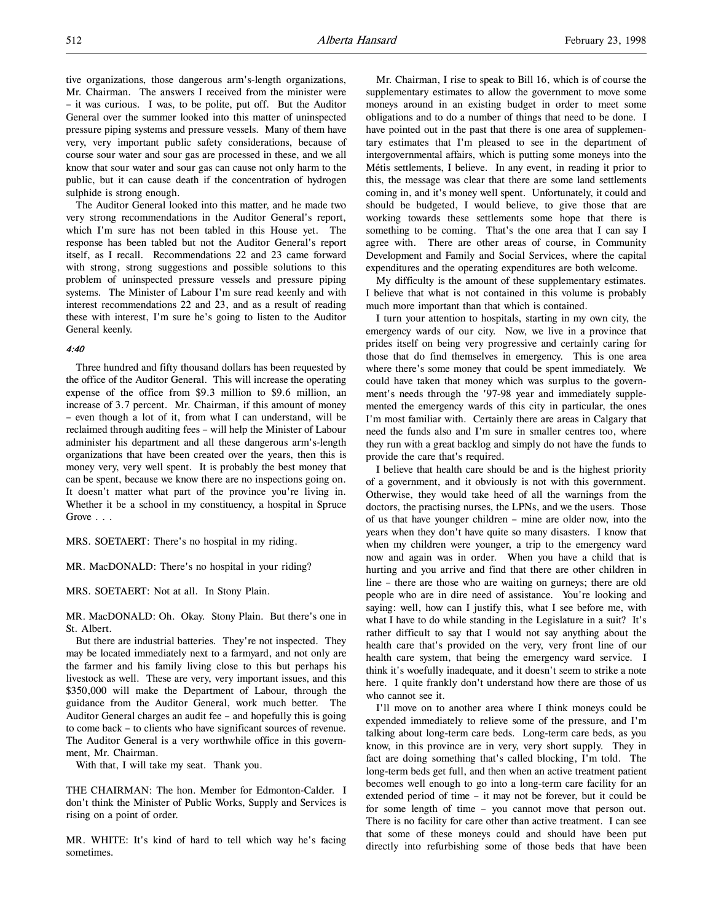tive organizations, those dangerous arm's-length organizations, Mr. Chairman. The answers I received from the minister were – it was curious. I was, to be polite, put off. But the Auditor General over the summer looked into this matter of uninspected pressure piping systems and pressure vessels. Many of them have very, very important public safety considerations, because of course sour water and sour gas are processed in these, and we all know that sour water and sour gas can cause not only harm to the public, but it can cause death if the concentration of hydrogen sulphide is strong enough.

The Auditor General looked into this matter, and he made two very strong recommendations in the Auditor General's report, which I'm sure has not been tabled in this House yet. The response has been tabled but not the Auditor General's report itself, as I recall. Recommendations 22 and 23 came forward with strong, strong suggestions and possible solutions to this problem of uninspected pressure vessels and pressure piping systems. The Minister of Labour I'm sure read keenly and with interest recommendations 22 and 23, and as a result of reading these with interest, I'm sure he's going to listen to the Auditor General keenly.

*4:40*

Three hundred and fifty thousand dollars has been requested by the office of the Auditor General. This will increase the operating expense of the office from $9.3 million to $9.6 million, an increase of 3.7 percent. Mr. Chairman, if this amount of money – even though a lot of it, from what I can understand, will be reclaimed through auditing fees – will help the Minister of Labour administer his department and all these dangerous arm's-length organizations that have been created over the years, then this is money very, very well spent. It is probably the best money that can be spent, because we know there are no inspections going on. It doesn't matter what part of the province you're living in. Whether it be a school in my constituency, a hospital in Spruce Grove . . .

MRS. SOETAERT: There's no hospital in my riding.

MR. MacDONALD: There's no hospital in your riding?

MRS. SOETAERT: Not at all. In Stony Plain.

MR. MacDONALD: Oh. Okay. Stony Plain. But there's one in St. Albert.

But there are industrial batteries. They're not inspected. They may be located immediately next to a farmyard, and not only are the farmer and his family living close to this but perhaps his livestock as well. These are very, very important issues, and this $350,000 will make the Department of Labour, through the guidance from the Auditor General, work much better. The Auditor General charges an audit fee – and hopefully this is going to come back – to clients who have significant sources of revenue. The Auditor General is a very worthwhile office in this government, Mr. Chairman.

With that, I will take my seat. Thank you.

THE CHAIRMAN: The hon. Member for Edmonton-Calder. I don't think the Minister of Public Works, Supply and Services is rising on a point of order.

MR. WHITE: It's kind of hard to tell which way he's facing sometimes.

Mr. Chairman, I rise to speak to Bill 16, which is of course the supplementary estimates to allow the government to move some moneys around in an existing budget in order to meet some obligations and to do a number of things that need to be done. I have pointed out in the past that there is one area of supplementary estimates that I'm pleased to see in the department of intergovernmental affairs, which is putting some moneys into the Métis settlements, I believe. In any event, in reading it prior to this, the message was clear that there are some land settlements coming in, and it's money well spent. Unfortunately, it could and should be budgeted, I would believe, to give those that are working towards these settlements some hope that there is something to be coming. That's the one area that I can say I agree with. There are other areas of course, in Community Development and Family and Social Services, where the capital expenditures and the operating expenditures are both welcome.

My difficulty is the amount of these supplementary estimates. I believe that what is not contained in this volume is probably much more important than that which is contained.

I turn your attention to hospitals, starting in my own city, the emergency wards of our city. Now, we live in a province that prides itself on being very progressive and certainly caring for those that do find themselves in emergency. This is one area where there's some money that could be spent immediately. We could have taken that money which was surplus to the government's needs through the '97-98 year and immediately supplemented the emergency wards of this city in particular, the ones I'm most familiar with. Certainly there are areas in Calgary that need the funds also and I'm sure in smaller centres too, where they run with a great backlog and simply do not have the funds to provide the care that's required.

I believe that health care should be and is the highest priority of a government, and it obviously is not with this government. Otherwise, they would take heed of all the warnings from the doctors, the practising nurses, the LPNs, and we the users. Those of us that have younger children – mine are older now, into the years when they don't have quite so many disasters. I know that when my children were younger, a trip to the emergency ward now and again was in order. When you have a child that is hurting and you arrive and find that there are other children in line – there are those who are waiting on gurneys; there are old people who are in dire need of assistance. You're looking and saying: well, how can I justify this, what I see before me, with what I have to do while standing in the Legislature in a suit? It's rather difficult to say that I would not say anything about the health care that's provided on the very, very front line of our health care system, that being the emergency ward service. I think it's woefully inadequate, and it doesn't seem to strike a note here. I quite frankly don't understand how there are those of us who cannot see it.

I'll move on to another area where I think moneys could be expended immediately to relieve some of the pressure, and I'm talking about long-term care beds. Long-term care beds, as you know, in this province are in very, very short supply. They in fact are doing something that's called blocking, I'm told. The long-term beds get full, and then when an active treatment patient becomes well enough to go into a long-term care facility for an extended period of time – it may not be forever, but it could be for some length of time – you cannot move that person out. There is no facility for care other than active treatment. I can see that some of these moneys could and should have been put directly into refurbishing some of those beds that have been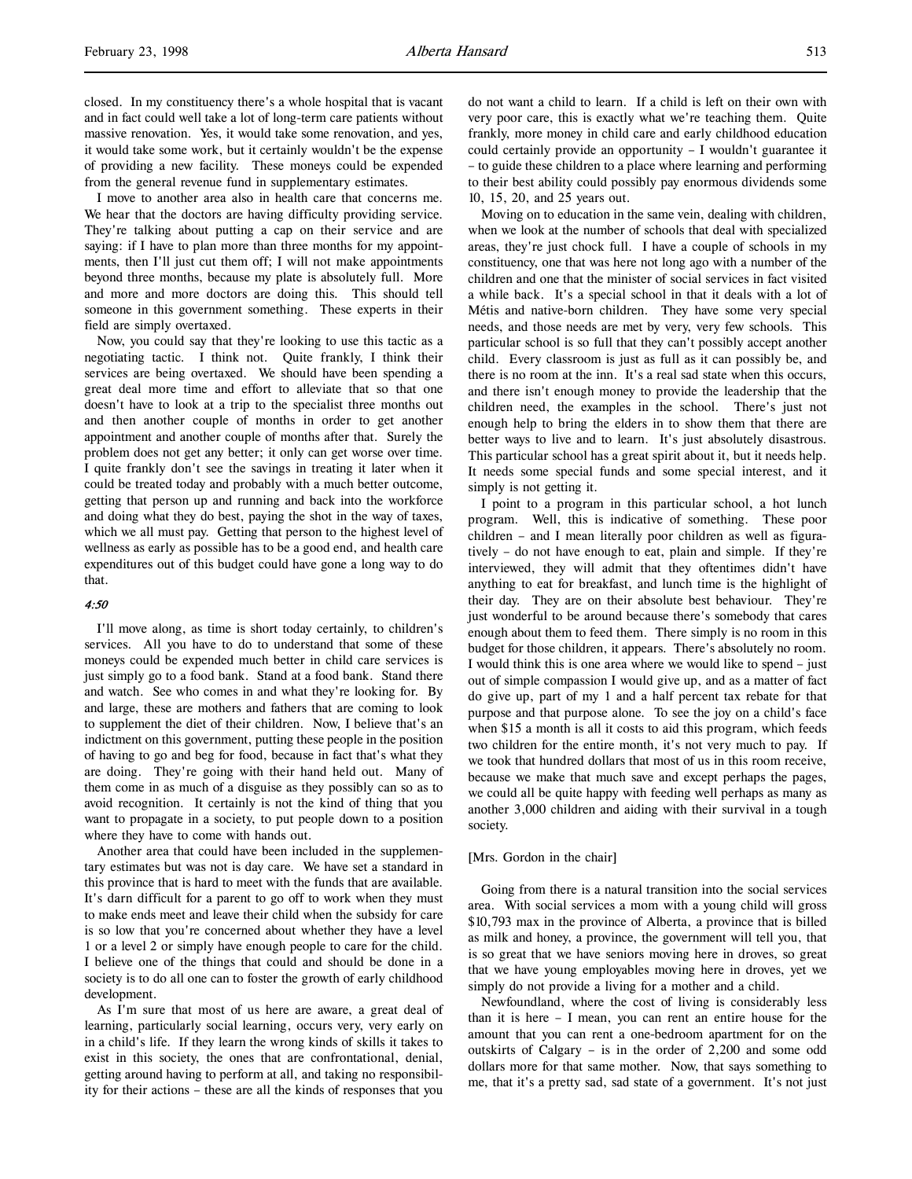closed. In my constituency there's a whole hospital that is vacant and in fact could well take a lot of long-term care patients without massive renovation. Yes, it would take some renovation, and yes, it would take some work, but it certainly wouldn't be the expense of providing a new facility. These moneys could be expended from the general revenue fund in supplementary estimates.

I move to another area also in health care that concerns me. We hear that the doctors are having difficulty providing service. They're talking about putting a cap on their service and are saying: if I have to plan more than three months for my appointments, then I'll just cut them off; I will not make appointments beyond three months, because my plate is absolutely full. More and more doctors are doing this. This should tell someone in this government something. These experts in their field are simply overtaxed.

Now, you could say that they're looking to use this tactic as a negotiating tactic. I think not. Quite frankly, I think their services are being overtaxed. We should have been spending a great deal more time and effort to alleviate that so that one doesn't have to look at a trip to the specialist three months out and then another couple of months in order to get another appointment and another couple of months after that. Surely the problem does not get any better; it only can get worse over time. I quite frankly don't see the savings in treating it later when it could be treated today and probably with a much better outcome, getting that person up and running and back into the workforce and doing what they do best, paying the shot in the way of taxes, which we all must pay. Getting that person to the highest level of wellness as early as possible has to be a good end, and health care expenditures out of this budget could have gone a long way to do that.

*4:50*

I'll move along, as time is short today certainly, to children's services. All you have to do to understand that some of these moneys could be expended much better in child care services is just simply go to a food bank. Stand at a food bank. Stand there and watch. See who comes in and what they're looking for. By and large, these are mothers and fathers that are coming to look to supplement the diet of their children. Now, I believe that's an indictment on this government, putting these people in the position of having to go and beg for food, because in fact that's what they are doing. They're going with their hand held out. Many of them come in as much of a disguise as they possibly can so as to avoid recognition. It certainly is not the kind of thing that you want to propagate in a society, to put people down to a position where they have to come with hands out.

Another area that could have been included in the supplementary estimates but was not is day care. We have set a standard in this province that is hard to meet with the funds that are available. It's darn difficult for a parent to go off to work when they must to make ends meet and leave their child when the subsidy for care is so low that you're concerned about whether they have a level 1 or a level 2 or simply have enough people to care for the child. I believe one of the things that could and should be done in a society is to do all one can to foster the growth of early childhood development.

As I'm sure that most of us here are aware, a great deal of learning, particularly social learning, occurs very, very early on in a child's life. If they learn the wrong kinds of skills it takes to exist in this society, the ones that are confrontational, denial, getting around having to perform at all, and taking no responsibility for their actions – these are all the kinds of responses that you do not want a child to learn. If a child is left on their own with very poor care, this is exactly what we're teaching them. Quite frankly, more money in child care and early childhood education could certainly provide an opportunity – I wouldn't guarantee it – to guide these children to a place where learning and performing to their best ability could possibly pay enormous dividends some 10, 15, 20, and 25 years out.

Moving on to education in the same vein, dealing with children, when we look at the number of schools that deal with specialized areas, they're just chock full. I have a couple of schools in my constituency, one that was here not long ago with a number of the children and one that the minister of social services in fact visited a while back. It's a special school in that it deals with a lot of Métis and native-born children. They have some very special needs, and those needs are met by very, very few schools. This particular school is so full that they can't possibly accept another child. Every classroom is just as full as it can possibly be, and there is no room at the inn. It's a real sad state when this occurs, and there isn't enough money to provide the leadership that the children need, the examples in the school. There's just not enough help to bring the elders in to show them that there are better ways to live and to learn. It's just absolutely disastrous. This particular school has a great spirit about it, but it needs help. It needs some special funds and some special interest, and it simply is not getting it.

I point to a program in this particular school, a hot lunch program. Well, this is indicative of something. These poor children – and I mean literally poor children as well as figuratively – do not have enough to eat, plain and simple. If they're interviewed, they will admit that they oftentimes didn't have anything to eat for breakfast, and lunch time is the highlight of their day. They are on their absolute best behaviour. They're just wonderful to be around because there's somebody that cares enough about them to feed them. There simply is no room in this budget for those children, it appears. There's absolutely no room. I would think this is one area where we would like to spend – just out of simple compassion I would give up, and as a matter of fact do give up, part of my 1 and a half percent tax rebate for that purpose and that purpose alone. To see the joy on a child's face when $15 a month is all it costs to aid this program, which feeds two children for the entire month, it's not very much to pay. If we took that hundred dollars that most of us in this room receive, because we make that much save and except perhaps the pages, we could all be quite happy with feeding well perhaps as many as another 3,000 children and aiding with their survival in a tough society.

[Mrs. Gordon in the chair]

Going from there is a natural transition into the social services area. With social services a mom with a young child will gross $10,793 max in the province of Alberta, a province that is billed as milk and honey, a province, the government will tell you, that is so great that we have seniors moving here in droves, so great that we have young employables moving here in droves, yet we simply do not provide a living for a mother and a child.

Newfoundland, where the cost of living is considerably less than it is here – I mean, you can rent an entire house for the amount that you can rent a one-bedroom apartment for on the outskirts of Calgary – is in the order of 2,200 and some odd dollars more for that same mother. Now, that says something to me, that it's a pretty sad, sad state of a government. It's not just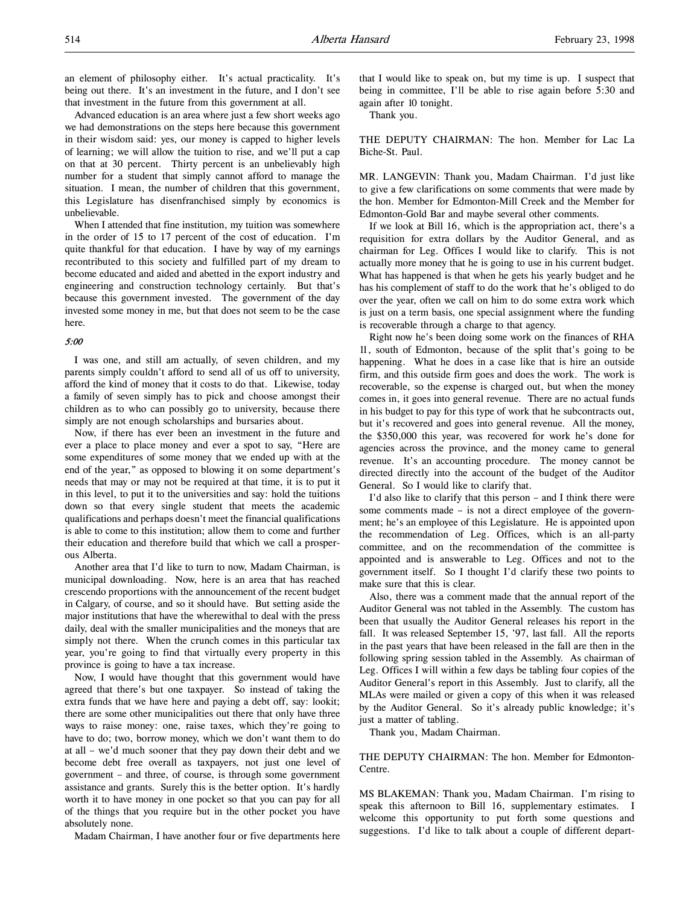an element of philosophy either. It's actual practicality. It's being out there. It's an investment in the future, and I don't see that investment in the future from this government at all.

Advanced education is an area where just a few short weeks ago we had demonstrations on the steps here because this government in their wisdom said: yes, our money is capped to higher levels of learning; we will allow the tuition to rise, and we'll put a cap on that at 30 percent. Thirty percent is an unbelievably high number for a student that simply cannot afford to manage the situation. I mean, the number of children that this government, this Legislature has disenfranchised simply by economics is unbelievable.

When I attended that fine institution, my tuition was somewhere in the order of 15 to 17 percent of the cost of education. I'm quite thankful for that education. I have by way of my earnings recontributed to this society and fulfilled part of my dream to become educated and aided and abetted in the export industry and engineering and construction technology certainly. But that's because this government invested. The government of the day invested some money in me, but that does not seem to be the case here.

*5:00*

I was one, and still am actually, of seven children, and my parents simply couldn't afford to send all of us off to university, afford the kind of money that it costs to do that. Likewise, today a family of seven simply has to pick and choose amongst their children as to who can possibly go to university, because there simply are not enough scholarships and bursaries about.

Now, if there has ever been an investment in the future and ever a place to place money and ever a spot to say, "Here are some expenditures of some money that we ended up with at the end of the year," as opposed to blowing it on some department's needs that may or may not be required at that time, it is to put it in this level, to put it to the universities and say: hold the tuitions down so that every single student that meets the academic qualifications and perhaps doesn't meet the financial qualifications is able to come to this institution; allow them to come and further their education and therefore build that which we call a prosperous Alberta.

Another area that I'd like to turn to now, Madam Chairman, is municipal downloading. Now, here is an area that has reached crescendo proportions with the announcement of the recent budget in Calgary, of course, and so it should have. But setting aside the major institutions that have the wherewithal to deal with the press daily, deal with the smaller municipalities and the moneys that are simply not there. When the crunch comes in this particular tax year, you're going to find that virtually every property in this province is going to have a tax increase.

Now, I would have thought that this government would have agreed that there's but one taxpayer. So instead of taking the extra funds that we have here and paying a debt off, say: lookit; there are some other municipalities out there that only have three ways to raise money: one, raise taxes, which they're going to have to do; two, borrow money, which we don't want them to do at all – we'd much sooner that they pay down their debt and we become debt free overall as taxpayers, not just one level of government – and three, of course, is through some government assistance and grants. Surely this is the better option. It's hardly worth it to have money in one pocket so that you can pay for all of the things that you require but in the other pocket you have absolutely none.

Madam Chairman, I have another four or five departments here that I would like to speak on, but my time is up. I suspect that being in committee, I'll be able to rise again before 5:30 and again after 10 tonight.

Thank you.

THE DEPUTY CHAIRMAN: The hon. Member for Lac La Biche-St. Paul.

MR. LANGEVIN: Thank you, Madam Chairman. I'd just like to give a few clarifications on some comments that were made by the hon. Member for Edmonton-Mill Creek and the Member for Edmonton-Gold Bar and maybe several other comments.

If we look at Bill 16, which is the appropriation act, there's a requisition for extra dollars by the Auditor General, and as chairman for Leg. Offices I would like to clarify. This is not actually more money that he is going to use in his current budget. What has happened is that when he gets his yearly budget and he has his complement of staff to do the work that he's obliged to do over the year, often we call on him to do some extra work which is just on a term basis, one special assignment where the funding is recoverable through a charge to that agency.

Right now he's been doing some work on the finances of RHA 11, south of Edmonton, because of the split that's going to be happening. What he does in a case like that is hire an outside firm, and this outside firm goes and does the work. The work is recoverable, so the expense is charged out, but when the money comes in, it goes into general revenue. There are no actual funds in his budget to pay for this type of work that he subcontracts out, but it's recoverable and goes into general revenue. All the money, the $350,000 this year, was recovered for work he's done for agencies across the province, and the money came to general revenue. It's an accounting procedure. The money cannot be directed directly into the account of the budget of the Auditor General. So I would like to clarify that.

I'd also like to clarify that this person – and I think there were some comments made – is not a direct employee of the government; he's an employee of this Legislature. He is appointed upon the recommendation of Leg. Offices, which is an all-party committee, and on the recommendation of the committee is appointed and is answerable to Leg. Offices and not to the government itself. So I thought I'd clarify these two points to make sure that this is clear.

Also, there was a comment made that the annual report of the Auditor General was not tabled in the Assembly. The custom has been that usually the Auditor General releases his report in the fall. It was released September 15, '97, last fall. All the reports in the past years that have been released in the fall are then in the following spring session tabled in the Assembly. As chairman of Leg. Offices I will within a few days be tabling four copies of the Auditor General's report in this Assembly. Just to clarify, all the MLAs were mailed or given a copy of this when it was released by the Auditor General. So it's already public knowledge; it's just a matter of tabling.

Thank you, Madam Chairman.

THE DEPUTY CHAIRMAN: The hon. Member for Edmonton-Centre.

MS BLAKEMAN: Thank you, Madam Chairman. I'm rising to speak this afternoon to Bill 16, supplementary estimates. I welcome this opportunity to put forth some questions and suggestions. I'd like to talk about a couple of different depart-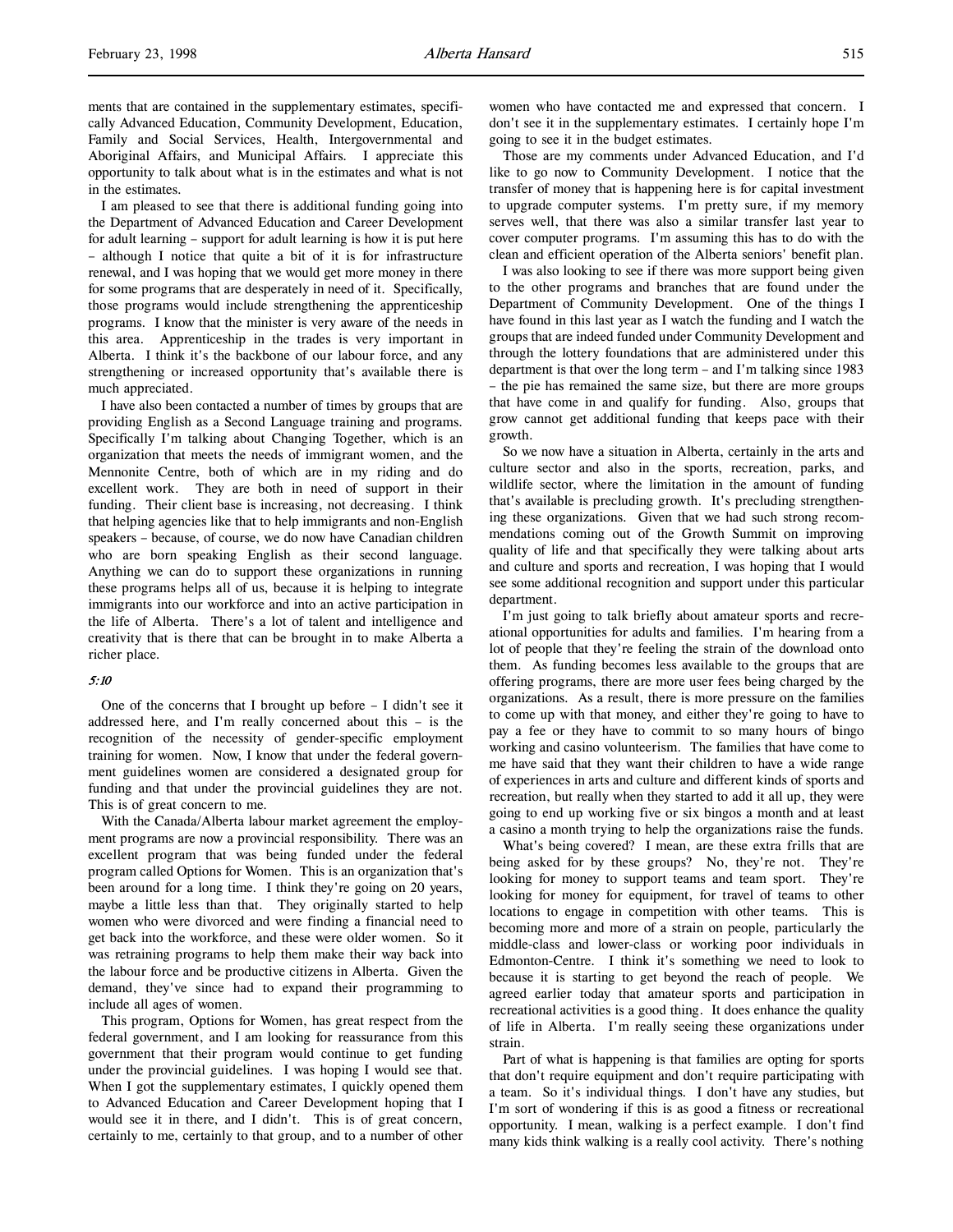ments that are contained in the supplementary estimates, specifically Advanced Education, Community Development, Education, Family and Social Services, Health, Intergovernmental and Aboriginal Affairs, and Municipal Affairs. I appreciate this opportunity to talk about what is in the estimates and what is not in the estimates.

I am pleased to see that there is additional funding going into the Department of Advanced Education and Career Development for adult learning – support for adult learning is how it is put here – although I notice that quite a bit of it is for infrastructure renewal, and I was hoping that we would get more money in there for some programs that are desperately in need of it. Specifically, those programs would include strengthening the apprenticeship programs. I know that the minister is very aware of the needs in this area. Apprenticeship in the trades is very important in Alberta. I think it's the backbone of our labour force, and any strengthening or increased opportunity that's available there is much appreciated.

I have also been contacted a number of times by groups that are providing English as a Second Language training and programs. Specifically I'm talking about Changing Together, which is an organization that meets the needs of immigrant women, and the Mennonite Centre, both of which are in my riding and do excellent work. They are both in need of support in their funding. Their client base is increasing, not decreasing. I think that helping agencies like that to help immigrants and non-English speakers – because, of course, we do now have Canadian children who are born speaking English as their second language. Anything we can do to support these organizations in running these programs helps all of us, because it is helping to integrate immigrants into our workforce and into an active participation in the life of Alberta. There's a lot of talent and intelligence and creativity that is there that can be brought in to make Alberta a richer place.

*5:10*

One of the concerns that I brought up before – I didn't see it addressed here, and I'm really concerned about this – is the recognition of the necessity of gender-specific employment training for women. Now, I know that under the federal government guidelines women are considered a designated group for funding and that under the provincial guidelines they are not. This is of great concern to me.

With the Canada/Alberta labour market agreement the employment programs are now a provincial responsibility. There was an excellent program that was being funded under the federal program called Options for Women. This is an organization that's been around for a long time. I think they're going on 20 years, maybe a little less than that. They originally started to help women who were divorced and were finding a financial need to get back into the workforce, and these were older women. So it was retraining programs to help them make their way back into the labour force and be productive citizens in Alberta. Given the demand, they've since had to expand their programming to include all ages of women.

This program, Options for Women, has great respect from the federal government, and I am looking for reassurance from this government that their program would continue to get funding under the provincial guidelines. I was hoping I would see that. When I got the supplementary estimates, I quickly opened them to Advanced Education and Career Development hoping that I would see it in there, and I didn't. This is of great concern, certainly to me, certainly to that group, and to a number of other women who have contacted me and expressed that concern. I don't see it in the supplementary estimates. I certainly hope I'm going to see it in the budget estimates.

Those are my comments under Advanced Education, and I'd like to go now to Community Development. I notice that the transfer of money that is happening here is for capital investment to upgrade computer systems. I'm pretty sure, if my memory serves well, that there was also a similar transfer last year to cover computer programs. I'm assuming this has to do with the clean and efficient operation of the Alberta seniors' benefit plan.

I was also looking to see if there was more support being given to the other programs and branches that are found under the Department of Community Development. One of the things I have found in this last year as I watch the funding and I watch the groups that are indeed funded under Community Development and through the lottery foundations that are administered under this department is that over the long term – and I'm talking since 1983 – the pie has remained the same size, but there are more groups that have come in and qualify for funding. Also, groups that grow cannot get additional funding that keeps pace with their growth.

So we now have a situation in Alberta, certainly in the arts and culture sector and also in the sports, recreation, parks, and wildlife sector, where the limitation in the amount of funding that's available is precluding growth. It's precluding strengthening these organizations. Given that we had such strong recommendations coming out of the Growth Summit on improving quality of life and that specifically they were talking about arts and culture and sports and recreation, I was hoping that I would see some additional recognition and support under this particular department.

I'm just going to talk briefly about amateur sports and recreational opportunities for adults and families. I'm hearing from a lot of people that they're feeling the strain of the download onto them. As funding becomes less available to the groups that are offering programs, there are more user fees being charged by the organizations. As a result, there is more pressure on the families to come up with that money, and either they're going to have to pay a fee or they have to commit to so many hours of bingo working and casino volunteerism. The families that have come to me have said that they want their children to have a wide range of experiences in arts and culture and different kinds of sports and recreation, but really when they started to add it all up, they were going to end up working five or six bingos a month and at least a casino a month trying to help the organizations raise the funds.

What's being covered? I mean, are these extra frills that are being asked for by these groups? No, they're not. They're looking for money to support teams and team sport. They're looking for money for equipment, for travel of teams to other locations to engage in competition with other teams. This is becoming more and more of a strain on people, particularly the middle-class and lower-class or working poor individuals in Edmonton-Centre. I think it's something we need to look to because it is starting to get beyond the reach of people. We agreed earlier today that amateur sports and participation in recreational activities is a good thing. It does enhance the quality of life in Alberta. I'm really seeing these organizations under strain.

Part of what is happening is that families are opting for sports that don't require equipment and don't require participating with a team. So it's individual things. I don't have any studies, but I'm sort of wondering if this is as good a fitness or recreational opportunity. I mean, walking is a perfect example. I don't find many kids think walking is a really cool activity. There's nothing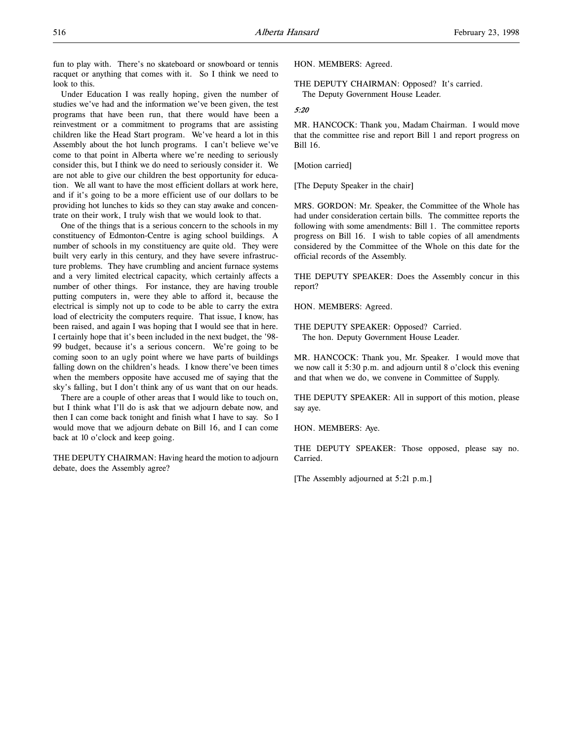fun to play with. There's no skateboard or snowboard or tennis racquet or anything that comes with it. So I think we need to look to this.

Under Education I was really hoping, given the number of studies we've had and the information we've been given, the test programs that have been run, that there would have been a reinvestment or a commitment to programs that are assisting children like the Head Start program. We've heard a lot in this Assembly about the hot lunch programs. I can't believe we've come to that point in Alberta where we're needing to seriously consider this, but I think we do need to seriously consider it. We are not able to give our children the best opportunity for education. We all want to have the most efficient dollars at work here, and if it's going to be a more efficient use of our dollars to be providing hot lunches to kids so they can stay awake and concentrate on their work, I truly wish that we would look to that.

One of the things that is a serious concern to the schools in my constituency of Edmonton-Centre is aging school buildings. A number of schools in my constituency are quite old. They were built very early in this century, and they have severe infrastructure problems. They have crumbling and ancient furnace systems and a very limited electrical capacity, which certainly affects a number of other things. For instance, they are having trouble putting computers in, were they able to afford it, because the electrical is simply not up to code to be able to carry the extra load of electricity the computers require. That issue, I know, has been raised, and again I was hoping that I would see that in here. I certainly hope that it's been included in the next budget, the '98-99 budget, because it's a serious concern. We're going to be coming soon to an ugly point where we have parts of buildings falling down on the children's heads. I know there've been times when the members opposite have accused me of saying that the sky's falling, but I don't think any of us want that on our heads.

There are a couple of other areas that I would like to touch on, but I think what I'll do is ask that we adjourn debate now, and then I can come back tonight and finish what I have to say. So I would move that we adjourn debate on Bill 16, and I can come back at 10 o'clock and keep going.

THE DEPUTY CHAIRMAN: Having heard the motion to adjourn debate, does the Assembly agree?

HON. MEMBERS: Agreed.

THE DEPUTY CHAIRMAN: Opposed? It's carried.
The Deputy Government House Leader.

*5:20*

MR. HANCOCK: Thank you, Madam Chairman. I would move that the committee rise and report Bill 1 and report progress on Bill 16.

[Motion carried]

[The Deputy Speaker in the chair]

MRS. GORDON: Mr. Speaker, the Committee of the Whole has had under consideration certain bills. The committee reports the following with some amendments: Bill 1. The committee reports progress on Bill 16. I wish to table copies of all amendments considered by the Committee of the Whole on this date for the official records of the Assembly.

THE DEPUTY SPEAKER: Does the Assembly concur in this report?

HON. MEMBERS: Agreed.

THE DEPUTY SPEAKER: Opposed? Carried.
The hon. Deputy Government House Leader.

MR. HANCOCK: Thank you, Mr. Speaker. I would move that we now call it 5:30 p.m. and adjourn until 8 o'clock this evening and that when we do, we convene in Committee of Supply.

THE DEPUTY SPEAKER: All in support of this motion, please say aye.

HON. MEMBERS: Aye.

THE DEPUTY SPEAKER: Those opposed, please say no. Carried.

[The Assembly adjourned at 5:21 p.m.]